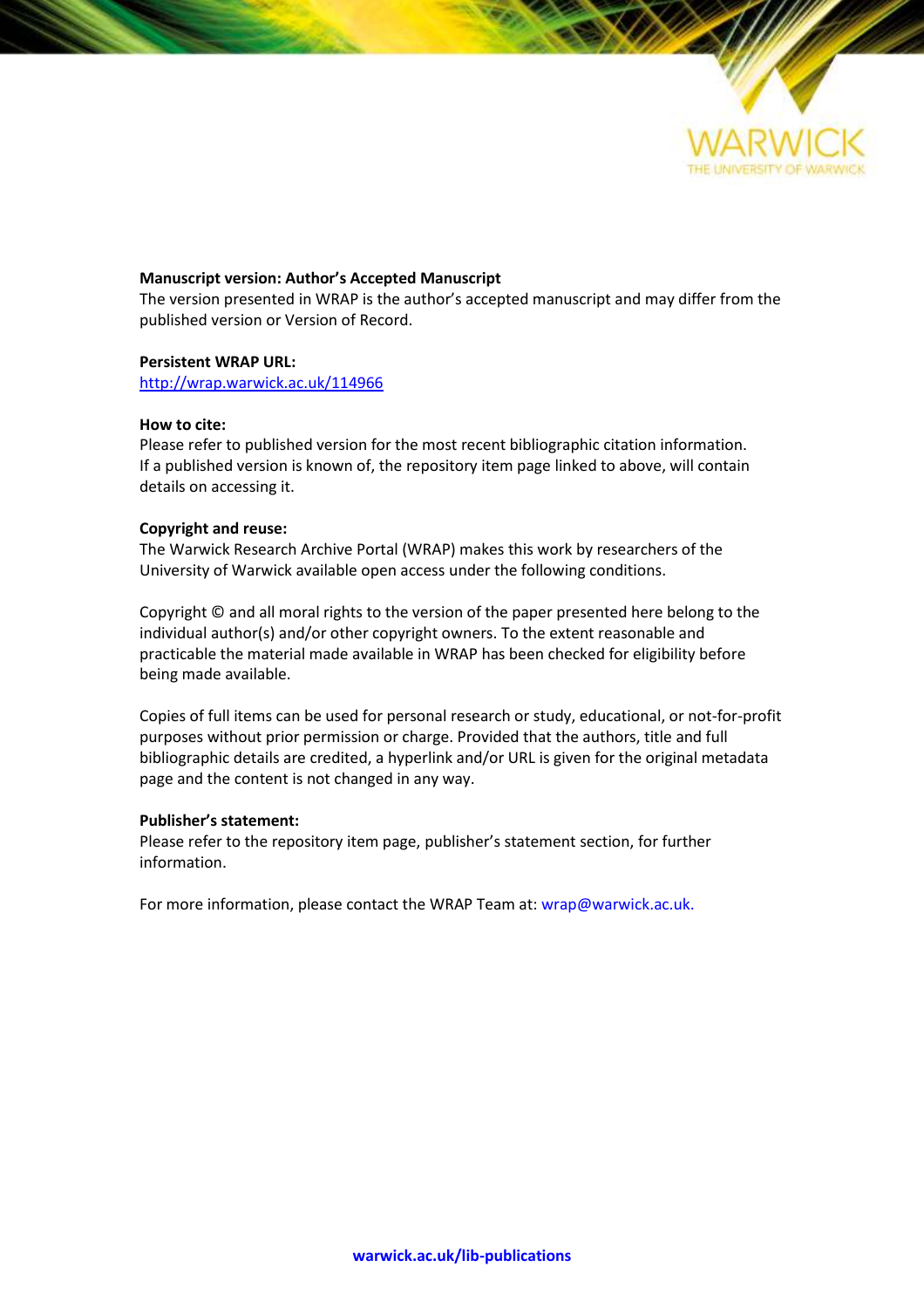**Manuscript version: Author's Accepted Manuscript**
The version presented in WRAP is the author's accepted manuscript and may differ from the published version or Version of Record.

**Persistent WRAP URL:**
http://wrap.warwick.ac.uk/114966

**How to cite:**
Please refer to published version for the most recent bibliographic citation information. If a published version is known of, the repository item page linked to above, will contain details on accessing it.

**Copyright and reuse:**
The Warwick Research Archive Portal (WRAP) makes this work by researchers of the University of Warwick available open access under the following conditions.

Copyright © and all moral rights to the version of the paper presented here belong to the individual author(s) and/or other copyright owners. To the extent reasonable and practicable the material made available in WRAP has been checked for eligibility before being made available.

Copies of full items can be used for personal research or study, educational, or not-for-profit purposes without prior permission or charge. Provided that the authors, title and full bibliographic details are credited, a hyperlink and/or URL is given for the original metadata page and the content is not changed in any way.

**Publisher's statement:**
Please refer to the repository item page, publisher's statement section, for further information.

For more information, please contact the WRAP Team at: wrap@warwick.ac.uk.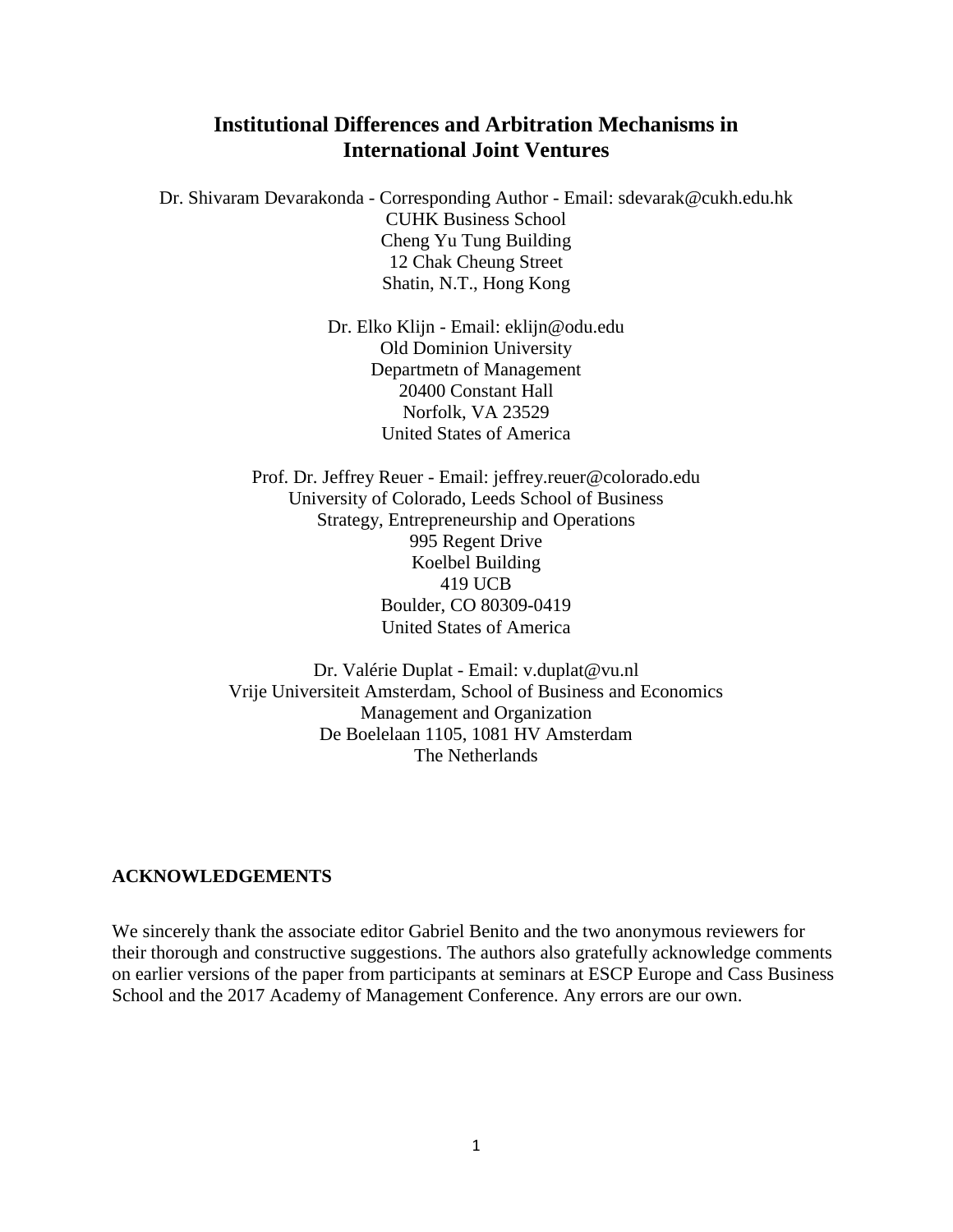# Institutional Differences and Arbitration Mechanisms in International Joint Ventures

Dr. Shivaram Devarakonda - Corresponding Author - Email: sdevarak@cukh.edu.hk
CUHK Business School
Cheng Yu Tung Building
12 Chak Cheung Street
Shatin, N.T., Hong Kong

Dr. Elko Klijn - Email: eklijn@odu.edu
Old Dominion University
Departmetn of Management
20400 Constant Hall
Norfolk, VA 23529
United States of America

Prof. Dr. Jeffrey Reuer - Email: jeffrey.reuer@colorado.edu
University of Colorado, Leeds School of Business
Strategy, Entrepreneurship and Operations
995 Regent Drive
Koelbel Building
419 UCB
Boulder, CO 80309-0419
United States of America

Dr. Valérie Duplat - Email: v.duplat@vu.nl
Vrije Universiteit Amsterdam, School of Business and Economics
Management and Organization
De Boelelaan 1105, 1081 HV Amsterdam
The Netherlands

## ACKNOWLEDGEMENTS

We sincerely thank the associate editor Gabriel Benito and the two anonymous reviewers for their thorough and constructive suggestions. The authors also gratefully acknowledge comments on earlier versions of the paper from participants at seminars at ESCP Europe and Cass Business School and the 2017 Academy of Management Conference. Any errors are our own.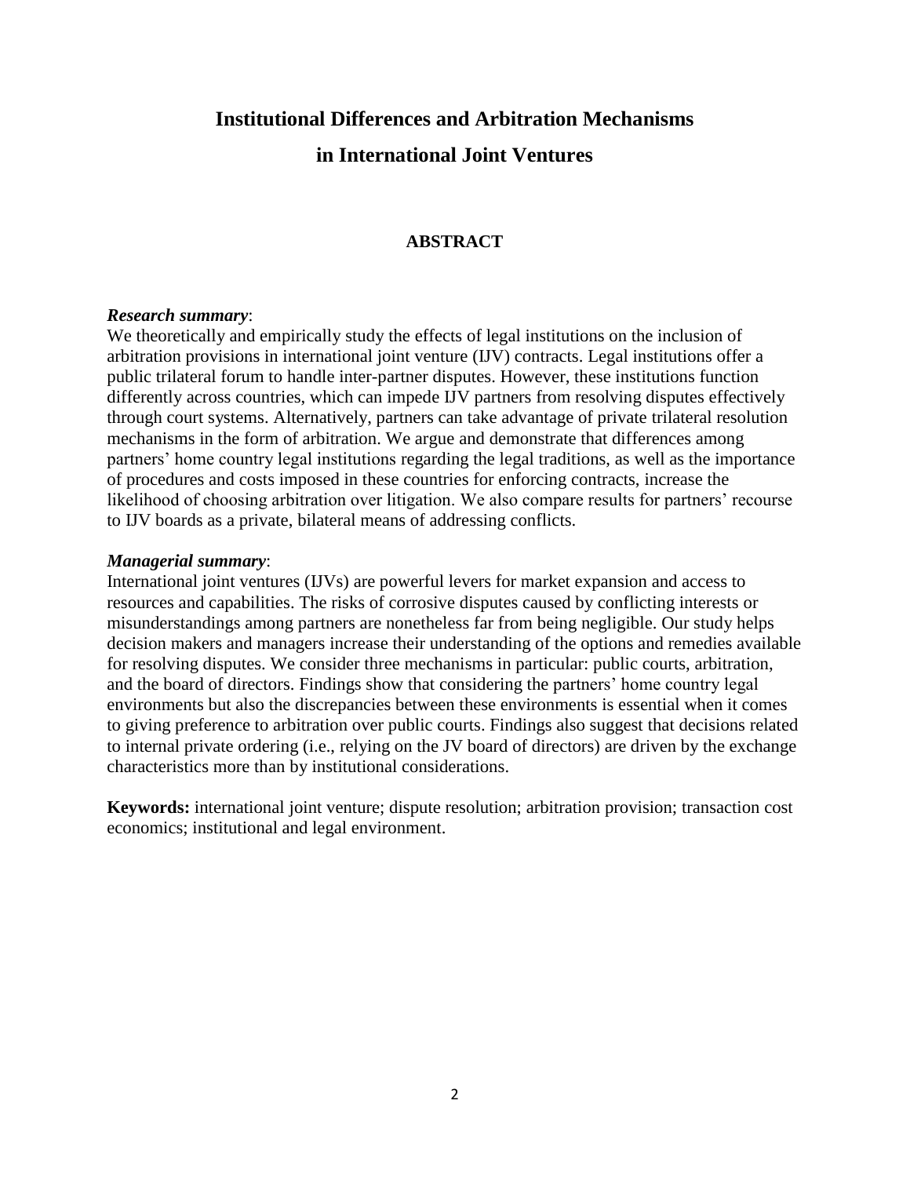# Institutional Differences and Arbitration Mechanisms in International Joint Ventures

## ABSTRACT

***Research summary***:

We theoretically and empirically study the effects of legal institutions on the inclusion of arbitration provisions in international joint venture (IJV) contracts. Legal institutions offer a public trilateral forum to handle inter-partner disputes. However, these institutions function differently across countries, which can impede IJV partners from resolving disputes effectively through court systems. Alternatively, partners can take advantage of private trilateral resolution mechanisms in the form of arbitration. We argue and demonstrate that differences among partners' home country legal institutions regarding the legal traditions, as well as the importance of procedures and costs imposed in these countries for enforcing contracts, increase the likelihood of choosing arbitration over litigation. We also compare results for partners' recourse to IJV boards as a private, bilateral means of addressing conflicts.

***Managerial summary***:

International joint ventures (IJVs) are powerful levers for market expansion and access to resources and capabilities. The risks of corrosive disputes caused by conflicting interests or misunderstandings among partners are nonetheless far from being negligible. Our study helps decision makers and managers increase their understanding of the options and remedies available for resolving disputes. We consider three mechanisms in particular: public courts, arbitration, and the board of directors. Findings show that considering the partners' home country legal environments but also the discrepancies between these environments is essential when it comes to giving preference to arbitration over public courts. Findings also suggest that decisions related to internal private ordering (i.e., relying on the JV board of directors) are driven by the exchange characteristics more than by institutional considerations.

**Keywords:** international joint venture; dispute resolution; arbitration provision; transaction cost economics; institutional and legal environment.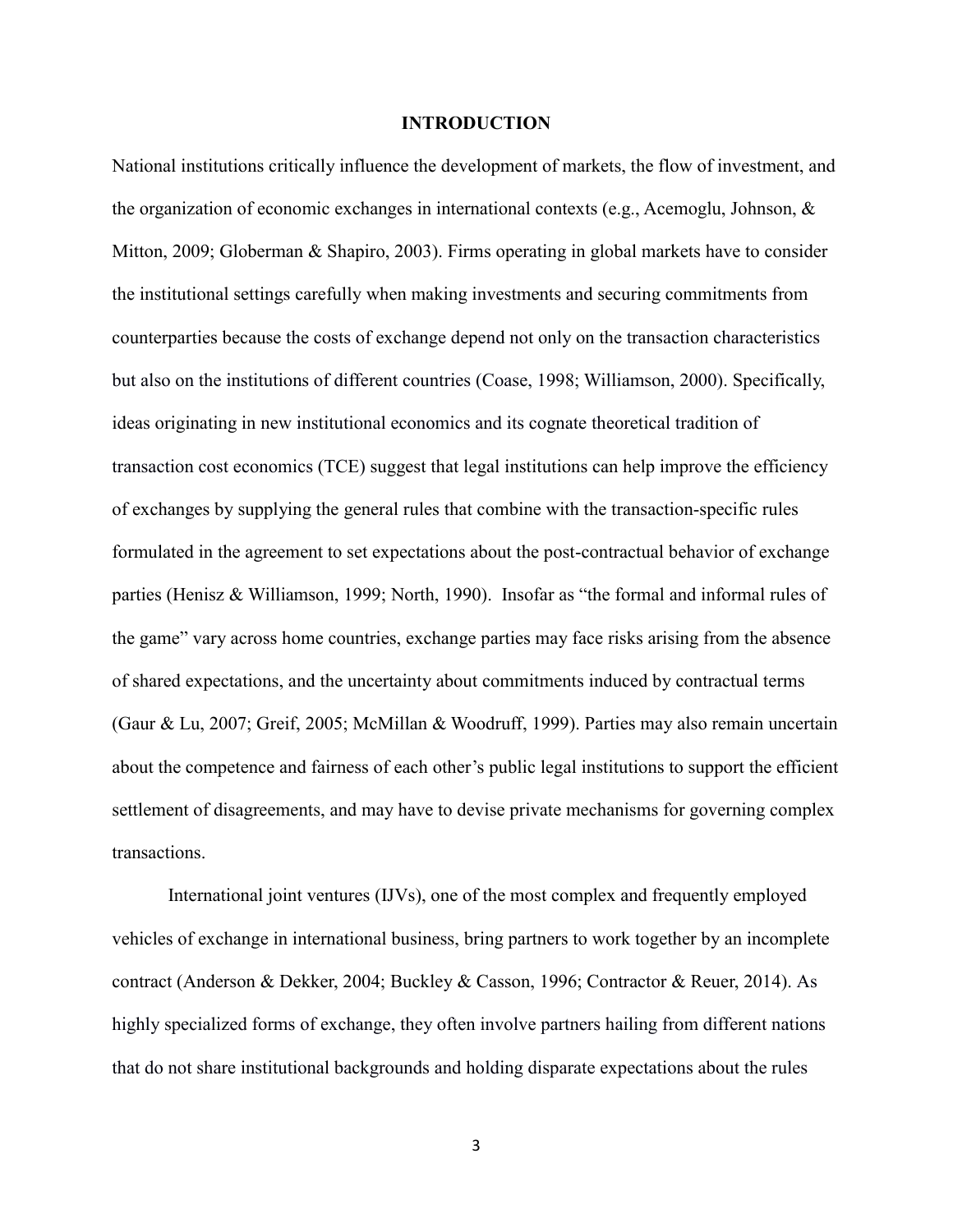# INTRODUCTION

National institutions critically influence the development of markets, the flow of investment, and the organization of economic exchanges in international contexts (e.g., Acemoglu, Johnson, & Mitton, 2009; Globerman & Shapiro, 2003). Firms operating in global markets have to consider the institutional settings carefully when making investments and securing commitments from counterparties because the costs of exchange depend not only on the transaction characteristics but also on the institutions of different countries (Coase, 1998; Williamson, 2000). Specifically, ideas originating in new institutional economics and its cognate theoretical tradition of transaction cost economics (TCE) suggest that legal institutions can help improve the efficiency of exchanges by supplying the general rules that combine with the transaction-specific rules formulated in the agreement to set expectations about the post-contractual behavior of exchange parties (Henisz & Williamson, 1999; North, 1990). Insofar as "the formal and informal rules of the game" vary across home countries, exchange parties may face risks arising from the absence of shared expectations, and the uncertainty about commitments induced by contractual terms (Gaur & Lu, 2007; Greif, 2005; McMillan & Woodruff, 1999). Parties may also remain uncertain about the competence and fairness of each other's public legal institutions to support the efficient settlement of disagreements, and may have to devise private mechanisms for governing complex transactions.

International joint ventures (IJVs), one of the most complex and frequently employed vehicles of exchange in international business, bring partners to work together by an incomplete contract (Anderson & Dekker, 2004; Buckley & Casson, 1996; Contractor & Reuer, 2014). As highly specialized forms of exchange, they often involve partners hailing from different nations that do not share institutional backgrounds and holding disparate expectations about the rules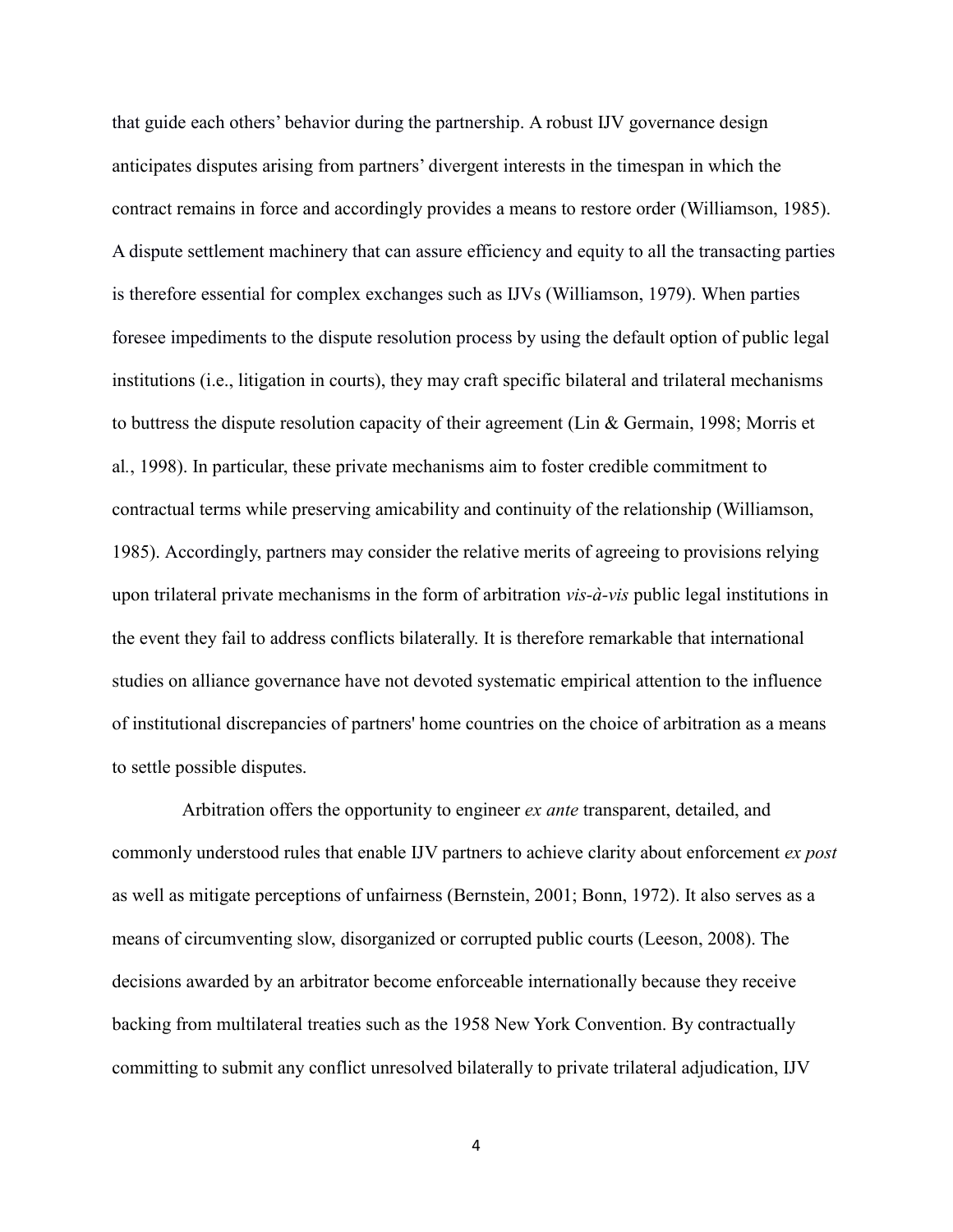that guide each others' behavior during the partnership. A robust IJV governance design anticipates disputes arising from partners' divergent interests in the timespan in which the contract remains in force and accordingly provides a means to restore order (Williamson, 1985). A dispute settlement machinery that can assure efficiency and equity to all the transacting parties is therefore essential for complex exchanges such as IJVs (Williamson, 1979). When parties foresee impediments to the dispute resolution process by using the default option of public legal institutions (i.e., litigation in courts), they may craft specific bilateral and trilateral mechanisms to buttress the dispute resolution capacity of their agreement (Lin & Germain, 1998; Morris et al., 1998). In particular, these private mechanisms aim to foster credible commitment to contractual terms while preserving amicability and continuity of the relationship (Williamson, 1985). Accordingly, partners may consider the relative merits of agreeing to provisions relying upon trilateral private mechanisms in the form of arbitration *vis-à-vis* public legal institutions in the event they fail to address conflicts bilaterally. It is therefore remarkable that international studies on alliance governance have not devoted systematic empirical attention to the influence of institutional discrepancies of partners' home countries on the choice of arbitration as a means to settle possible disputes.

Arbitration offers the opportunity to engineer *ex ante* transparent, detailed, and commonly understood rules that enable IJV partners to achieve clarity about enforcement *ex post* as well as mitigate perceptions of unfairness (Bernstein, 2001; Bonn, 1972). It also serves as a means of circumventing slow, disorganized or corrupted public courts (Leeson, 2008). The decisions awarded by an arbitrator become enforceable internationally because they receive backing from multilateral treaties such as the 1958 New York Convention. By contractually committing to submit any conflict unresolved bilaterally to private trilateral adjudication, IJV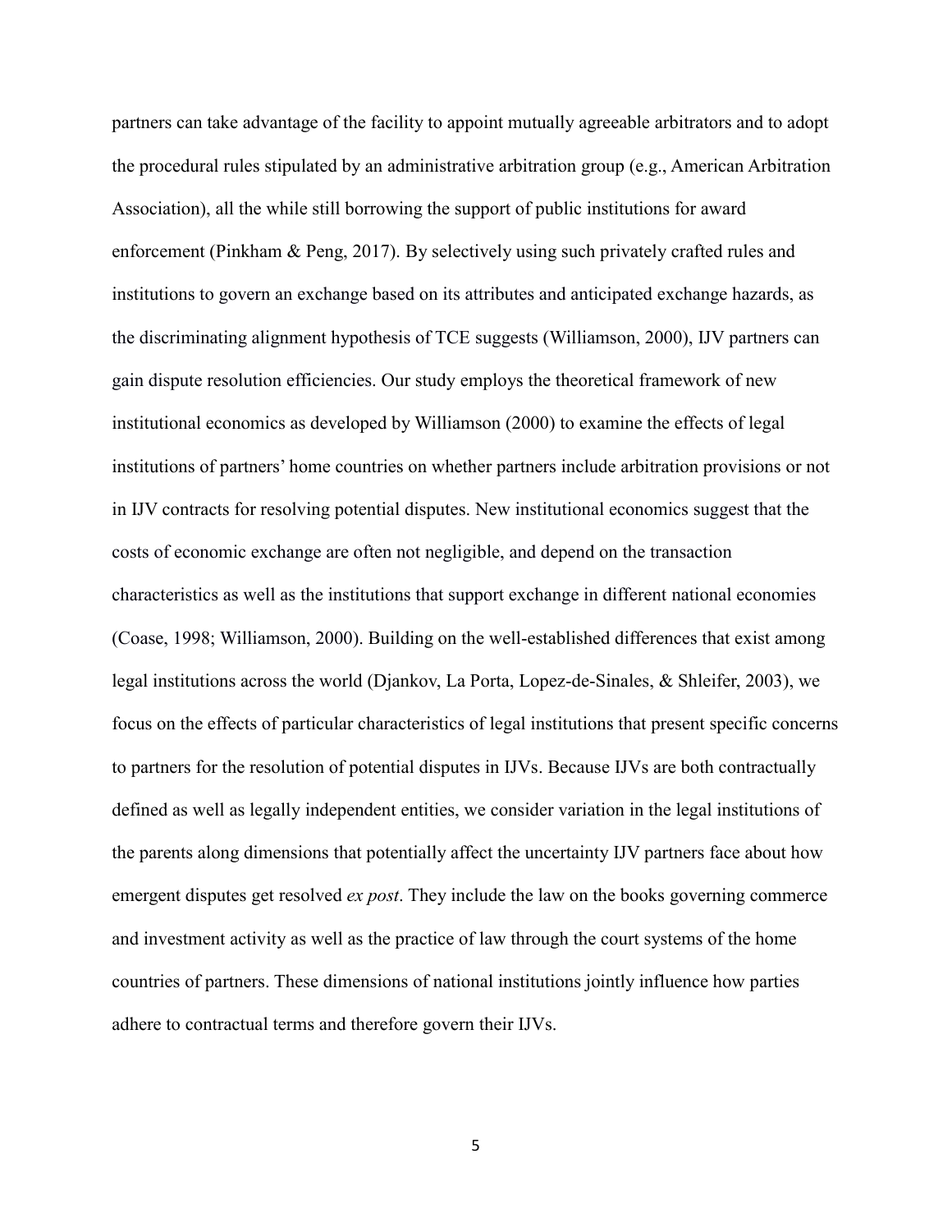partners can take advantage of the facility to appoint mutually agreeable arbitrators and to adopt the procedural rules stipulated by an administrative arbitration group (e.g., American Arbitration Association), all the while still borrowing the support of public institutions for award enforcement (Pinkham & Peng, 2017). By selectively using such privately crafted rules and institutions to govern an exchange based on its attributes and anticipated exchange hazards, as the discriminating alignment hypothesis of TCE suggests (Williamson, 2000), IJV partners can gain dispute resolution efficiencies. Our study employs the theoretical framework of new institutional economics as developed by Williamson (2000) to examine the effects of legal institutions of partners' home countries on whether partners include arbitration provisions or not in IJV contracts for resolving potential disputes. New institutional economics suggest that the costs of economic exchange are often not negligible, and depend on the transaction characteristics as well as the institutions that support exchange in different national economies (Coase, 1998; Williamson, 2000). Building on the well-established differences that exist among legal institutions across the world (Djankov, La Porta, Lopez-de-Sinales, & Shleifer, 2003), we focus on the effects of particular characteristics of legal institutions that present specific concerns to partners for the resolution of potential disputes in IJVs. Because IJVs are both contractually defined as well as legally independent entities, we consider variation in the legal institutions of the parents along dimensions that potentially affect the uncertainty IJV partners face about how emergent disputes get resolved *ex post*. They include the law on the books governing commerce and investment activity as well as the practice of law through the court systems of the home countries of partners. These dimensions of national institutions jointly influence how parties adhere to contractual terms and therefore govern their IJVs.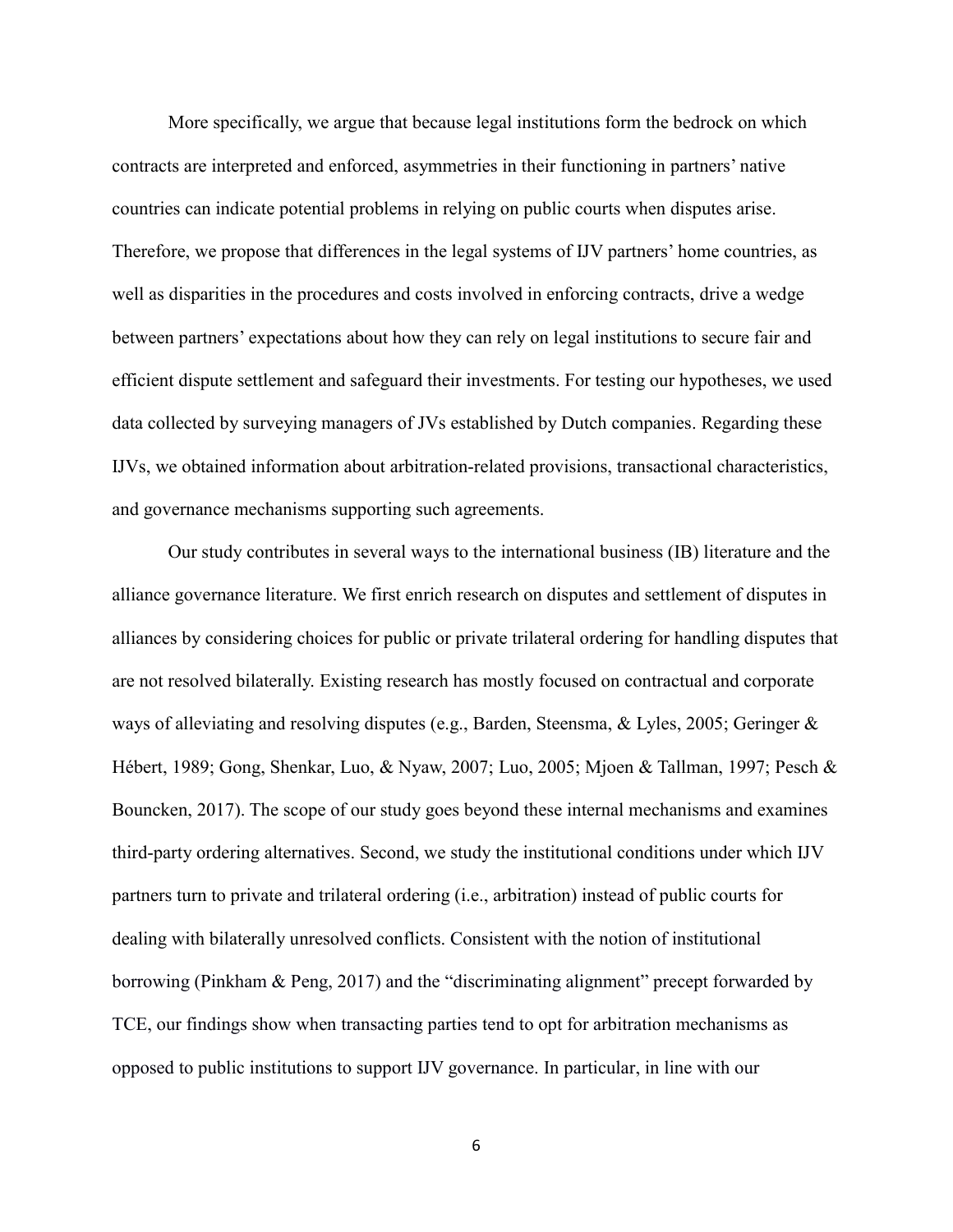More specifically, we argue that because legal institutions form the bedrock on which contracts are interpreted and enforced, asymmetries in their functioning in partners' native countries can indicate potential problems in relying on public courts when disputes arise. Therefore, we propose that differences in the legal systems of IJV partners' home countries, as well as disparities in the procedures and costs involved in enforcing contracts, drive a wedge between partners' expectations about how they can rely on legal institutions to secure fair and efficient dispute settlement and safeguard their investments. For testing our hypotheses, we used data collected by surveying managers of JVs established by Dutch companies. Regarding these IJVs, we obtained information about arbitration-related provisions, transactional characteristics, and governance mechanisms supporting such agreements.

Our study contributes in several ways to the international business (IB) literature and the alliance governance literature. We first enrich research on disputes and settlement of disputes in alliances by considering choices for public or private trilateral ordering for handling disputes that are not resolved bilaterally. Existing research has mostly focused on contractual and corporate ways of alleviating and resolving disputes (e.g., Barden, Steensma, & Lyles, 2005; Geringer & Hébert, 1989; Gong, Shenkar, Luo, & Nyaw, 2007; Luo, 2005; Mjoen & Tallman, 1997; Pesch & Bouncken, 2017). The scope of our study goes beyond these internal mechanisms and examines third-party ordering alternatives. Second, we study the institutional conditions under which IJV partners turn to private and trilateral ordering (i.e., arbitration) instead of public courts for dealing with bilaterally unresolved conflicts. Consistent with the notion of institutional borrowing (Pinkham & Peng, 2017) and the "discriminating alignment" precept forwarded by TCE, our findings show when transacting parties tend to opt for arbitration mechanisms as opposed to public institutions to support IJV governance. In particular, in line with our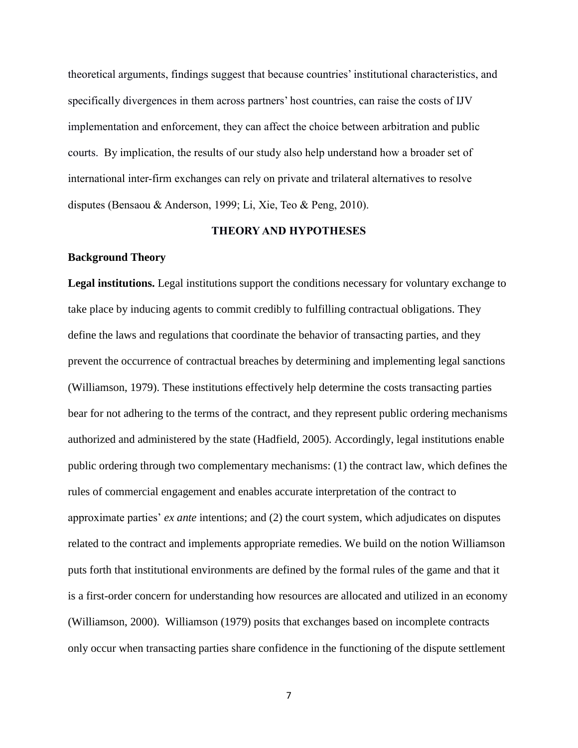theoretical arguments, findings suggest that because countries' institutional characteristics, and specifically divergences in them across partners' host countries, can raise the costs of IJV implementation and enforcement, they can affect the choice between arbitration and public courts. By implication, the results of our study also help understand how a broader set of international inter-firm exchanges can rely on private and trilateral alternatives to resolve disputes (Bensaou & Anderson, 1999; Li, Xie, Teo & Peng, 2010).

## THEORY AND HYPOTHESES

### Background Theory

**Legal institutions.** Legal institutions support the conditions necessary for voluntary exchange to take place by inducing agents to commit credibly to fulfilling contractual obligations. They define the laws and regulations that coordinate the behavior of transacting parties, and they prevent the occurrence of contractual breaches by determining and implementing legal sanctions (Williamson, 1979). These institutions effectively help determine the costs transacting parties bear for not adhering to the terms of the contract, and they represent public ordering mechanisms authorized and administered by the state (Hadfield, 2005). Accordingly, legal institutions enable public ordering through two complementary mechanisms: (1) the contract law, which defines the rules of commercial engagement and enables accurate interpretation of the contract to approximate parties' *ex ante* intentions; and (2) the court system, which adjudicates on disputes related to the contract and implements appropriate remedies. We build on the notion Williamson puts forth that institutional environments are defined by the formal rules of the game and that it is a first-order concern for understanding how resources are allocated and utilized in an economy (Williamson, 2000). Williamson (1979) posits that exchanges based on incomplete contracts only occur when transacting parties share confidence in the functioning of the dispute settlement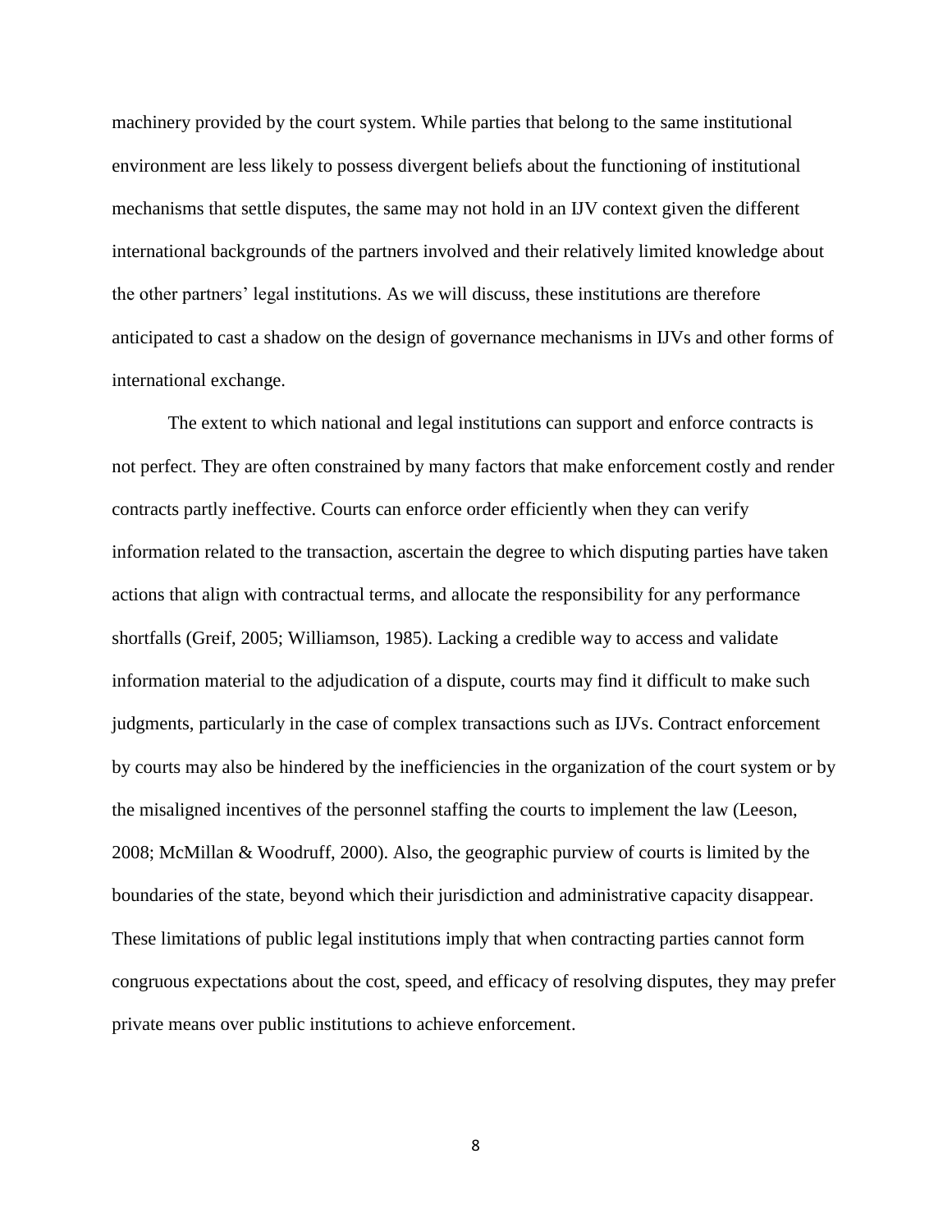machinery provided by the court system. While parties that belong to the same institutional environment are less likely to possess divergent beliefs about the functioning of institutional mechanisms that settle disputes, the same may not hold in an IJV context given the different international backgrounds of the partners involved and their relatively limited knowledge about the other partners' legal institutions. As we will discuss, these institutions are therefore anticipated to cast a shadow on the design of governance mechanisms in IJVs and other forms of international exchange.

The extent to which national and legal institutions can support and enforce contracts is not perfect. They are often constrained by many factors that make enforcement costly and render contracts partly ineffective. Courts can enforce order efficiently when they can verify information related to the transaction, ascertain the degree to which disputing parties have taken actions that align with contractual terms, and allocate the responsibility for any performance shortfalls (Greif, 2005; Williamson, 1985). Lacking a credible way to access and validate information material to the adjudication of a dispute, courts may find it difficult to make such judgments, particularly in the case of complex transactions such as IJVs. Contract enforcement by courts may also be hindered by the inefficiencies in the organization of the court system or by the misaligned incentives of the personnel staffing the courts to implement the law (Leeson, 2008; McMillan & Woodruff, 2000). Also, the geographic purview of courts is limited by the boundaries of the state, beyond which their jurisdiction and administrative capacity disappear. These limitations of public legal institutions imply that when contracting parties cannot form congruous expectations about the cost, speed, and efficacy of resolving disputes, they may prefer private means over public institutions to achieve enforcement.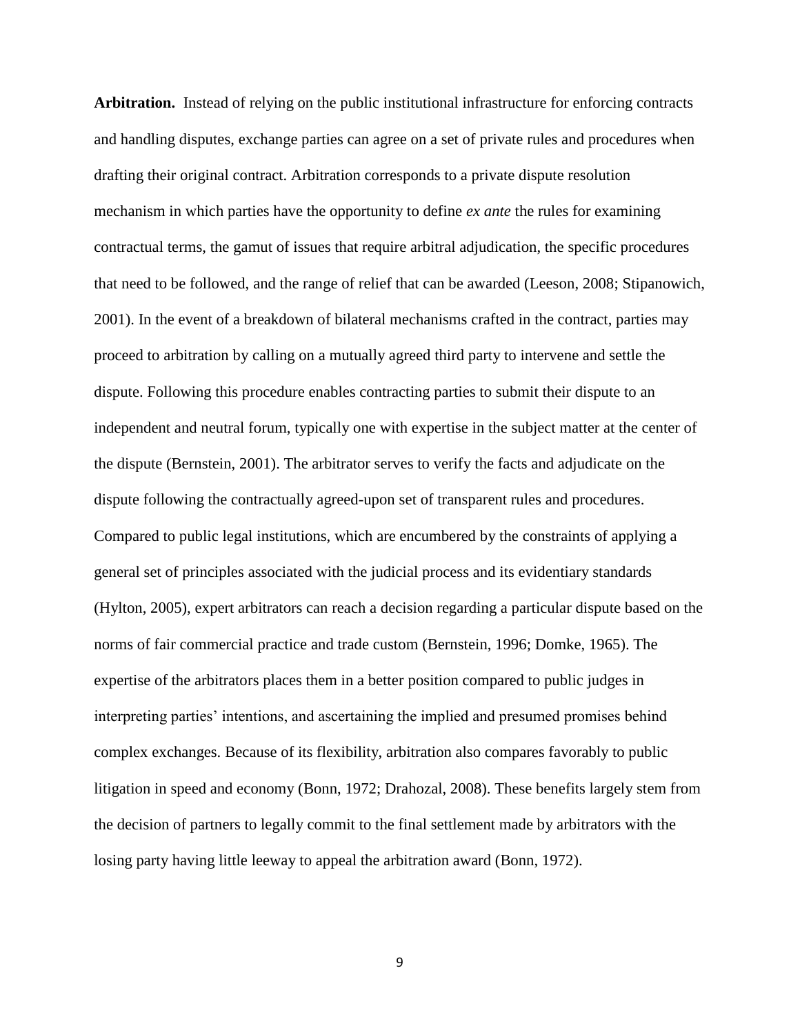**Arbitration.** Instead of relying on the public institutional infrastructure for enforcing contracts and handling disputes, exchange parties can agree on a set of private rules and procedures when drafting their original contract. Arbitration corresponds to a private dispute resolution mechanism in which parties have the opportunity to define *ex ante* the rules for examining contractual terms, the gamut of issues that require arbitral adjudication, the specific procedures that need to be followed, and the range of relief that can be awarded (Leeson, 2008; Stipanowich, 2001). In the event of a breakdown of bilateral mechanisms crafted in the contract, parties may proceed to arbitration by calling on a mutually agreed third party to intervene and settle the dispute. Following this procedure enables contracting parties to submit their dispute to an independent and neutral forum, typically one with expertise in the subject matter at the center of the dispute (Bernstein, 2001). The arbitrator serves to verify the facts and adjudicate on the dispute following the contractually agreed-upon set of transparent rules and procedures. Compared to public legal institutions, which are encumbered by the constraints of applying a general set of principles associated with the judicial process and its evidentiary standards (Hylton, 2005), expert arbitrators can reach a decision regarding a particular dispute based on the norms of fair commercial practice and trade custom (Bernstein, 1996; Domke, 1965). The expertise of the arbitrators places them in a better position compared to public judges in interpreting parties' intentions, and ascertaining the implied and presumed promises behind complex exchanges. Because of its flexibility, arbitration also compares favorably to public litigation in speed and economy (Bonn, 1972; Drahozal, 2008). These benefits largely stem from the decision of partners to legally commit to the final settlement made by arbitrators with the losing party having little leeway to appeal the arbitration award (Bonn, 1972).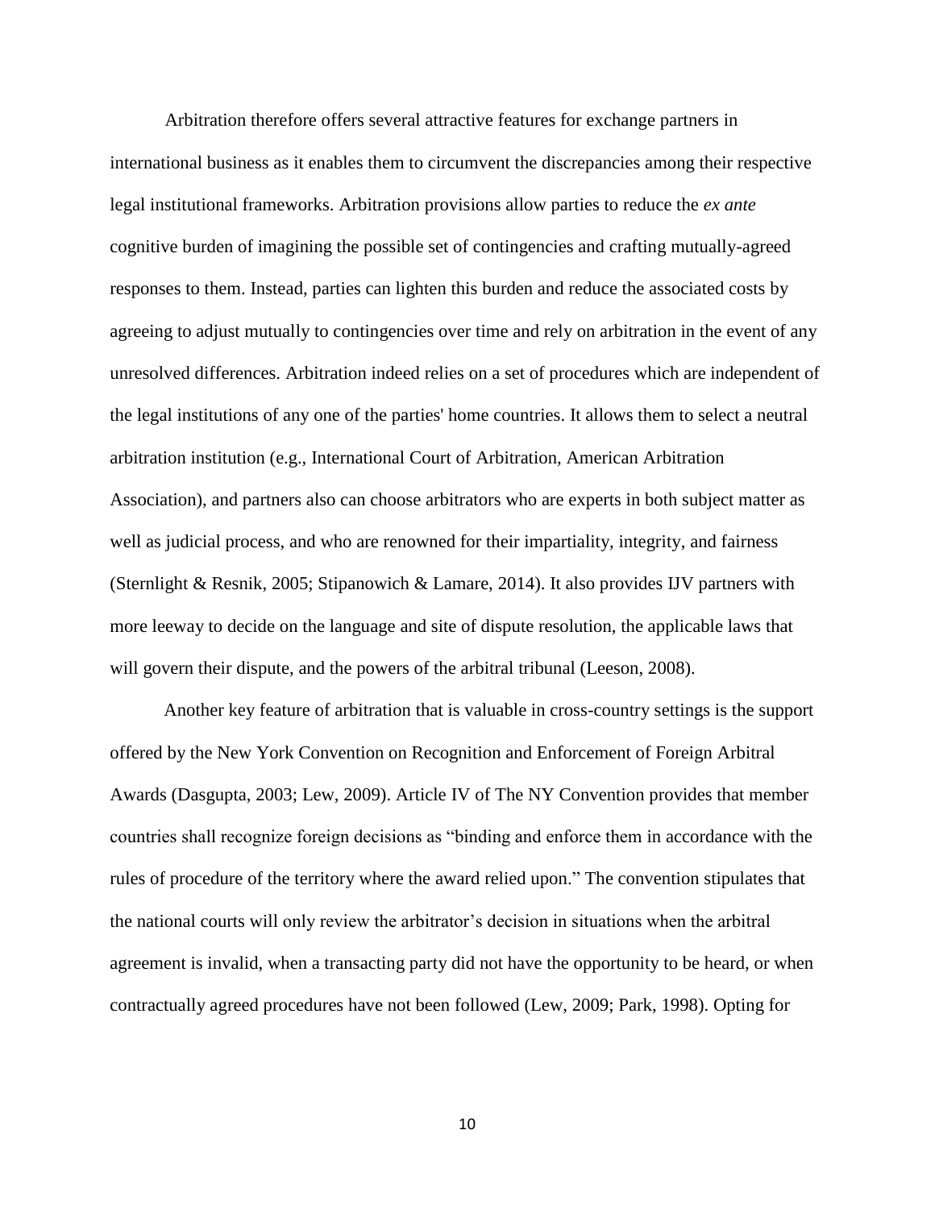Arbitration therefore offers several attractive features for exchange partners in international business as it enables them to circumvent the discrepancies among their respective legal institutional frameworks. Arbitration provisions allow parties to reduce the *ex ante* cognitive burden of imagining the possible set of contingencies and crafting mutually-agreed responses to them. Instead, parties can lighten this burden and reduce the associated costs by agreeing to adjust mutually to contingencies over time and rely on arbitration in the event of any unresolved differences. Arbitration indeed relies on a set of procedures which are independent of the legal institutions of any one of the parties' home countries. It allows them to select a neutral arbitration institution (e.g., International Court of Arbitration, American Arbitration Association), and partners also can choose arbitrators who are experts in both subject matter as well as judicial process, and who are renowned for their impartiality, integrity, and fairness (Sternlight & Resnik, 2005; Stipanowich & Lamare, 2014). It also provides IJV partners with more leeway to decide on the language and site of dispute resolution, the applicable laws that will govern their dispute, and the powers of the arbitral tribunal (Leeson, 2008).

Another key feature of arbitration that is valuable in cross-country settings is the support offered by the New York Convention on Recognition and Enforcement of Foreign Arbitral Awards (Dasgupta, 2003; Lew, 2009). Article IV of The NY Convention provides that member countries shall recognize foreign decisions as "binding and enforce them in accordance with the rules of procedure of the territory where the award relied upon." The convention stipulates that the national courts will only review the arbitrator's decision in situations when the arbitral agreement is invalid, when a transacting party did not have the opportunity to be heard, or when contractually agreed procedures have not been followed (Lew, 2009; Park, 1998). Opting for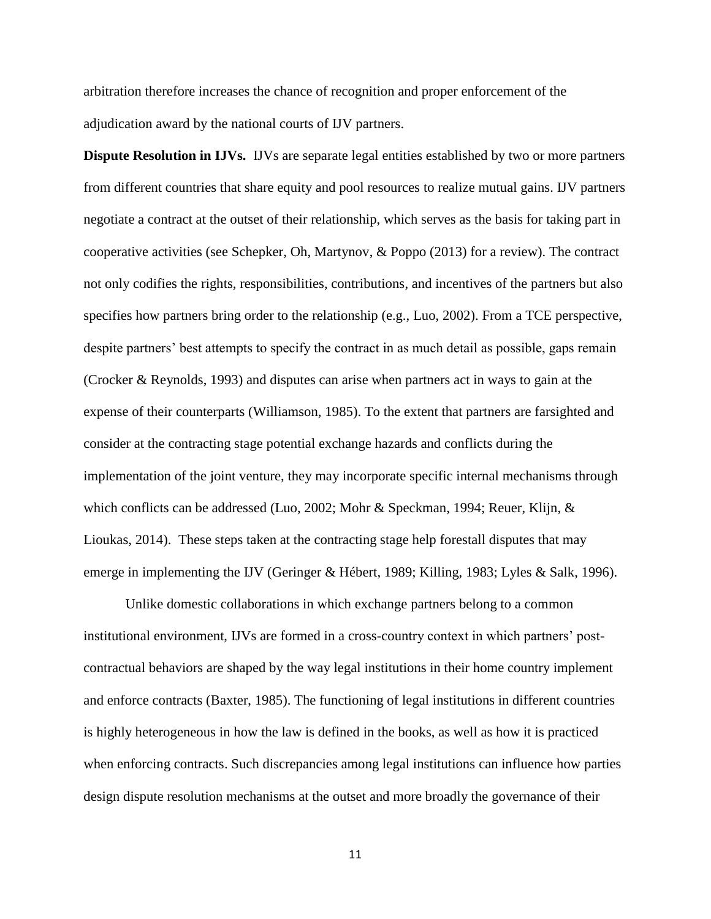arbitration therefore increases the chance of recognition and proper enforcement of the adjudication award by the national courts of IJV partners.

**Dispute Resolution in IJVs.** IJVs are separate legal entities established by two or more partners from different countries that share equity and pool resources to realize mutual gains. IJV partners negotiate a contract at the outset of their relationship, which serves as the basis for taking part in cooperative activities (see Schepker, Oh, Martynov, & Poppo (2013) for a review). The contract not only codifies the rights, responsibilities, contributions, and incentives of the partners but also specifies how partners bring order to the relationship (e.g., Luo, 2002). From a TCE perspective, despite partners' best attempts to specify the contract in as much detail as possible, gaps remain (Crocker & Reynolds, 1993) and disputes can arise when partners act in ways to gain at the expense of their counterparts (Williamson, 1985). To the extent that partners are farsighted and consider at the contracting stage potential exchange hazards and conflicts during the implementation of the joint venture, they may incorporate specific internal mechanisms through which conflicts can be addressed (Luo, 2002; Mohr & Speckman, 1994; Reuer, Klijn, & Lioukas, 2014). These steps taken at the contracting stage help forestall disputes that may emerge in implementing the IJV (Geringer & Hébert, 1989; Killing, 1983; Lyles & Salk, 1996).

Unlike domestic collaborations in which exchange partners belong to a common institutional environment, IJVs are formed in a cross-country context in which partners' post-contractual behaviors are shaped by the way legal institutions in their home country implement and enforce contracts (Baxter, 1985). The functioning of legal institutions in different countries is highly heterogeneous in how the law is defined in the books, as well as how it is practiced when enforcing contracts. Such discrepancies among legal institutions can influence how parties design dispute resolution mechanisms at the outset and more broadly the governance of their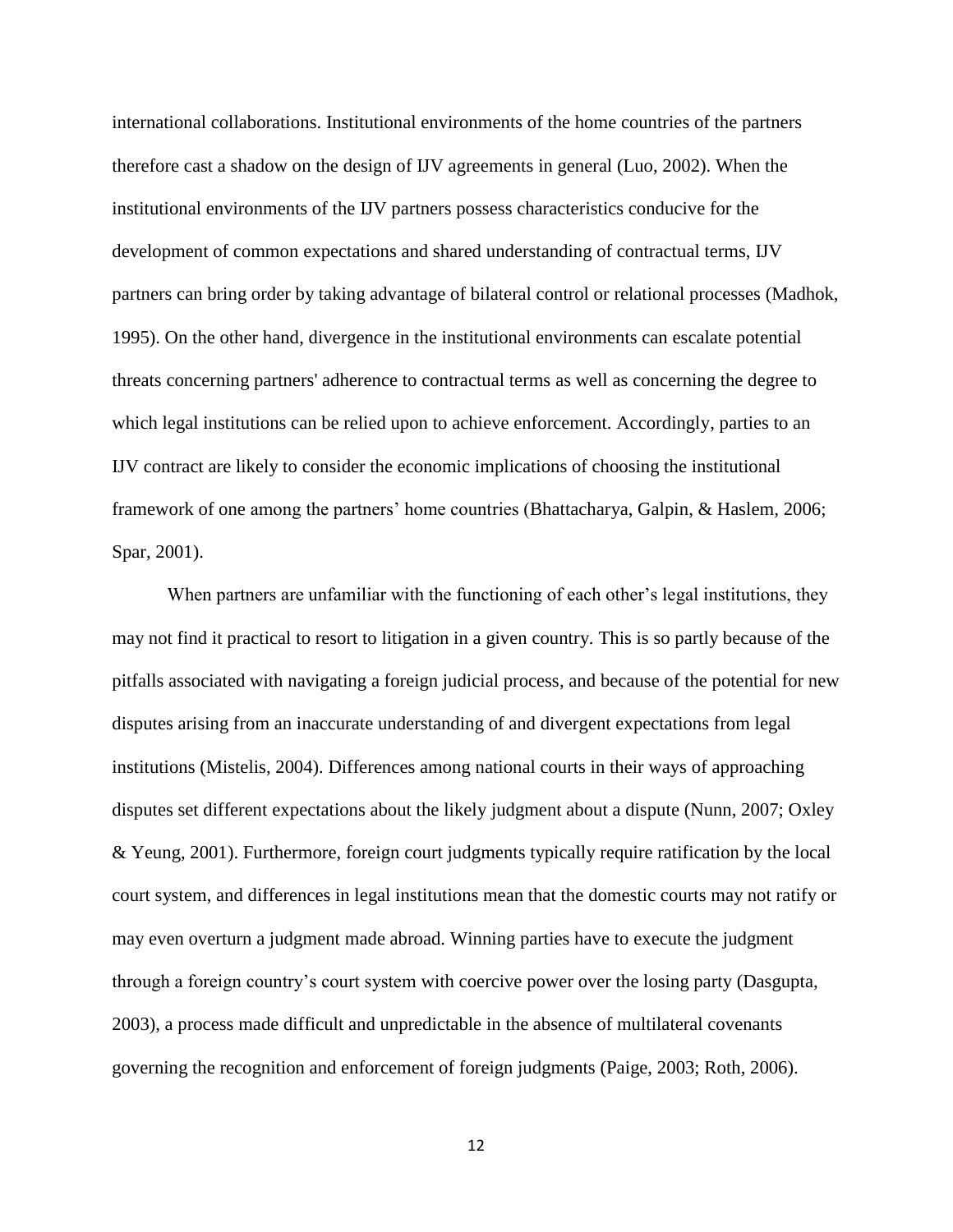international collaborations. Institutional environments of the home countries of the partners therefore cast a shadow on the design of IJV agreements in general (Luo, 2002). When the institutional environments of the IJV partners possess characteristics conducive for the development of common expectations and shared understanding of contractual terms, IJV partners can bring order by taking advantage of bilateral control or relational processes (Madhok, 1995). On the other hand, divergence in the institutional environments can escalate potential threats concerning partners' adherence to contractual terms as well as concerning the degree to which legal institutions can be relied upon to achieve enforcement. Accordingly, parties to an IJV contract are likely to consider the economic implications of choosing the institutional framework of one among the partners' home countries (Bhattacharya, Galpin, & Haslem, 2006; Spar, 2001).

When partners are unfamiliar with the functioning of each other's legal institutions, they may not find it practical to resort to litigation in a given country. This is so partly because of the pitfalls associated with navigating a foreign judicial process, and because of the potential for new disputes arising from an inaccurate understanding of and divergent expectations from legal institutions (Mistelis, 2004). Differences among national courts in their ways of approaching disputes set different expectations about the likely judgment about a dispute (Nunn, 2007; Oxley & Yeung, 2001). Furthermore, foreign court judgments typically require ratification by the local court system, and differences in legal institutions mean that the domestic courts may not ratify or may even overturn a judgment made abroad. Winning parties have to execute the judgment through a foreign country's court system with coercive power over the losing party (Dasgupta, 2003), a process made difficult and unpredictable in the absence of multilateral covenants governing the recognition and enforcement of foreign judgments (Paige, 2003; Roth, 2006).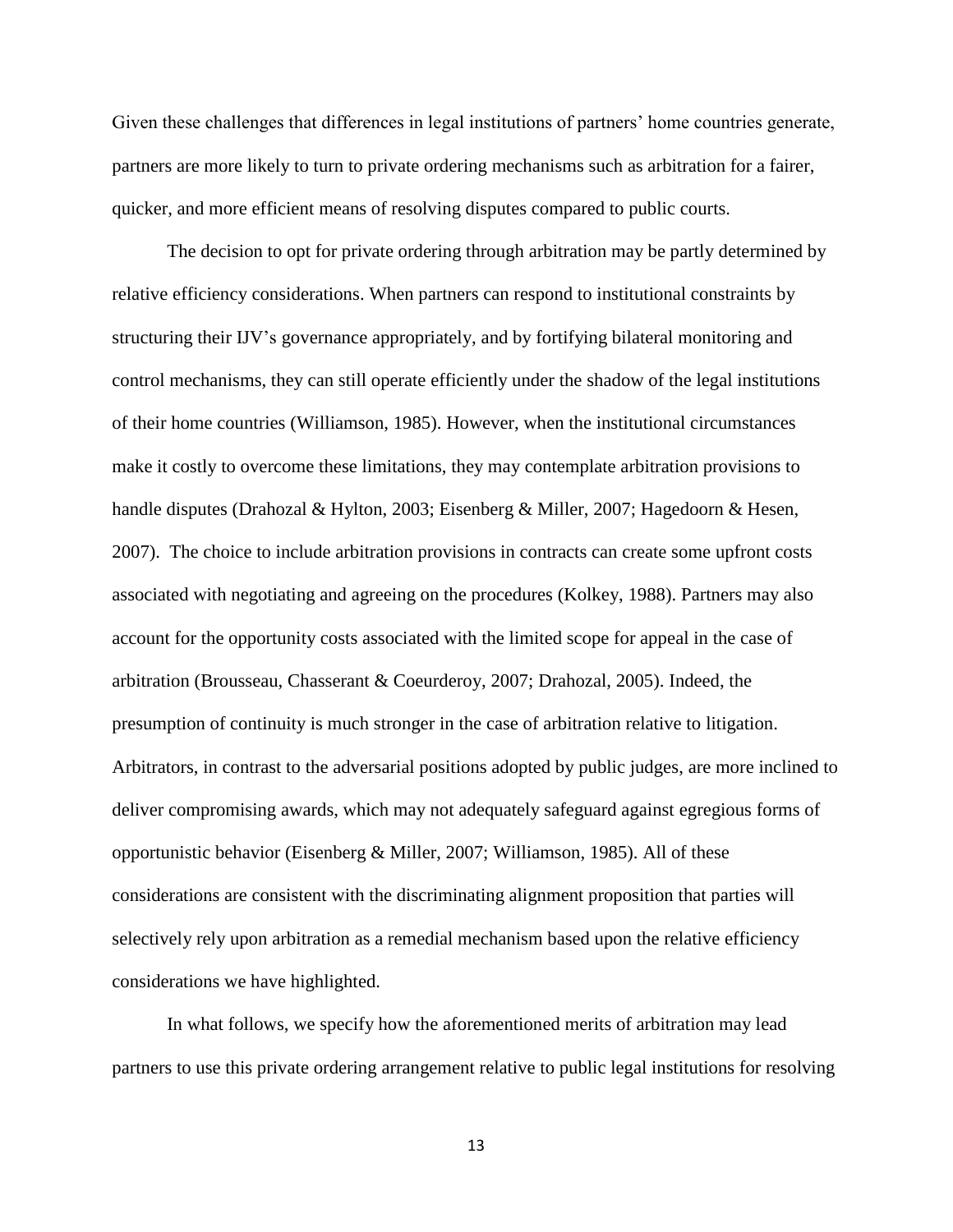Given these challenges that differences in legal institutions of partners' home countries generate, partners are more likely to turn to private ordering mechanisms such as arbitration for a fairer, quicker, and more efficient means of resolving disputes compared to public courts.

The decision to opt for private ordering through arbitration may be partly determined by relative efficiency considerations. When partners can respond to institutional constraints by structuring their IJV's governance appropriately, and by fortifying bilateral monitoring and control mechanisms, they can still operate efficiently under the shadow of the legal institutions of their home countries (Williamson, 1985). However, when the institutional circumstances make it costly to overcome these limitations, they may contemplate arbitration provisions to handle disputes (Drahozal & Hylton, 2003; Eisenberg & Miller, 2007; Hagedoorn & Hesen, 2007). The choice to include arbitration provisions in contracts can create some upfront costs associated with negotiating and agreeing on the procedures (Kolkey, 1988). Partners may also account for the opportunity costs associated with the limited scope for appeal in the case of arbitration (Brousseau, Chasserant & Coeurderoy, 2007; Drahozal, 2005). Indeed, the presumption of continuity is much stronger in the case of arbitration relative to litigation. Arbitrators, in contrast to the adversarial positions adopted by public judges, are more inclined to deliver compromising awards, which may not adequately safeguard against egregious forms of opportunistic behavior (Eisenberg & Miller, 2007; Williamson, 1985). All of these considerations are consistent with the discriminating alignment proposition that parties will selectively rely upon arbitration as a remedial mechanism based upon the relative efficiency considerations we have highlighted.

In what follows, we specify how the aforementioned merits of arbitration may lead partners to use this private ordering arrangement relative to public legal institutions for resolving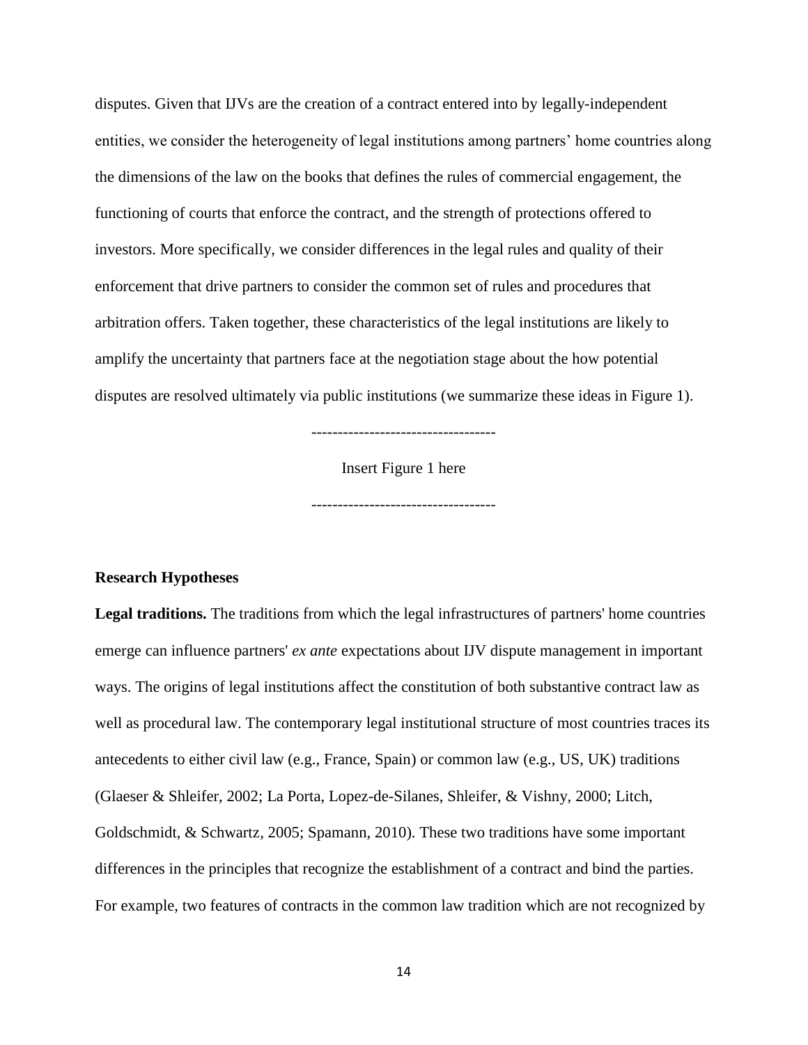disputes. Given that IJVs are the creation of a contract entered into by legally-independent entities, we consider the heterogeneity of legal institutions among partners' home countries along the dimensions of the law on the books that defines the rules of commercial engagement, the functioning of courts that enforce the contract, and the strength of protections offered to investors. More specifically, we consider differences in the legal rules and quality of their enforcement that drive partners to consider the common set of rules and procedures that arbitration offers. Taken together, these characteristics of the legal institutions are likely to amplify the uncertainty that partners face at the negotiation stage about the how potential disputes are resolved ultimately via public institutions (we summarize these ideas in Figure 1).

-----------------------------------

Insert Figure 1 here

-----------------------------------

**Research Hypotheses**

**Legal traditions.** The traditions from which the legal infrastructures of partners' home countries emerge can influence partners' *ex ante* expectations about IJV dispute management in important ways. The origins of legal institutions affect the constitution of both substantive contract law as well as procedural law. The contemporary legal institutional structure of most countries traces its antecedents to either civil law (e.g., France, Spain) or common law (e.g., US, UK) traditions (Glaeser & Shleifer, 2002; La Porta, Lopez-de-Silanes, Shleifer, & Vishny, 2000; Litch, Goldschmidt, & Schwartz, 2005; Spamann, 2010). These two traditions have some important differences in the principles that recognize the establishment of a contract and bind the parties. For example, two features of contracts in the common law tradition which are not recognized by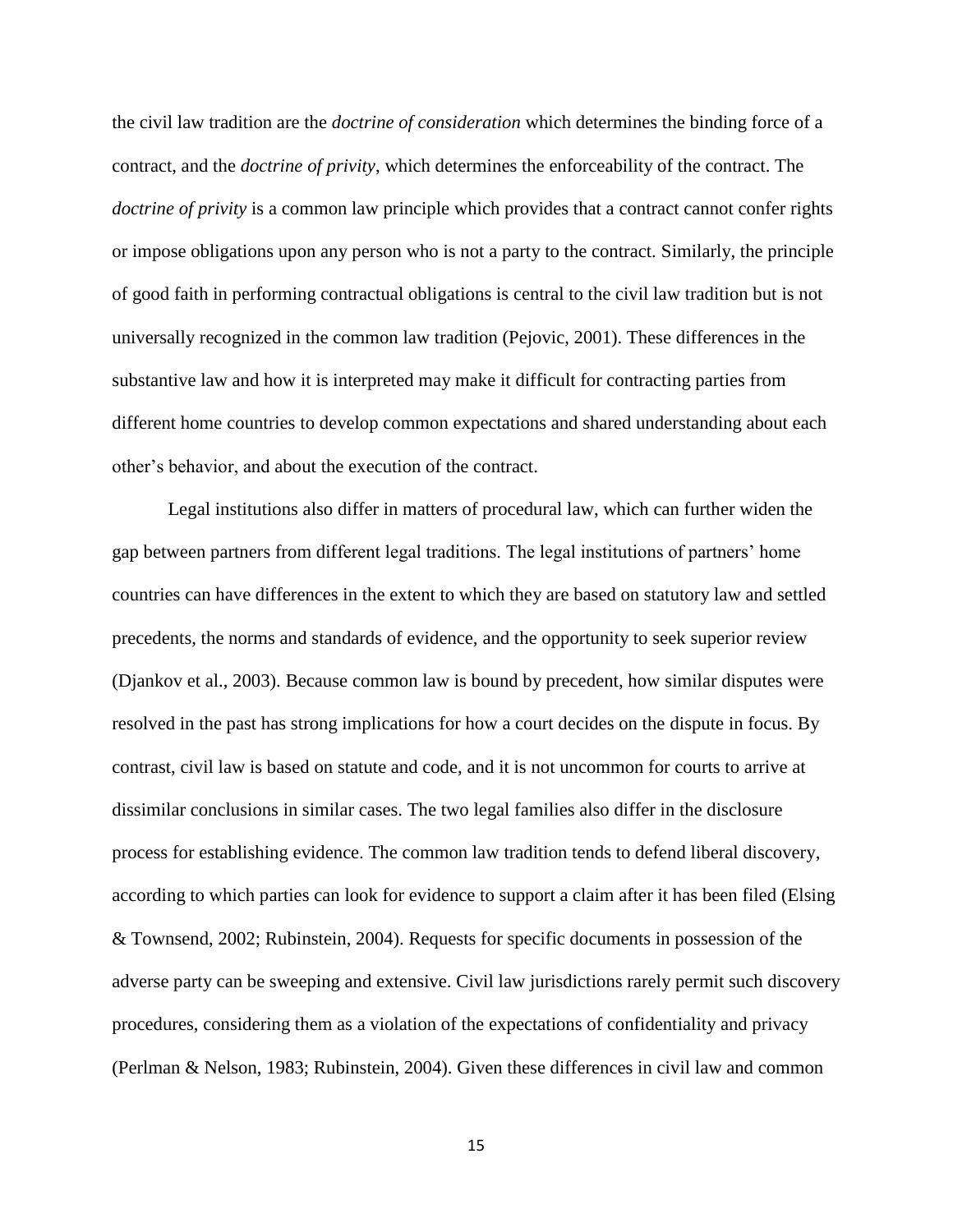the civil law tradition are the *doctrine of consideration* which determines the binding force of a contract, and the *doctrine of privity*, which determines the enforceability of the contract. The *doctrine of privity* is a common law principle which provides that a contract cannot confer rights or impose obligations upon any person who is not a party to the contract. Similarly, the principle of good faith in performing contractual obligations is central to the civil law tradition but is not universally recognized in the common law tradition (Pejovic, 2001). These differences in the substantive law and how it is interpreted may make it difficult for contracting parties from different home countries to develop common expectations and shared understanding about each other's behavior, and about the execution of the contract.

Legal institutions also differ in matters of procedural law, which can further widen the gap between partners from different legal traditions. The legal institutions of partners' home countries can have differences in the extent to which they are based on statutory law and settled precedents, the norms and standards of evidence, and the opportunity to seek superior review (Djankov et al., 2003). Because common law is bound by precedent, how similar disputes were resolved in the past has strong implications for how a court decides on the dispute in focus. By contrast, civil law is based on statute and code, and it is not uncommon for courts to arrive at dissimilar conclusions in similar cases. The two legal families also differ in the disclosure process for establishing evidence. The common law tradition tends to defend liberal discovery, according to which parties can look for evidence to support a claim after it has been filed (Elsing & Townsend, 2002; Rubinstein, 2004). Requests for specific documents in possession of the adverse party can be sweeping and extensive. Civil law jurisdictions rarely permit such discovery procedures, considering them as a violation of the expectations of confidentiality and privacy (Perlman & Nelson, 1983; Rubinstein, 2004). Given these differences in civil law and common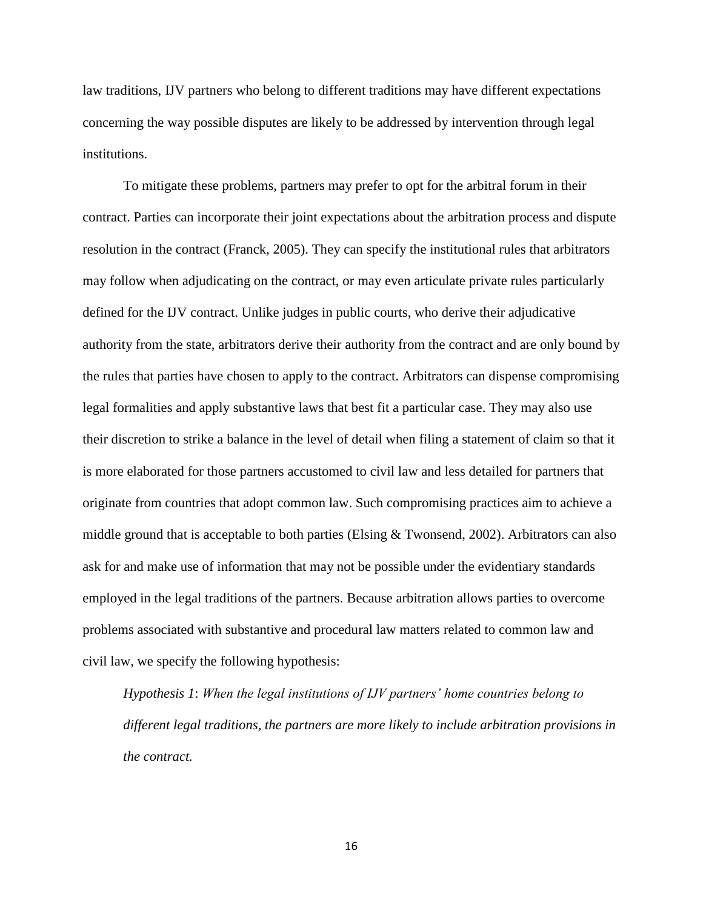law traditions, IJV partners who belong to different traditions may have different expectations concerning the way possible disputes are likely to be addressed by intervention through legal institutions.

To mitigate these problems, partners may prefer to opt for the arbitral forum in their contract. Parties can incorporate their joint expectations about the arbitration process and dispute resolution in the contract (Franck, 2005). They can specify the institutional rules that arbitrators may follow when adjudicating on the contract, or may even articulate private rules particularly defined for the IJV contract. Unlike judges in public courts, who derive their adjudicative authority from the state, arbitrators derive their authority from the contract and are only bound by the rules that parties have chosen to apply to the contract. Arbitrators can dispense compromising legal formalities and apply substantive laws that best fit a particular case. They may also use their discretion to strike a balance in the level of detail when filing a statement of claim so that it is more elaborated for those partners accustomed to civil law and less detailed for partners that originate from countries that adopt common law. Such compromising practices aim to achieve a middle ground that is acceptable to both parties (Elsing & Twonsend, 2002). Arbitrators can also ask for and make use of information that may not be possible under the evidentiary standards employed in the legal traditions of the partners. Because arbitration allows parties to overcome problems associated with substantive and procedural law matters related to common law and civil law, we specify the following hypothesis:

> *Hypothesis 1*: *When the legal institutions of IJV partners' home countries belong to different legal traditions, the partners are more likely to include arbitration provisions in the contract.*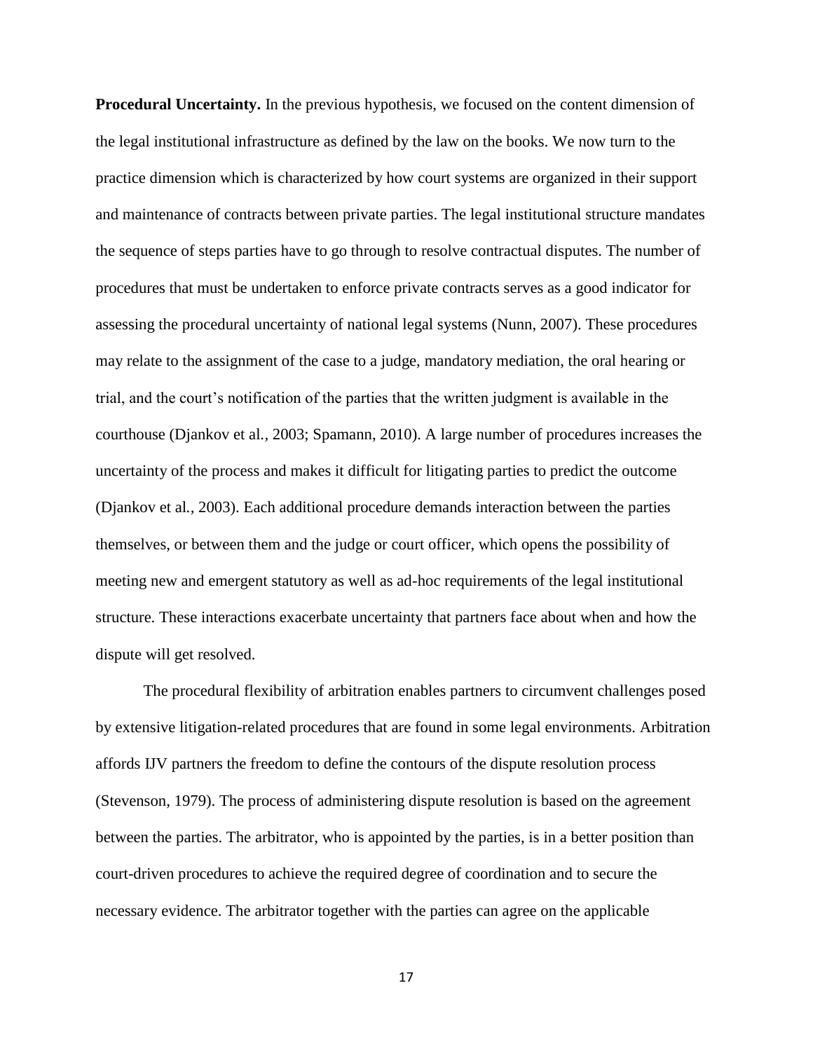**Procedural Uncertainty.** In the previous hypothesis, we focused on the content dimension of the legal institutional infrastructure as defined by the law on the books. We now turn to the practice dimension which is characterized by how court systems are organized in their support and maintenance of contracts between private parties. The legal institutional structure mandates the sequence of steps parties have to go through to resolve contractual disputes. The number of procedures that must be undertaken to enforce private contracts serves as a good indicator for assessing the procedural uncertainty of national legal systems (Nunn, 2007). These procedures may relate to the assignment of the case to a judge, mandatory mediation, the oral hearing or trial, and the court's notification of the parties that the written judgment is available in the courthouse (Djankov et al., 2003; Spamann, 2010). A large number of procedures increases the uncertainty of the process and makes it difficult for litigating parties to predict the outcome (Djankov et al., 2003). Each additional procedure demands interaction between the parties themselves, or between them and the judge or court officer, which opens the possibility of meeting new and emergent statutory as well as ad-hoc requirements of the legal institutional structure. These interactions exacerbate uncertainty that partners face about when and how the dispute will get resolved.

The procedural flexibility of arbitration enables partners to circumvent challenges posed by extensive litigation-related procedures that are found in some legal environments. Arbitration affords IJV partners the freedom to define the contours of the dispute resolution process (Stevenson, 1979). The process of administering dispute resolution is based on the agreement between the parties. The arbitrator, who is appointed by the parties, is in a better position than court-driven procedures to achieve the required degree of coordination and to secure the necessary evidence. The arbitrator together with the parties can agree on the applicable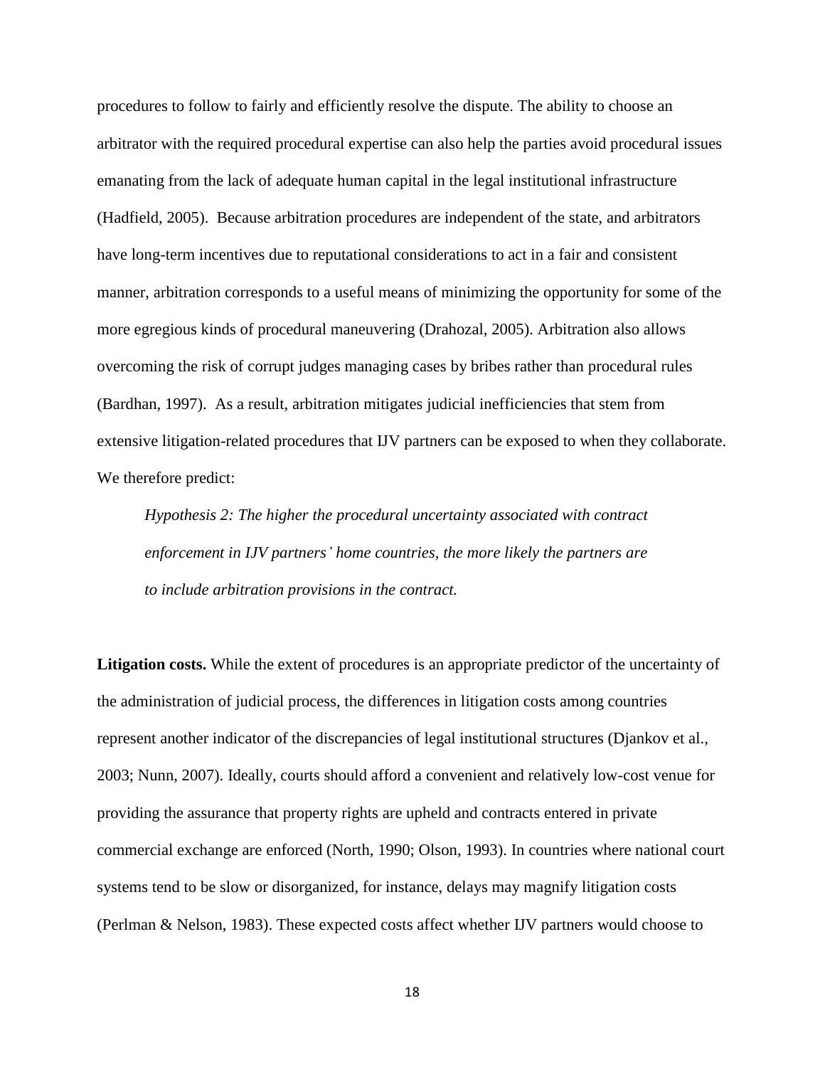procedures to follow to fairly and efficiently resolve the dispute. The ability to choose an arbitrator with the required procedural expertise can also help the parties avoid procedural issues emanating from the lack of adequate human capital in the legal institutional infrastructure (Hadfield, 2005). Because arbitration procedures are independent of the state, and arbitrators have long-term incentives due to reputational considerations to act in a fair and consistent manner, arbitration corresponds to a useful means of minimizing the opportunity for some of the more egregious kinds of procedural maneuvering (Drahozal, 2005). Arbitration also allows overcoming the risk of corrupt judges managing cases by bribes rather than procedural rules (Bardhan, 1997). As a result, arbitration mitigates judicial inefficiencies that stem from extensive litigation-related procedures that IJV partners can be exposed to when they collaborate. We therefore predict:

> *Hypothesis 2: The higher the procedural uncertainty associated with contract enforcement in IJV partners' home countries, the more likely the partners are to include arbitration provisions in the contract.*

**Litigation costs.** While the extent of procedures is an appropriate predictor of the uncertainty of the administration of judicial process, the differences in litigation costs among countries represent another indicator of the discrepancies of legal institutional structures (Djankov et al., 2003; Nunn, 2007). Ideally, courts should afford a convenient and relatively low-cost venue for providing the assurance that property rights are upheld and contracts entered in private commercial exchange are enforced (North, 1990; Olson, 1993). In countries where national court systems tend to be slow or disorganized, for instance, delays may magnify litigation costs (Perlman & Nelson, 1983). These expected costs affect whether IJV partners would choose to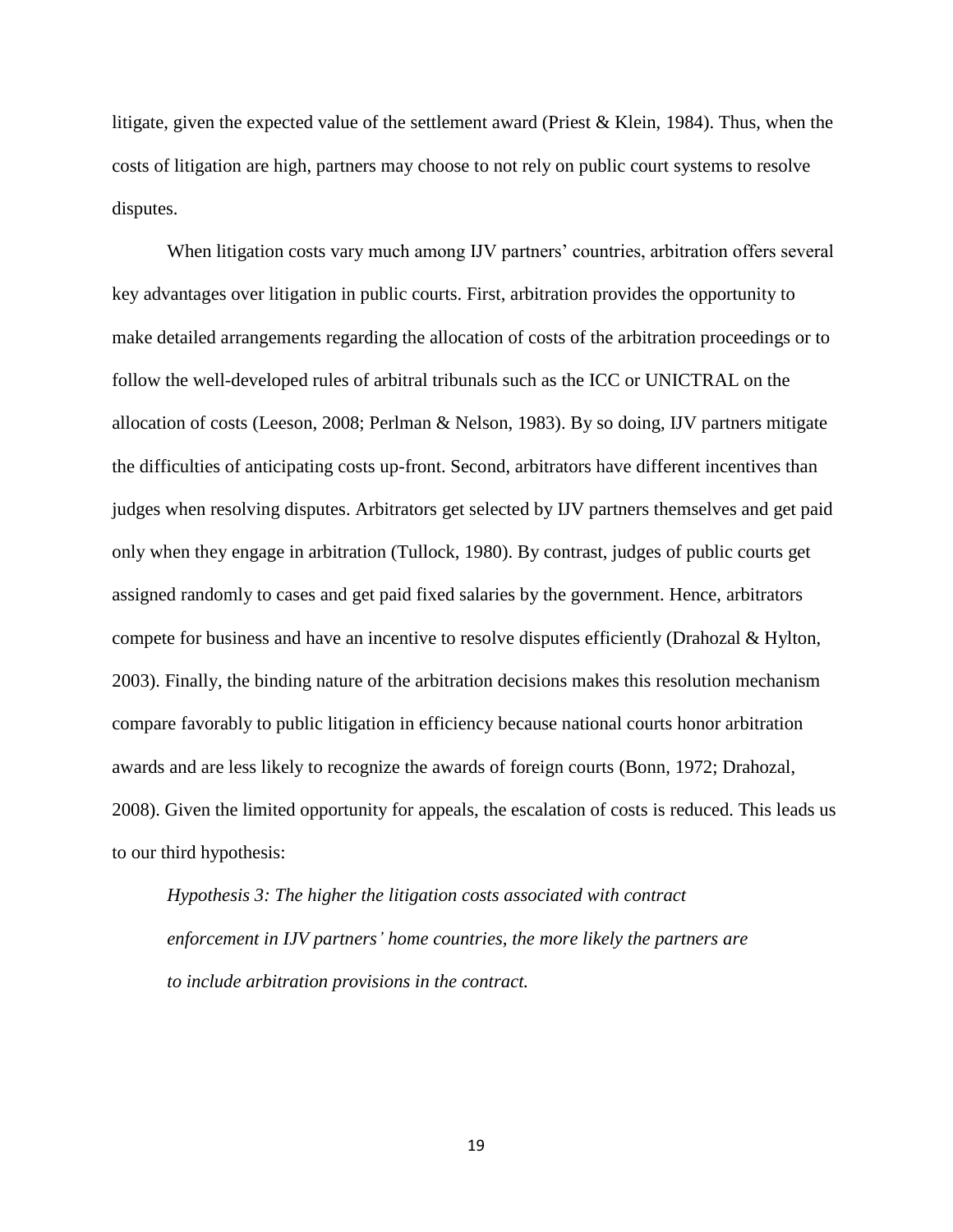litigate, given the expected value of the settlement award (Priest & Klein, 1984). Thus, when the costs of litigation are high, partners may choose to not rely on public court systems to resolve disputes.

When litigation costs vary much among IJV partners' countries, arbitration offers several key advantages over litigation in public courts. First, arbitration provides the opportunity to make detailed arrangements regarding the allocation of costs of the arbitration proceedings or to follow the well-developed rules of arbitral tribunals such as the ICC or UNICTRAL on the allocation of costs (Leeson, 2008; Perlman & Nelson, 1983). By so doing, IJV partners mitigate the difficulties of anticipating costs up-front. Second, arbitrators have different incentives than judges when resolving disputes. Arbitrators get selected by IJV partners themselves and get paid only when they engage in arbitration (Tullock, 1980). By contrast, judges of public courts get assigned randomly to cases and get paid fixed salaries by the government. Hence, arbitrators compete for business and have an incentive to resolve disputes efficiently (Drahozal & Hylton, 2003). Finally, the binding nature of the arbitration decisions makes this resolution mechanism compare favorably to public litigation in efficiency because national courts honor arbitration awards and are less likely to recognize the awards of foreign courts (Bonn, 1972; Drahozal, 2008). Given the limited opportunity for appeals, the escalation of costs is reduced. This leads us to our third hypothesis:

*Hypothesis 3: The higher the litigation costs associated with contract enforcement in IJV partners' home countries, the more likely the partners are to include arbitration provisions in the contract.*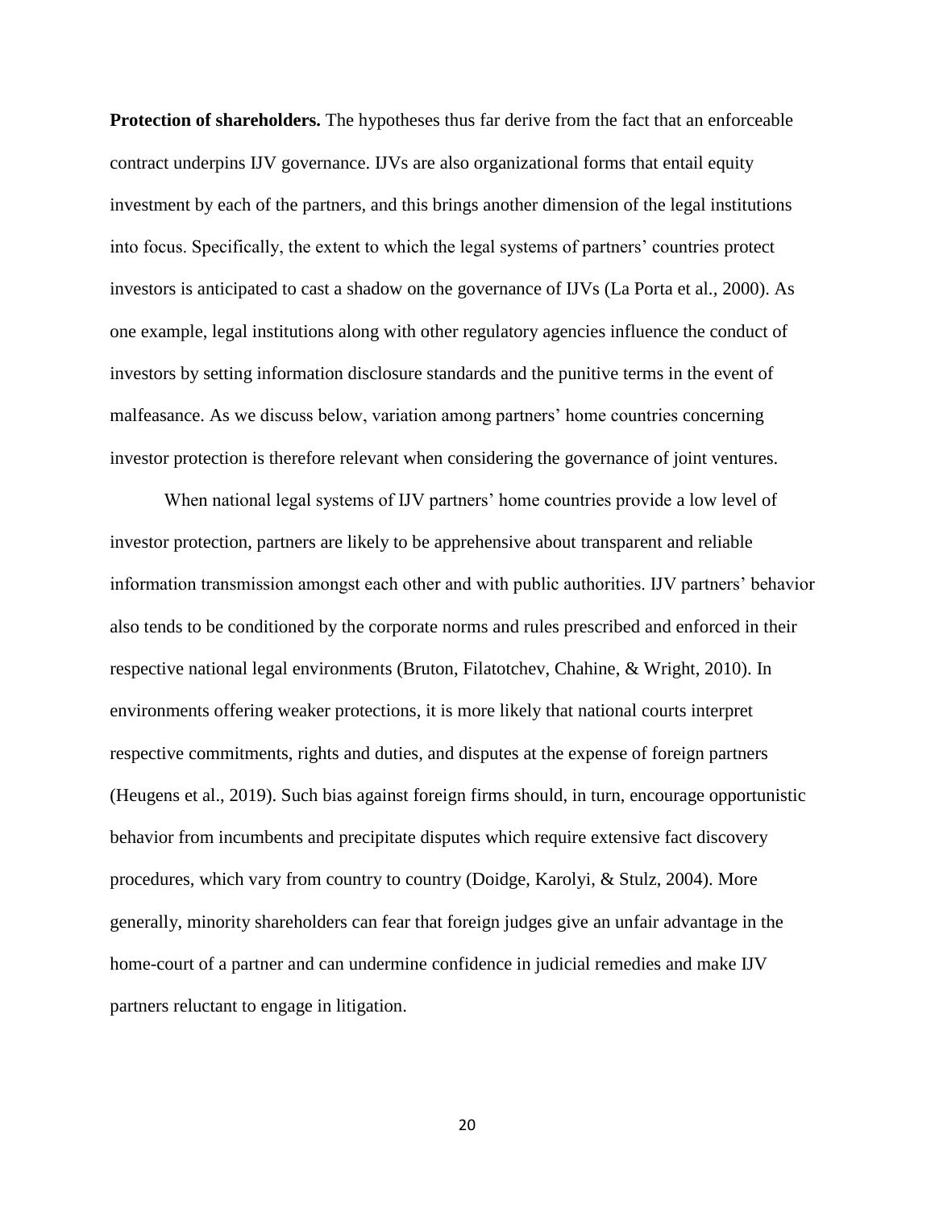**Protection of shareholders.** The hypotheses thus far derive from the fact that an enforceable contract underpins IJV governance. IJVs are also organizational forms that entail equity investment by each of the partners, and this brings another dimension of the legal institutions into focus. Specifically, the extent to which the legal systems of partners' countries protect investors is anticipated to cast a shadow on the governance of IJVs (La Porta et al., 2000). As one example, legal institutions along with other regulatory agencies influence the conduct of investors by setting information disclosure standards and the punitive terms in the event of malfeasance. As we discuss below, variation among partners' home countries concerning investor protection is therefore relevant when considering the governance of joint ventures.

When national legal systems of IJV partners' home countries provide a low level of investor protection, partners are likely to be apprehensive about transparent and reliable information transmission amongst each other and with public authorities. IJV partners' behavior also tends to be conditioned by the corporate norms and rules prescribed and enforced in their respective national legal environments (Bruton, Filatotchev, Chahine, & Wright, 2010). In environments offering weaker protections, it is more likely that national courts interpret respective commitments, rights and duties, and disputes at the expense of foreign partners (Heugens et al., 2019). Such bias against foreign firms should, in turn, encourage opportunistic behavior from incumbents and precipitate disputes which require extensive fact discovery procedures, which vary from country to country (Doidge, Karolyi, & Stulz, 2004). More generally, minority shareholders can fear that foreign judges give an unfair advantage in the home-court of a partner and can undermine confidence in judicial remedies and make IJV partners reluctant to engage in litigation.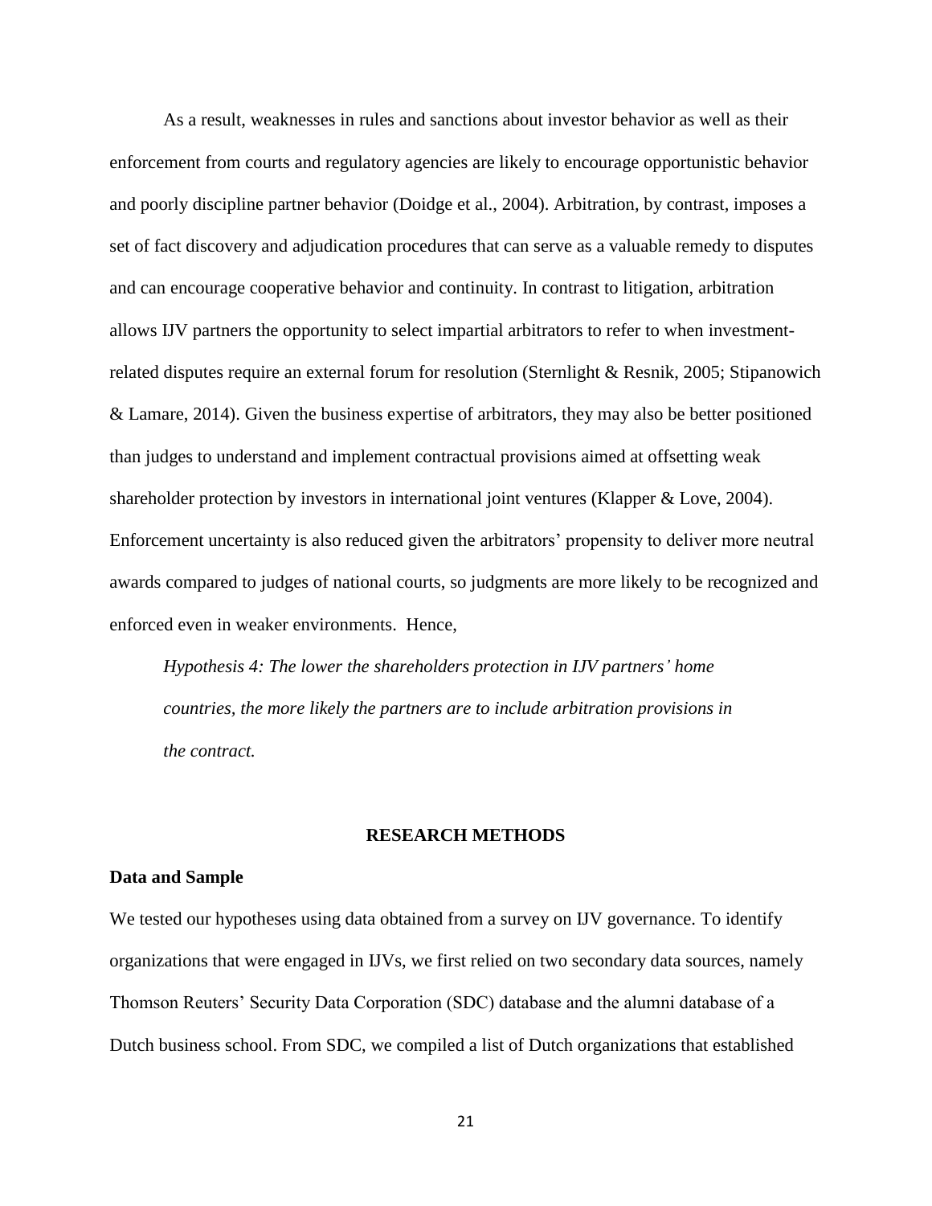As a result, weaknesses in rules and sanctions about investor behavior as well as their enforcement from courts and regulatory agencies are likely to encourage opportunistic behavior and poorly discipline partner behavior (Doidge et al., 2004). Arbitration, by contrast, imposes a set of fact discovery and adjudication procedures that can serve as a valuable remedy to disputes and can encourage cooperative behavior and continuity. In contrast to litigation, arbitration allows IJV partners the opportunity to select impartial arbitrators to refer to when investment-related disputes require an external forum for resolution (Sternlight & Resnik, 2005; Stipanowich & Lamare, 2014). Given the business expertise of arbitrators, they may also be better positioned than judges to understand and implement contractual provisions aimed at offsetting weak shareholder protection by investors in international joint ventures (Klapper & Love, 2004). Enforcement uncertainty is also reduced given the arbitrators' propensity to deliver more neutral awards compared to judges of national courts, so judgments are more likely to be recognized and enforced even in weaker environments. Hence,

*Hypothesis 4: The lower the shareholders protection in IJV partners' home countries, the more likely the partners are to include arbitration provisions in the contract.*

## RESEARCH METHODS

### Data and Sample

We tested our hypotheses using data obtained from a survey on IJV governance. To identify organizations that were engaged in IJVs, we first relied on two secondary data sources, namely Thomson Reuters' Security Data Corporation (SDC) database and the alumni database of a Dutch business school. From SDC, we compiled a list of Dutch organizations that established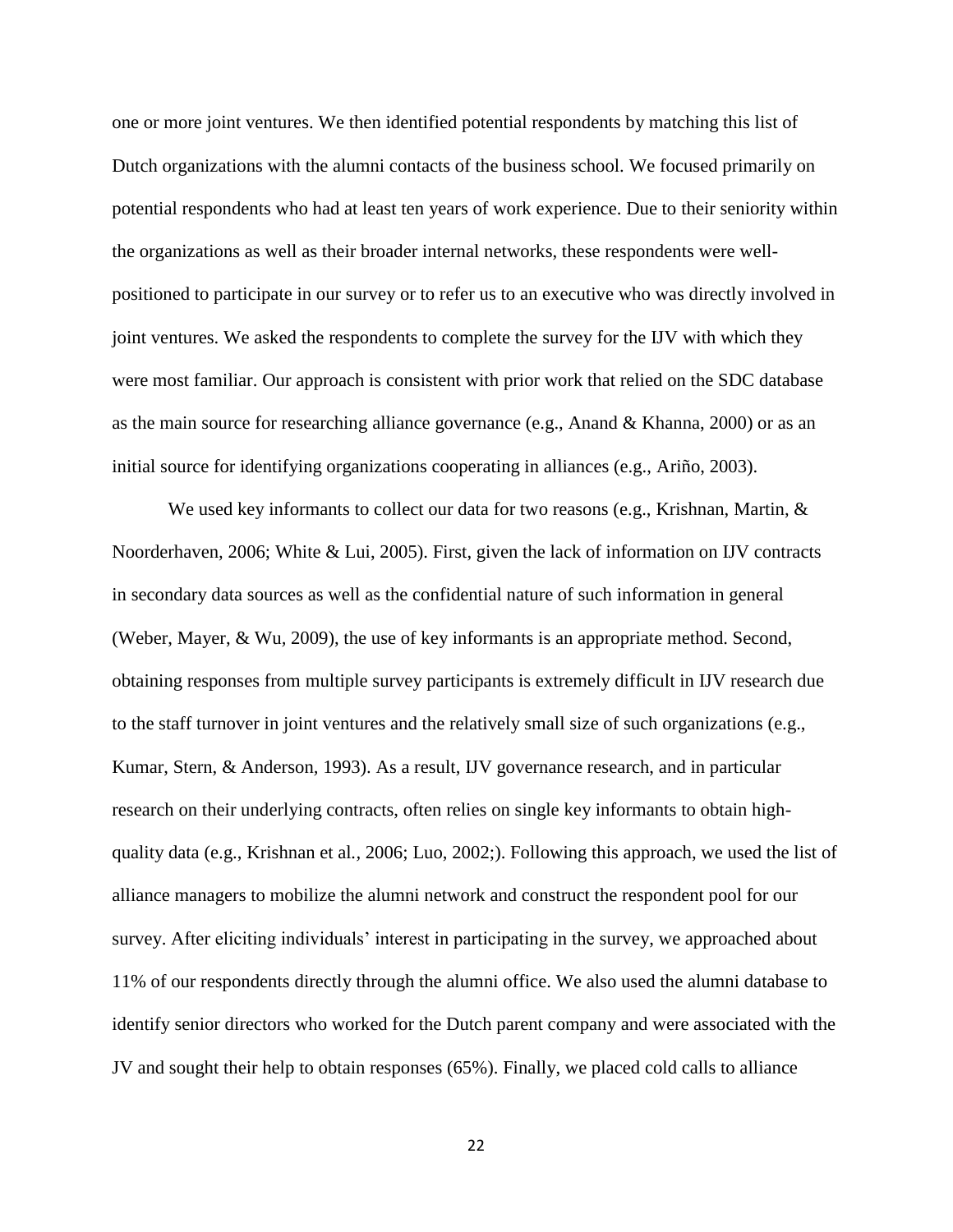one or more joint ventures. We then identified potential respondents by matching this list of Dutch organizations with the alumni contacts of the business school. We focused primarily on potential respondents who had at least ten years of work experience. Due to their seniority within the organizations as well as their broader internal networks, these respondents were well-positioned to participate in our survey or to refer us to an executive who was directly involved in joint ventures. We asked the respondents to complete the survey for the IJV with which they were most familiar. Our approach is consistent with prior work that relied on the SDC database as the main source for researching alliance governance (e.g., Anand & Khanna, 2000) or as an initial source for identifying organizations cooperating in alliances (e.g., Ariño, 2003).

We used key informants to collect our data for two reasons (e.g., Krishnan, Martin, & Noorderhaven, 2006; White & Lui, 2005). First, given the lack of information on IJV contracts in secondary data sources as well as the confidential nature of such information in general (Weber, Mayer, & Wu, 2009), the use of key informants is an appropriate method. Second, obtaining responses from multiple survey participants is extremely difficult in IJV research due to the staff turnover in joint ventures and the relatively small size of such organizations (e.g., Kumar, Stern, & Anderson, 1993). As a result, IJV governance research, and in particular research on their underlying contracts, often relies on single key informants to obtain high-quality data (e.g., Krishnan et al., 2006; Luo, 2002;). Following this approach, we used the list of alliance managers to mobilize the alumni network and construct the respondent pool for our survey. After eliciting individuals' interest in participating in the survey, we approached about 11% of our respondents directly through the alumni office. We also used the alumni database to identify senior directors who worked for the Dutch parent company and were associated with the JV and sought their help to obtain responses (65%). Finally, we placed cold calls to alliance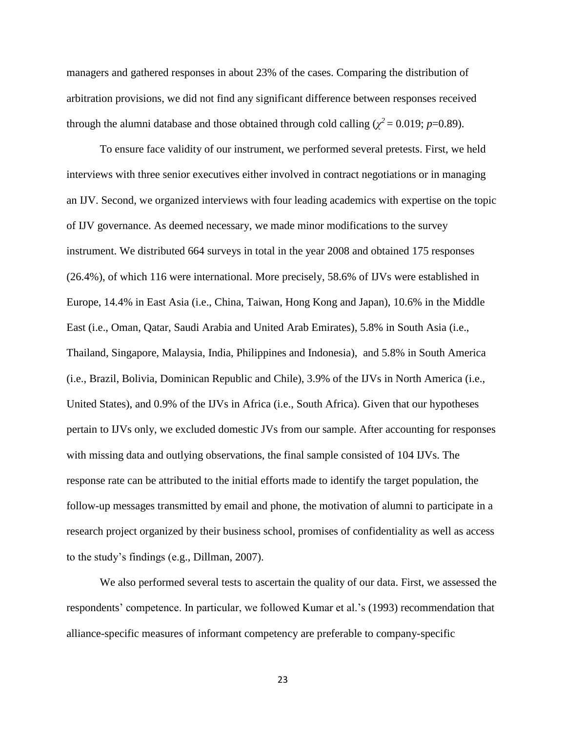managers and gathered responses in about 23% of the cases. Comparing the distribution of arbitration provisions, we did not find any significant difference between responses received through the alumni database and those obtained through cold calling ($\chi^2 = 0.019$; $p$=0.89).

To ensure face validity of our instrument, we performed several pretests. First, we held interviews with three senior executives either involved in contract negotiations or in managing an IJV. Second, we organized interviews with four leading academics with expertise on the topic of IJV governance. As deemed necessary, we made minor modifications to the survey instrument. We distributed 664 surveys in total in the year 2008 and obtained 175 responses (26.4%), of which 116 were international. More precisely, 58.6% of IJVs were established in Europe, 14.4% in East Asia (i.e., China, Taiwan, Hong Kong and Japan), 10.6% in the Middle East (i.e., Oman, Qatar, Saudi Arabia and United Arab Emirates), 5.8% in South Asia (i.e., Thailand, Singapore, Malaysia, India, Philippines and Indonesia), and 5.8% in South America (i.e., Brazil, Bolivia, Dominican Republic and Chile), 3.9% of the IJVs in North America (i.e., United States), and 0.9% of the IJVs in Africa (i.e., South Africa). Given that our hypotheses pertain to IJVs only, we excluded domestic JVs from our sample. After accounting for responses with missing data and outlying observations, the final sample consisted of 104 IJVs. The response rate can be attributed to the initial efforts made to identify the target population, the follow-up messages transmitted by email and phone, the motivation of alumni to participate in a research project organized by their business school, promises of confidentiality as well as access to the study's findings (e.g., Dillman, 2007).

We also performed several tests to ascertain the quality of our data. First, we assessed the respondents' competence. In particular, we followed Kumar et al.'s (1993) recommendation that alliance-specific measures of informant competency are preferable to company-specific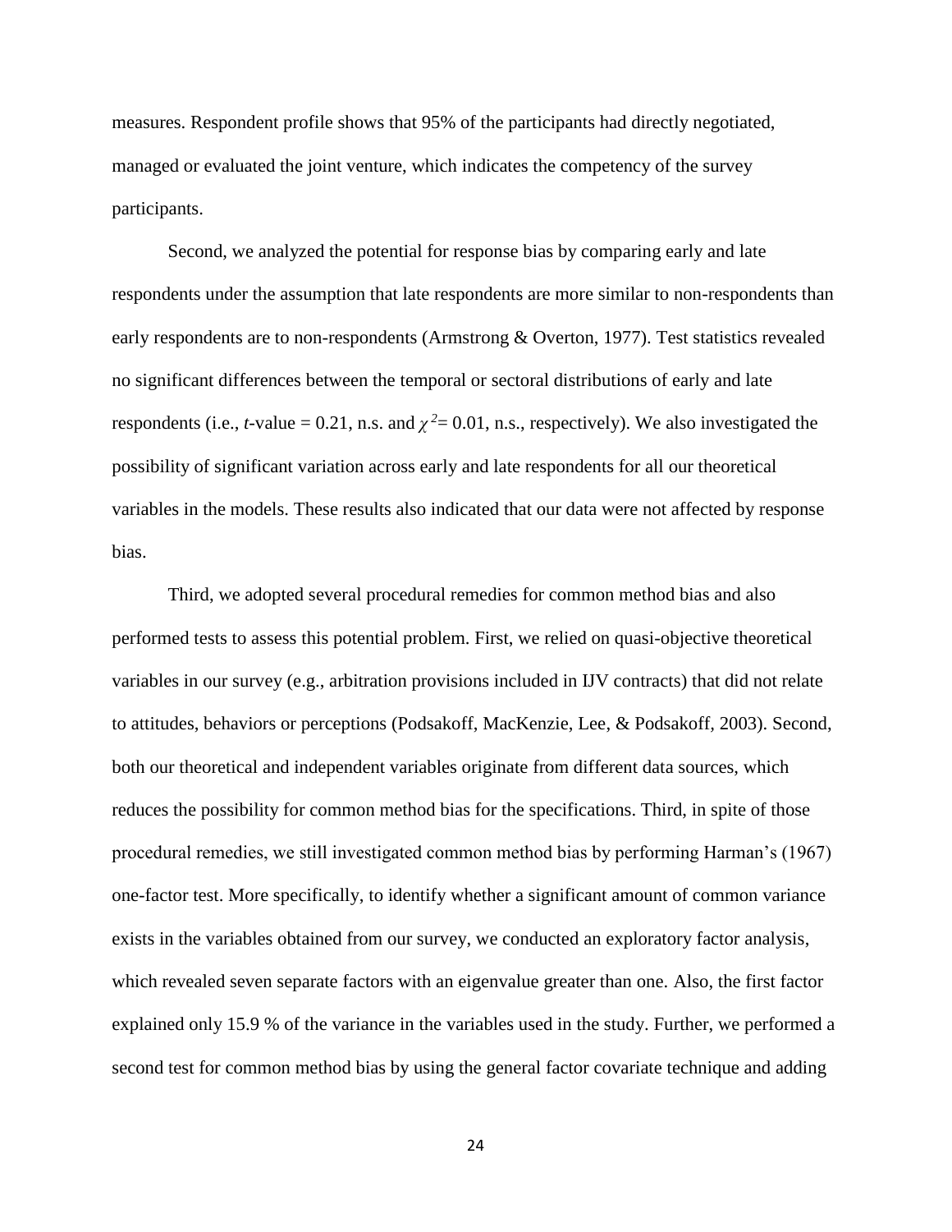measures. Respondent profile shows that 95% of the participants had directly negotiated, managed or evaluated the joint venture, which indicates the competency of the survey participants.

Second, we analyzed the potential for response bias by comparing early and late respondents under the assumption that late respondents are more similar to non-respondents than early respondents are to non-respondents (Armstrong & Overton, 1977). Test statistics revealed no significant differences between the temporal or sectoral distributions of early and late respondents (i.e., $t$-value = 0.21, n.s. and $\chi^2$= 0.01, n.s., respectively). We also investigated the possibility of significant variation across early and late respondents for all our theoretical variables in the models. These results also indicated that our data were not affected by response bias.

Third, we adopted several procedural remedies for common method bias and also performed tests to assess this potential problem. First, we relied on quasi-objective theoretical variables in our survey (e.g., arbitration provisions included in IJV contracts) that did not relate to attitudes, behaviors or perceptions (Podsakoff, MacKenzie, Lee, & Podsakoff, 2003). Second, both our theoretical and independent variables originate from different data sources, which reduces the possibility for common method bias for the specifications. Third, in spite of those procedural remedies, we still investigated common method bias by performing Harman's (1967) one-factor test. More specifically, to identify whether a significant amount of common variance exists in the variables obtained from our survey, we conducted an exploratory factor analysis, which revealed seven separate factors with an eigenvalue greater than one. Also, the first factor explained only 15.9 % of the variance in the variables used in the study. Further, we performed a second test for common method bias by using the general factor covariate technique and adding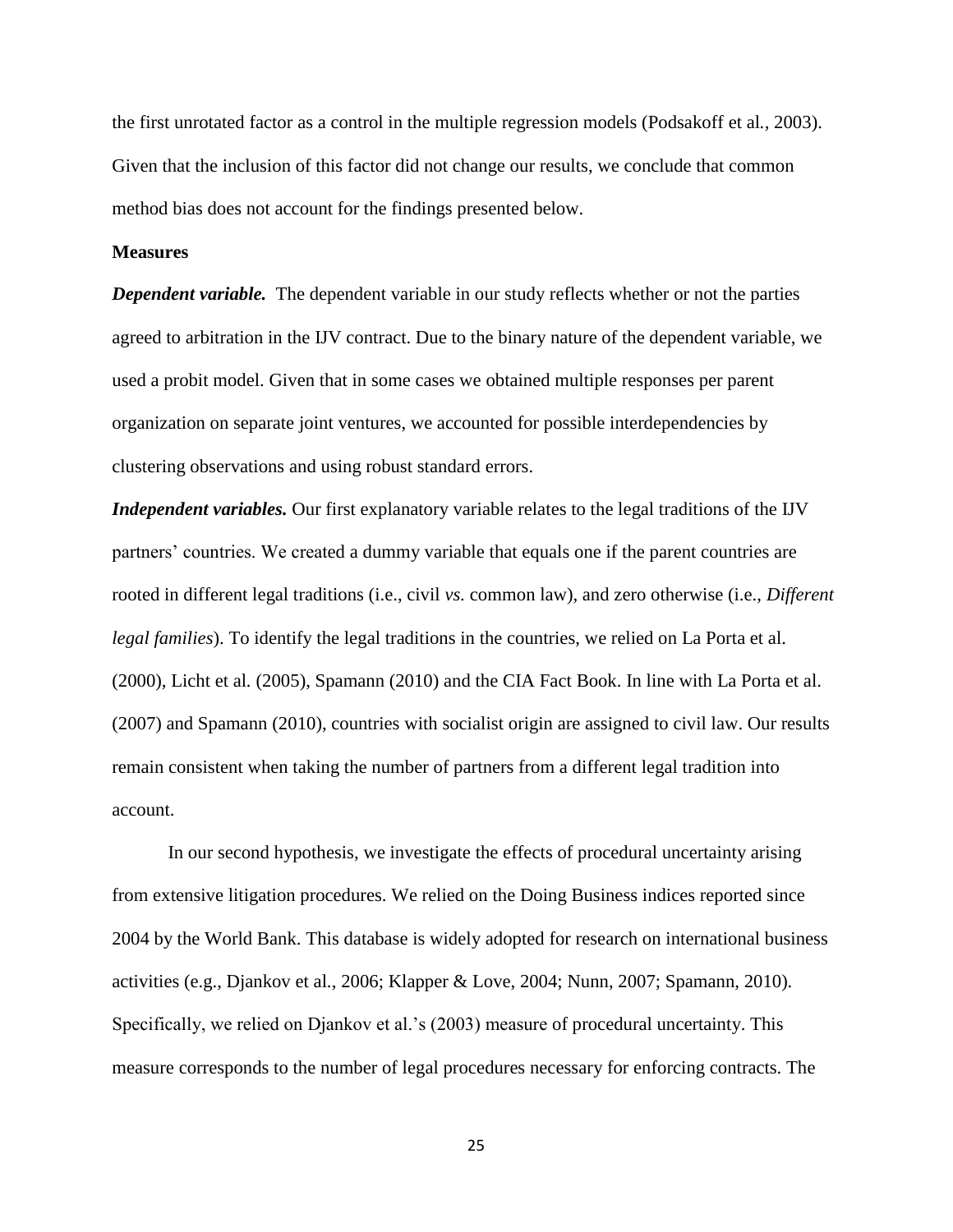the first unrotated factor as a control in the multiple regression models (Podsakoff et al*.*, 2003). Given that the inclusion of this factor did not change our results, we conclude that common method bias does not account for the findings presented below.

**Measures**

***Dependent variable.*** The dependent variable in our study reflects whether or not the parties agreed to arbitration in the IJV contract. Due to the binary nature of the dependent variable, we used a probit model. Given that in some cases we obtained multiple responses per parent organization on separate joint ventures, we accounted for possible interdependencies by clustering observations and using robust standard errors.

***Independent variables.*** Our first explanatory variable relates to the legal traditions of the IJV partners' countries. We created a dummy variable that equals one if the parent countries are rooted in different legal traditions (i.e., civil *vs.* common law), and zero otherwise (i.e., *Different legal families*). To identify the legal traditions in the countries, we relied on La Porta et al. (2000), Licht et al*.* (2005), Spamann (2010) and the CIA Fact Book. In line with La Porta et al. (2007) and Spamann (2010), countries with socialist origin are assigned to civil law. Our results remain consistent when taking the number of partners from a different legal tradition into account.

In our second hypothesis, we investigate the effects of procedural uncertainty arising from extensive litigation procedures. We relied on the Doing Business indices reported since 2004 by the World Bank. This database is widely adopted for research on international business activities (e.g., Djankov et al*.*, 2006; Klapper & Love, 2004; Nunn, 2007; Spamann, 2010). Specifically, we relied on Djankov et al.'s (2003) measure of procedural uncertainty. This measure corresponds to the number of legal procedures necessary for enforcing contracts. The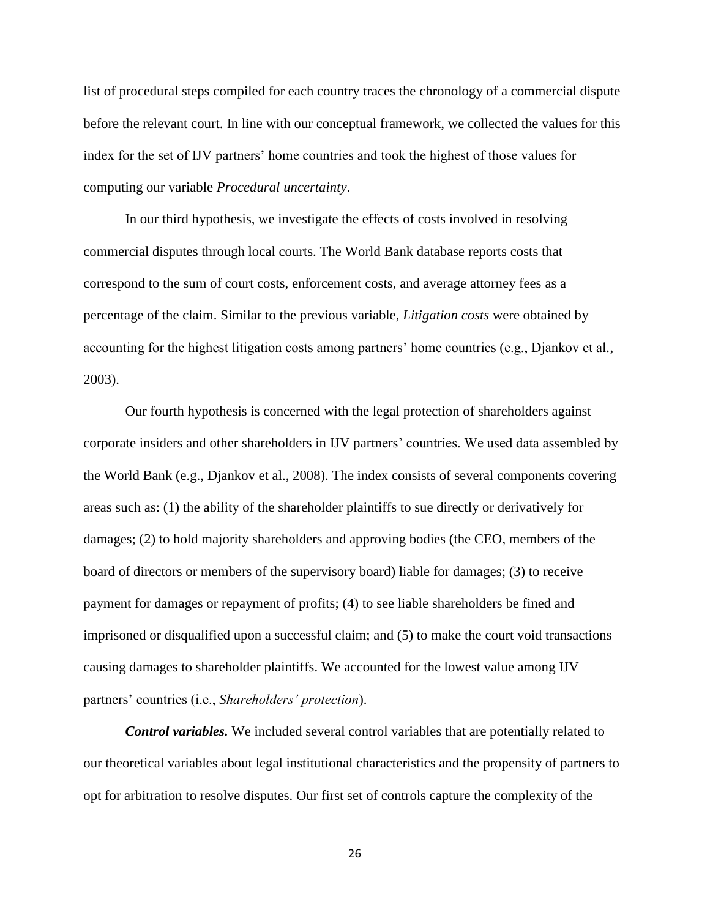list of procedural steps compiled for each country traces the chronology of a commercial dispute before the relevant court. In line with our conceptual framework, we collected the values for this index for the set of IJV partners' home countries and took the highest of those values for computing our variable *Procedural uncertainty*.

In our third hypothesis, we investigate the effects of costs involved in resolving commercial disputes through local courts. The World Bank database reports costs that correspond to the sum of court costs, enforcement costs, and average attorney fees as a percentage of the claim. Similar to the previous variable, *Litigation costs* were obtained by accounting for the highest litigation costs among partners' home countries (e.g., Djankov et al., 2003).

Our fourth hypothesis is concerned with the legal protection of shareholders against corporate insiders and other shareholders in IJV partners' countries. We used data assembled by the World Bank (e.g., Djankov et al., 2008). The index consists of several components covering areas such as: (1) the ability of the shareholder plaintiffs to sue directly or derivatively for damages; (2) to hold majority shareholders and approving bodies (the CEO, members of the board of directors or members of the supervisory board) liable for damages; (3) to receive payment for damages or repayment of profits; (4) to see liable shareholders be fined and imprisoned or disqualified upon a successful claim; and (5) to make the court void transactions causing damages to shareholder plaintiffs. We accounted for the lowest value among IJV partners' countries (i.e., *Shareholders' protection*).

***Control variables.*** We included several control variables that are potentially related to our theoretical variables about legal institutional characteristics and the propensity of partners to opt for arbitration to resolve disputes. Our first set of controls capture the complexity of the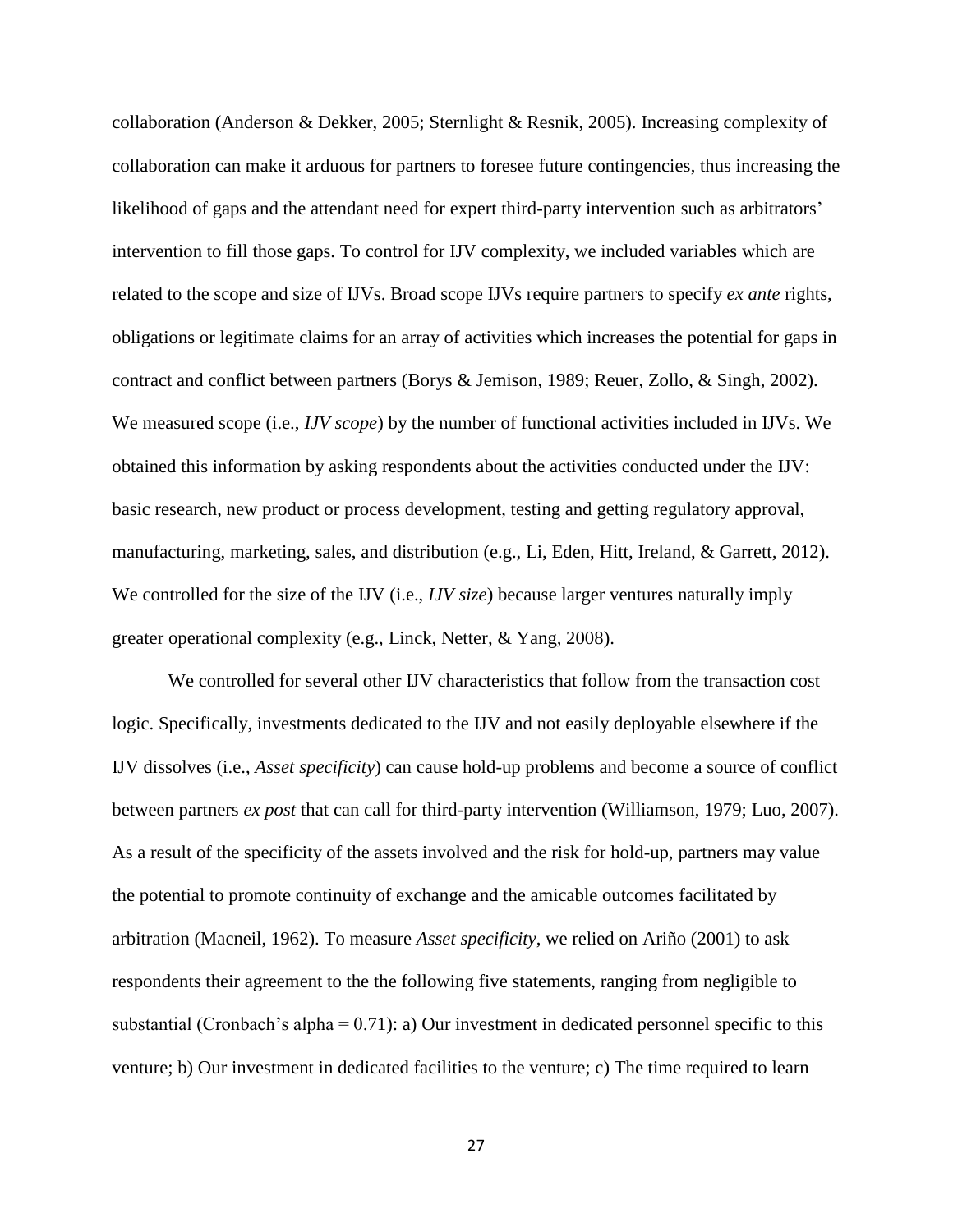collaboration (Anderson & Dekker, 2005; Sternlight & Resnik, 2005). Increasing complexity of collaboration can make it arduous for partners to foresee future contingencies, thus increasing the likelihood of gaps and the attendant need for expert third-party intervention such as arbitrators' intervention to fill those gaps. To control for IJV complexity, we included variables which are related to the scope and size of IJVs. Broad scope IJVs require partners to specify *ex ante* rights, obligations or legitimate claims for an array of activities which increases the potential for gaps in contract and conflict between partners (Borys & Jemison, 1989; Reuer, Zollo, & Singh, 2002). We measured scope (i.e., *IJV scope*) by the number of functional activities included in IJVs. We obtained this information by asking respondents about the activities conducted under the IJV: basic research, new product or process development, testing and getting regulatory approval, manufacturing, marketing, sales, and distribution (e.g., Li, Eden, Hitt, Ireland, & Garrett, 2012). We controlled for the size of the IJV (i.e., *IJV size*) because larger ventures naturally imply greater operational complexity (e.g., Linck, Netter, & Yang, 2008).

We controlled for several other IJV characteristics that follow from the transaction cost logic. Specifically, investments dedicated to the IJV and not easily deployable elsewhere if the IJV dissolves (i.e., *Asset specificity*) can cause hold-up problems and become a source of conflict between partners *ex post* that can call for third-party intervention (Williamson, 1979; Luo, 2007). As a result of the specificity of the assets involved and the risk for hold-up, partners may value the potential to promote continuity of exchange and the amicable outcomes facilitated by arbitration (Macneil, 1962). To measure *Asset specificity*, we relied on Ariño (2001) to ask respondents their agreement to the the following five statements, ranging from negligible to substantial (Cronbach's alpha = 0.71): a) Our investment in dedicated personnel specific to this venture; b) Our investment in dedicated facilities to the venture; c) The time required to learn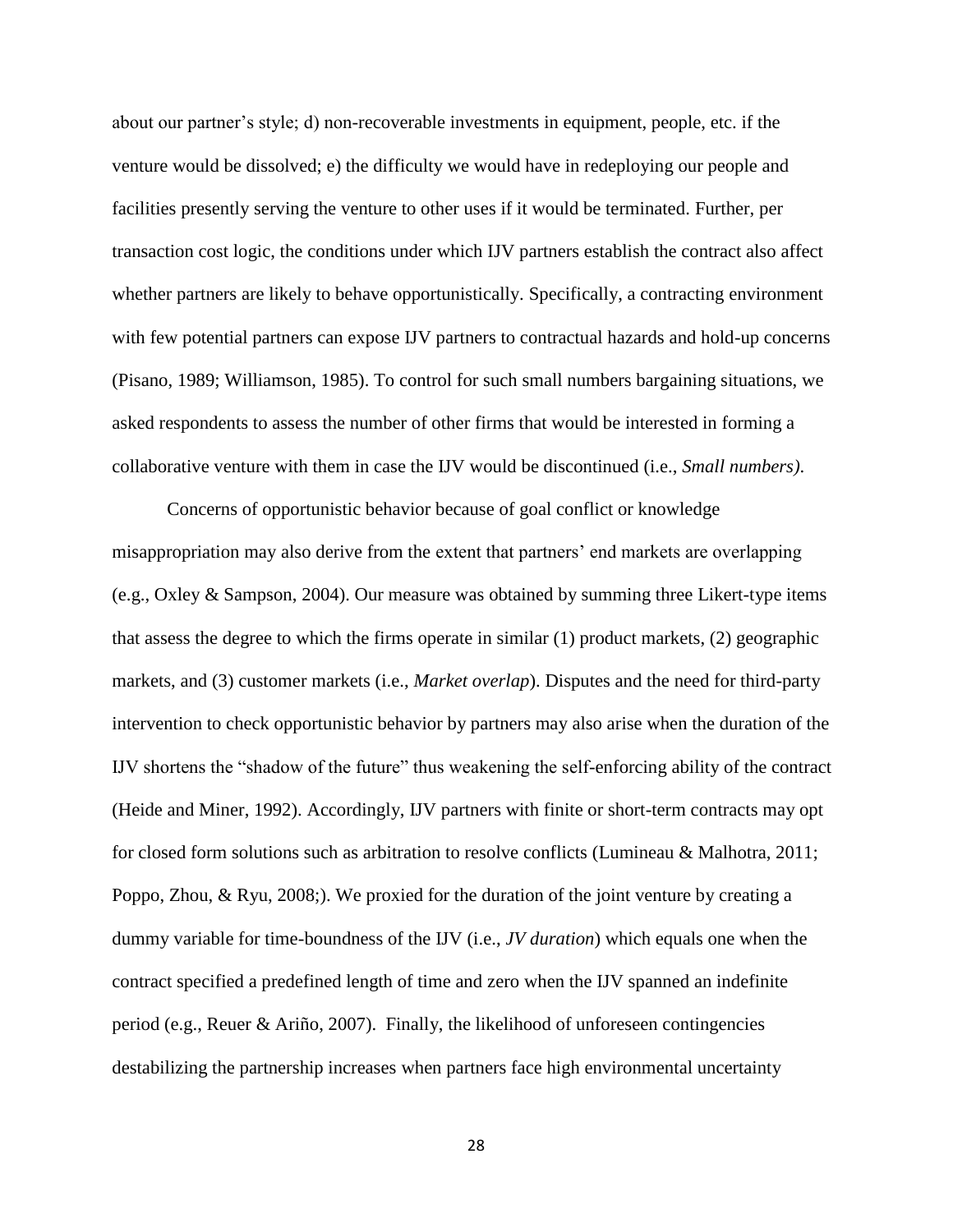about our partner's style; d) non-recoverable investments in equipment, people, etc. if the venture would be dissolved; e) the difficulty we would have in redeploying our people and facilities presently serving the venture to other uses if it would be terminated. Further, per transaction cost logic, the conditions under which IJV partners establish the contract also affect whether partners are likely to behave opportunistically. Specifically, a contracting environment with few potential partners can expose IJV partners to contractual hazards and hold-up concerns (Pisano, 1989; Williamson, 1985). To control for such small numbers bargaining situations, we asked respondents to assess the number of other firms that would be interested in forming a collaborative venture with them in case the IJV would be discontinued (i.e., *Small numbers)*.

Concerns of opportunistic behavior because of goal conflict or knowledge misappropriation may also derive from the extent that partners' end markets are overlapping (e.g., Oxley & Sampson, 2004). Our measure was obtained by summing three Likert-type items that assess the degree to which the firms operate in similar (1) product markets, (2) geographic markets, and (3) customer markets (i.e., *Market overlap*). Disputes and the need for third-party intervention to check opportunistic behavior by partners may also arise when the duration of the IJV shortens the "shadow of the future" thus weakening the self-enforcing ability of the contract (Heide and Miner, 1992). Accordingly, IJV partners with finite or short-term contracts may opt for closed form solutions such as arbitration to resolve conflicts (Lumineau & Malhotra, 2011; Poppo, Zhou, & Ryu, 2008;). We proxied for the duration of the joint venture by creating a dummy variable for time-boundness of the IJV (i.e., *JV duration*) which equals one when the contract specified a predefined length of time and zero when the IJV spanned an indefinite period (e.g., Reuer & Ariño, 2007). Finally, the likelihood of unforeseen contingencies destabilizing the partnership increases when partners face high environmental uncertainty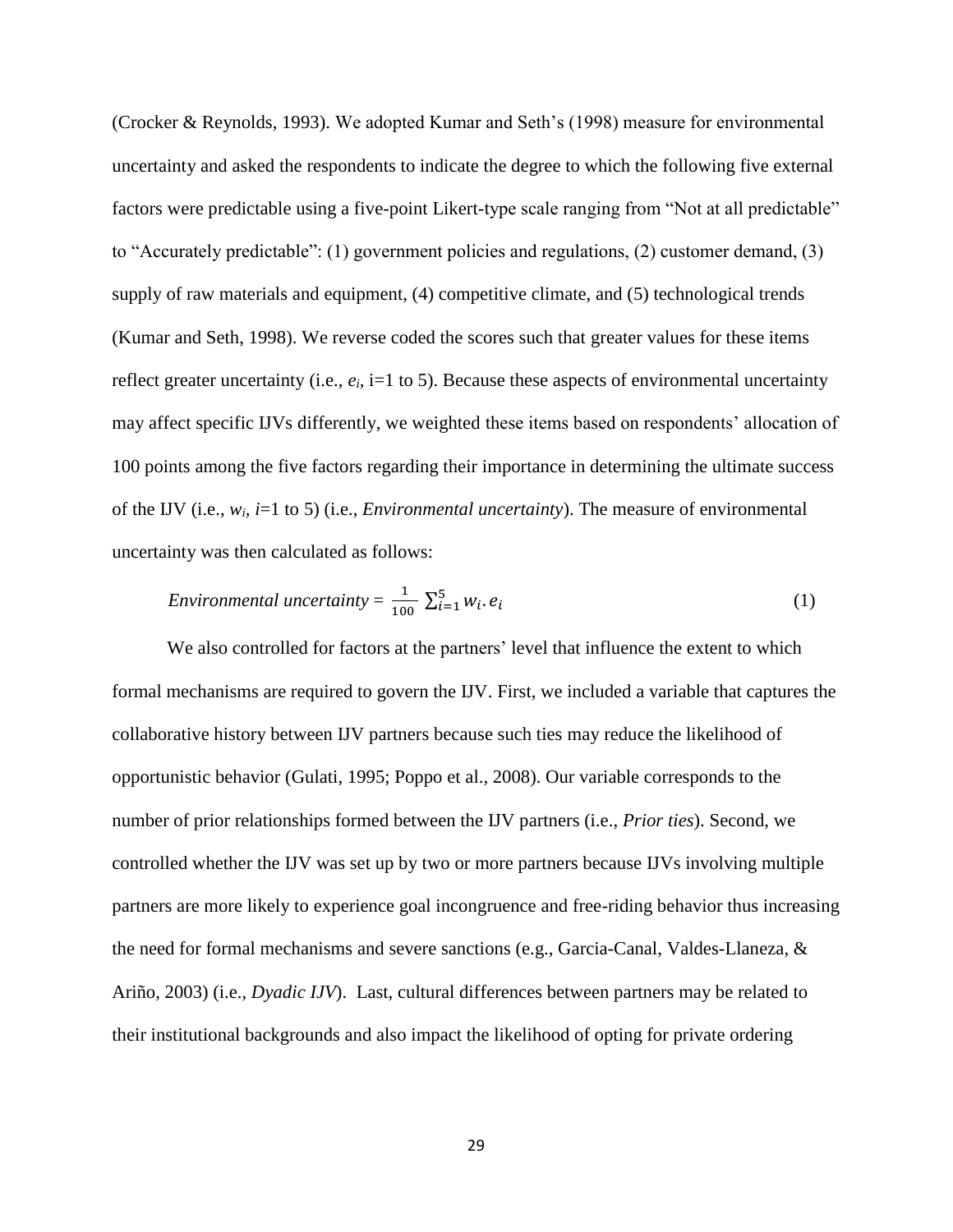(Crocker & Reynolds, 1993). We adopted Kumar and Seth's (1998) measure for environmental uncertainty and asked the respondents to indicate the degree to which the following five external factors were predictable using a five-point Likert-type scale ranging from "Not at all predictable" to "Accurately predictable": (1) government policies and regulations, (2) customer demand, (3) supply of raw materials and equipment, (4) competitive climate, and (5) technological trends (Kumar and Seth, 1998). We reverse coded the scores such that greater values for these items reflect greater uncertainty (i.e., $e_i$, i=1 to 5). Because these aspects of environmental uncertainty may affect specific IJVs differently, we weighted these items based on respondents' allocation of 100 points among the five factors regarding their importance in determining the ultimate success of the IJV (i.e., $w_i$, $i$=1 to 5) (i.e., *Environmental uncertainty*). The measure of environmental uncertainty was then calculated as follows:

$$\textit{Environmental uncertainty} = \frac{1}{100} \sum_{i=1}^{5} w_i . e_i \tag{1}$$

We also controlled for factors at the partners' level that influence the extent to which formal mechanisms are required to govern the IJV. First, we included a variable that captures the collaborative history between IJV partners because such ties may reduce the likelihood of opportunistic behavior (Gulati, 1995; Poppo et al., 2008). Our variable corresponds to the number of prior relationships formed between the IJV partners (i.e., *Prior ties*). Second, we controlled whether the IJV was set up by two or more partners because IJVs involving multiple partners are more likely to experience goal incongruence and free-riding behavior thus increasing the need for formal mechanisms and severe sanctions (e.g., Garcia-Canal, Valdes-Llaneza, & Ariño, 2003) (i.e., *Dyadic IJV*). Last, cultural differences between partners may be related to their institutional backgrounds and also impact the likelihood of opting for private ordering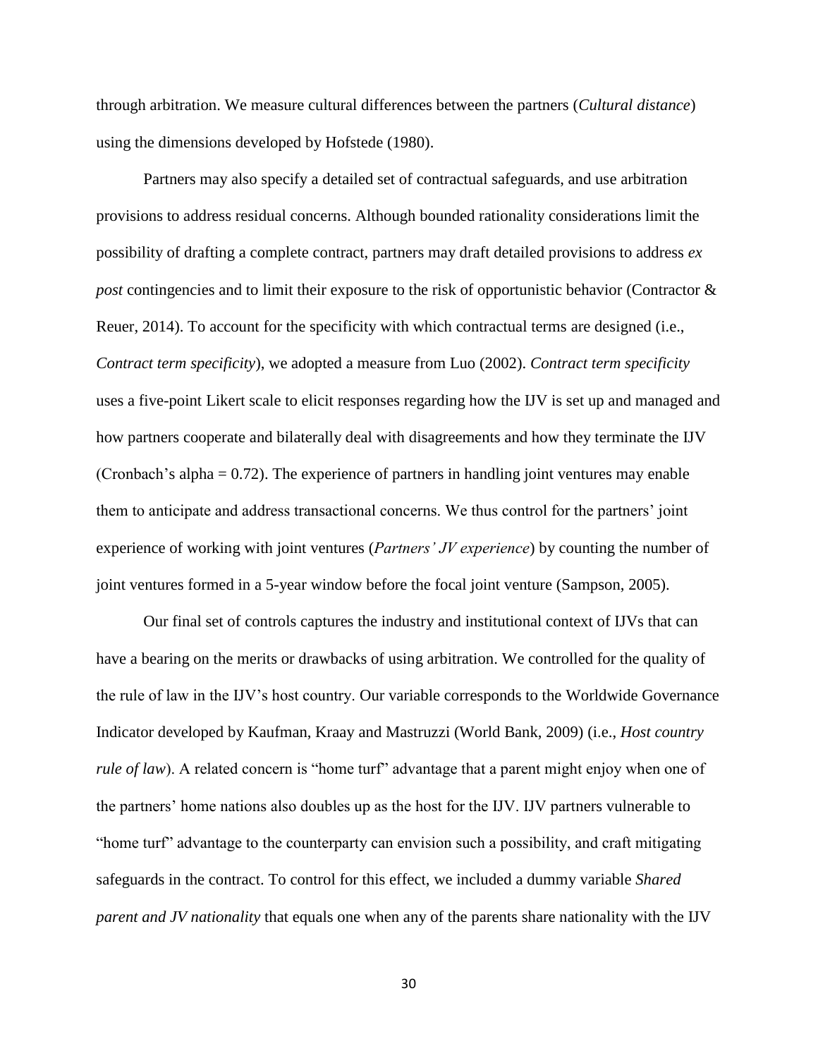through arbitration. We measure cultural differences between the partners (*Cultural distance*) using the dimensions developed by Hofstede (1980).

Partners may also specify a detailed set of contractual safeguards, and use arbitration provisions to address residual concerns. Although bounded rationality considerations limit the possibility of drafting a complete contract, partners may draft detailed provisions to address *ex post* contingencies and to limit their exposure to the risk of opportunistic behavior (Contractor & Reuer, 2014). To account for the specificity with which contractual terms are designed (i.e., *Contract term specificity*), we adopted a measure from Luo (2002). *Contract term specificity* uses a five-point Likert scale to elicit responses regarding how the IJV is set up and managed and how partners cooperate and bilaterally deal with disagreements and how they terminate the IJV (Cronbach's alpha = 0.72). The experience of partners in handling joint ventures may enable them to anticipate and address transactional concerns. We thus control for the partners' joint experience of working with joint ventures (*Partners' JV experience*) by counting the number of joint ventures formed in a 5-year window before the focal joint venture (Sampson, 2005).

Our final set of controls captures the industry and institutional context of IJVs that can have a bearing on the merits or drawbacks of using arbitration. We controlled for the quality of the rule of law in the IJV's host country. Our variable corresponds to the Worldwide Governance Indicator developed by Kaufman, Kraay and Mastruzzi (World Bank, 2009) (i.e., *Host country rule of law*). A related concern is "home turf" advantage that a parent might enjoy when one of the partners' home nations also doubles up as the host for the IJV. IJV partners vulnerable to "home turf" advantage to the counterparty can envision such a possibility, and craft mitigating safeguards in the contract. To control for this effect, we included a dummy variable *Shared parent and JV nationality* that equals one when any of the parents share nationality with the IJV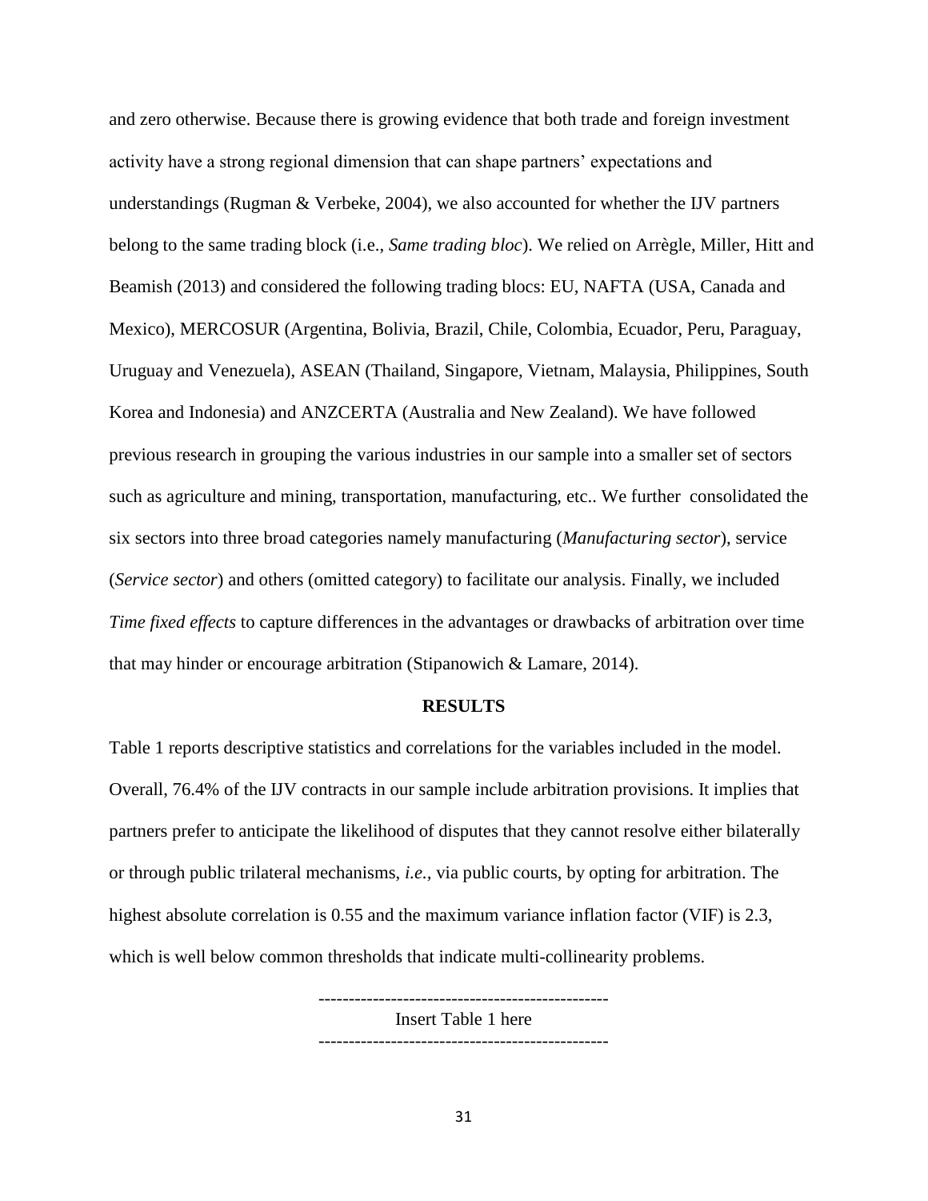and zero otherwise. Because there is growing evidence that both trade and foreign investment activity have a strong regional dimension that can shape partners' expectations and understandings (Rugman & Verbeke, 2004), we also accounted for whether the IJV partners belong to the same trading block (i.e., *Same trading bloc*). We relied on Arrègle, Miller, Hitt and Beamish (2013) and considered the following trading blocs: EU, NAFTA (USA, Canada and Mexico), MERCOSUR (Argentina, Bolivia, Brazil, Chile, Colombia, Ecuador, Peru, Paraguay, Uruguay and Venezuela), ASEAN (Thailand, Singapore, Vietnam, Malaysia, Philippines, South Korea and Indonesia) and ANZCERTA (Australia and New Zealand). We have followed previous research in grouping the various industries in our sample into a smaller set of sectors such as agriculture and mining, transportation, manufacturing, etc.. We further consolidated the six sectors into three broad categories namely manufacturing (*Manufacturing sector*), service (*Service sector*) and others (omitted category) to facilitate our analysis. Finally, we included *Time fixed effects* to capture differences in the advantages or drawbacks of arbitration over time that may hinder or encourage arbitration (Stipanowich & Lamare, 2014).

## RESULTS

Table 1 reports descriptive statistics and correlations for the variables included in the model. Overall, 76.4% of the IJV contracts in our sample include arbitration provisions. It implies that partners prefer to anticipate the likelihood of disputes that they cannot resolve either bilaterally or through public trilateral mechanisms, *i.e.,* via public courts, by opting for arbitration. The highest absolute correlation is 0.55 and the maximum variance inflation factor (VIF) is 2.3, which is well below common thresholds that indicate multi-collinearity problems.

------------------------------------------------
Insert Table 1 here
------------------------------------------------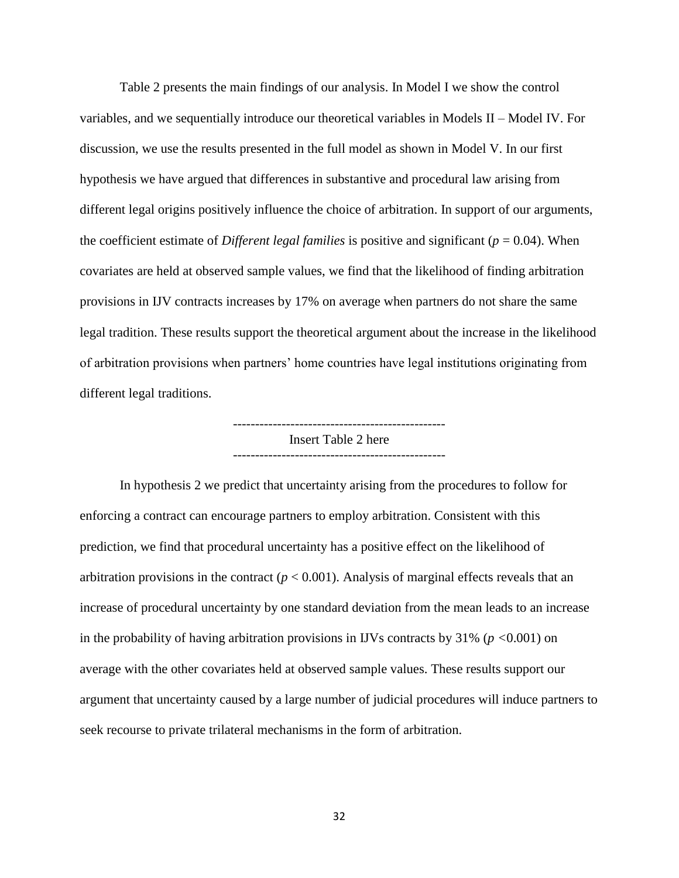Table 2 presents the main findings of our analysis. In Model I we show the control variables, and we sequentially introduce our theoretical variables in Models II – Model IV. For discussion, we use the results presented in the full model as shown in Model V. In our first hypothesis we have argued that differences in substantive and procedural law arising from different legal origins positively influence the choice of arbitration. In support of our arguments, the coefficient estimate of *Different legal families* is positive and significant ($p = 0.04$). When covariates are held at observed sample values, we find that the likelihood of finding arbitration provisions in IJV contracts increases by 17% on average when partners do not share the same legal tradition. These results support the theoretical argument about the increase in the likelihood of arbitration provisions when partners' home countries have legal institutions originating from different legal traditions.

-----------------------------------------------
Insert Table 2 here
-----------------------------------------------

In hypothesis 2 we predict that uncertainty arising from the procedures to follow for enforcing a contract can encourage partners to employ arbitration. Consistent with this prediction, we find that procedural uncertainty has a positive effect on the likelihood of arbitration provisions in the contract ($p < 0.001$). Analysis of marginal effects reveals that an increase of procedural uncertainty by one standard deviation from the mean leads to an increase in the probability of having arbitration provisions in IJVs contracts by 31% ($p < 0.001$) on average with the other covariates held at observed sample values. These results support our argument that uncertainty caused by a large number of judicial procedures will induce partners to seek recourse to private trilateral mechanisms in the form of arbitration.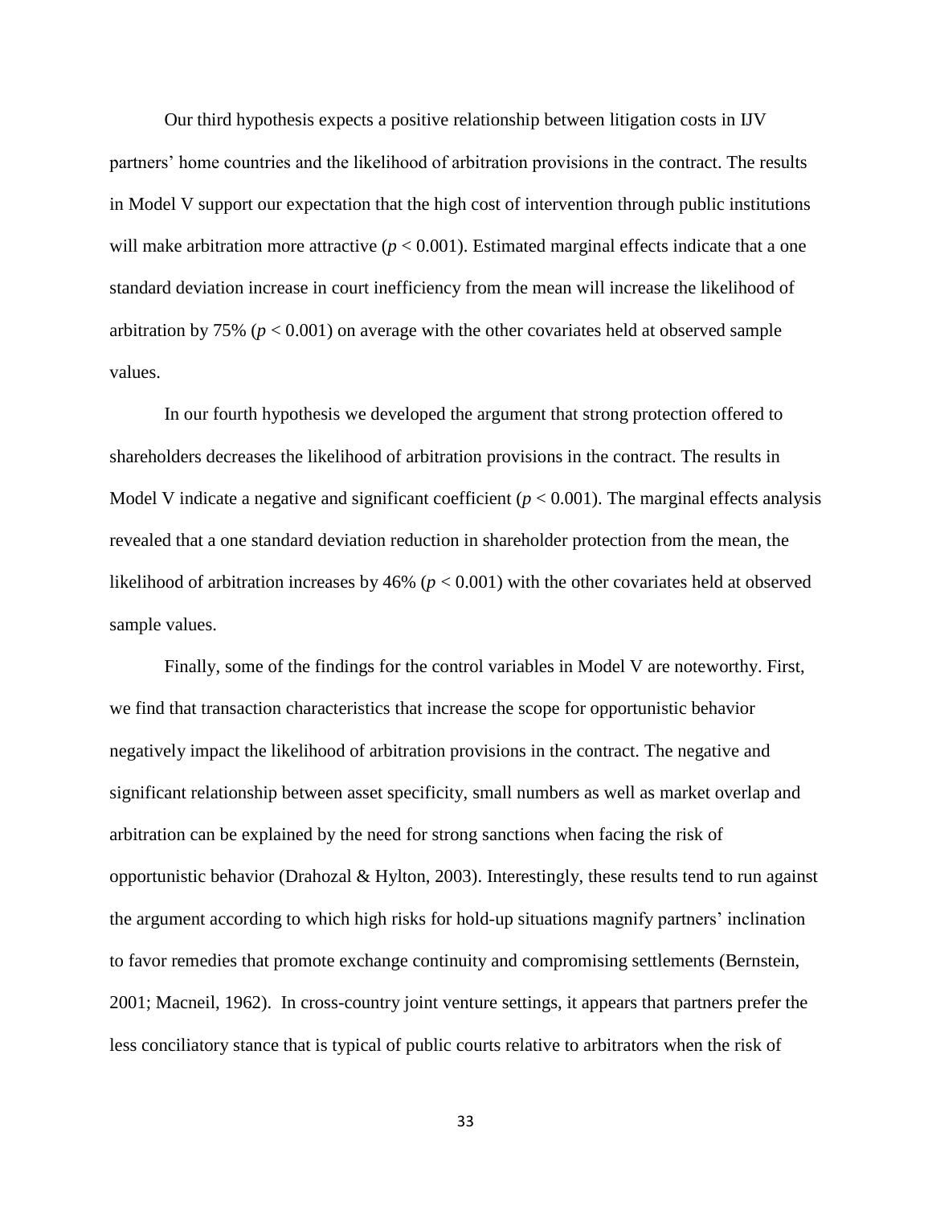Our third hypothesis expects a positive relationship between litigation costs in IJV partners' home countries and the likelihood of arbitration provisions in the contract. The results in Model V support our expectation that the high cost of intervention through public institutions will make arbitration more attractive ($p < 0.001$). Estimated marginal effects indicate that a one standard deviation increase in court inefficiency from the mean will increase the likelihood of arbitration by 75% ($p < 0.001$) on average with the other covariates held at observed sample values.

In our fourth hypothesis we developed the argument that strong protection offered to shareholders decreases the likelihood of arbitration provisions in the contract. The results in Model V indicate a negative and significant coefficient ($p < 0.001$). The marginal effects analysis revealed that a one standard deviation reduction in shareholder protection from the mean, the likelihood of arbitration increases by 46% ($p < 0.001$) with the other covariates held at observed sample values.

Finally, some of the findings for the control variables in Model V are noteworthy. First, we find that transaction characteristics that increase the scope for opportunistic behavior negatively impact the likelihood of arbitration provisions in the contract. The negative and significant relationship between asset specificity, small numbers as well as market overlap and arbitration can be explained by the need for strong sanctions when facing the risk of opportunistic behavior (Drahozal & Hylton, 2003). Interestingly, these results tend to run against the argument according to which high risks for hold-up situations magnify partners' inclination to favor remedies that promote exchange continuity and compromising settlements (Bernstein, 2001; Macneil, 1962). In cross-country joint venture settings, it appears that partners prefer the less conciliatory stance that is typical of public courts relative to arbitrators when the risk of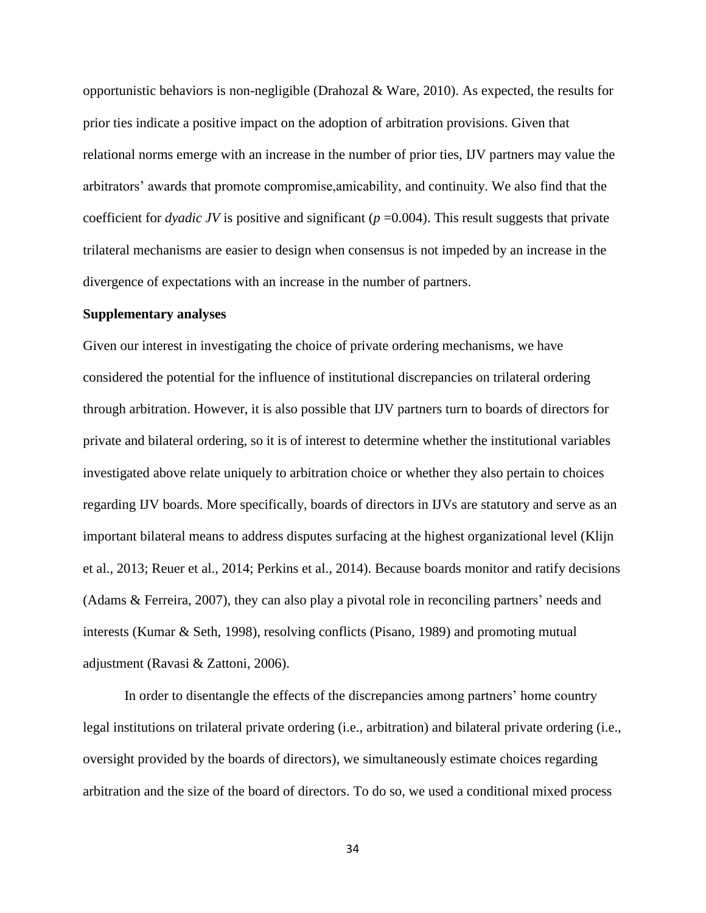opportunistic behaviors is non-negligible (Drahozal & Ware, 2010). As expected, the results for prior ties indicate a positive impact on the adoption of arbitration provisions. Given that relational norms emerge with an increase in the number of prior ties, IJV partners may value the arbitrators' awards that promote compromise,amicability, and continuity. We also find that the coefficient for *dyadic JV* is positive and significant ($p$ =0.004). This result suggests that private trilateral mechanisms are easier to design when consensus is not impeded by an increase in the divergence of expectations with an increase in the number of partners.

**Supplementary analyses**

Given our interest in investigating the choice of private ordering mechanisms, we have considered the potential for the influence of institutional discrepancies on trilateral ordering through arbitration. However, it is also possible that IJV partners turn to boards of directors for private and bilateral ordering, so it is of interest to determine whether the institutional variables investigated above relate uniquely to arbitration choice or whether they also pertain to choices regarding IJV boards. More specifically, boards of directors in IJVs are statutory and serve as an important bilateral means to address disputes surfacing at the highest organizational level (Klijn et al., 2013; Reuer et al., 2014; Perkins et al., 2014). Because boards monitor and ratify decisions (Adams & Ferreira, 2007), they can also play a pivotal role in reconciling partners' needs and interests (Kumar & Seth, 1998), resolving conflicts (Pisano, 1989) and promoting mutual adjustment (Ravasi & Zattoni, 2006).

In order to disentangle the effects of the discrepancies among partners' home country legal institutions on trilateral private ordering (i.e., arbitration) and bilateral private ordering (i.e., oversight provided by the boards of directors), we simultaneously estimate choices regarding arbitration and the size of the board of directors. To do so, we used a conditional mixed process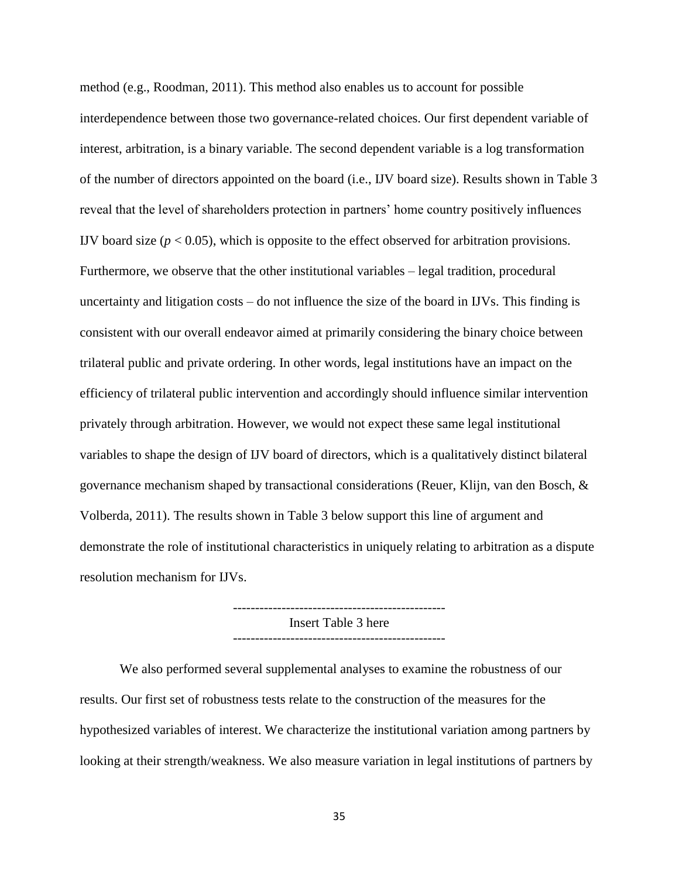method (e.g., Roodman, 2011). This method also enables us to account for possible interdependence between those two governance-related choices. Our first dependent variable of interest, arbitration, is a binary variable. The second dependent variable is a log transformation of the number of directors appointed on the board (i.e., IJV board size). Results shown in Table 3 reveal that the level of shareholders protection in partners' home country positively influences IJV board size ($p < 0.05$), which is opposite to the effect observed for arbitration provisions. Furthermore, we observe that the other institutional variables – legal tradition, procedural uncertainty and litigation costs – do not influence the size of the board in IJVs. This finding is consistent with our overall endeavor aimed at primarily considering the binary choice between trilateral public and private ordering. In other words, legal institutions have an impact on the efficiency of trilateral public intervention and accordingly should influence similar intervention privately through arbitration. However, we would not expect these same legal institutional variables to shape the design of IJV board of directors, which is a qualitatively distinct bilateral governance mechanism shaped by transactional considerations (Reuer, Klijn, van den Bosch, & Volberda, 2011). The results shown in Table 3 below support this line of argument and demonstrate the role of institutional characteristics in uniquely relating to arbitration as a dispute resolution mechanism for IJVs.

------------------------------------------------

Insert Table 3 here

------------------------------------------------

We also performed several supplemental analyses to examine the robustness of our results. Our first set of robustness tests relate to the construction of the measures for the hypothesized variables of interest. We characterize the institutional variation among partners by looking at their strength/weakness. We also measure variation in legal institutions of partners by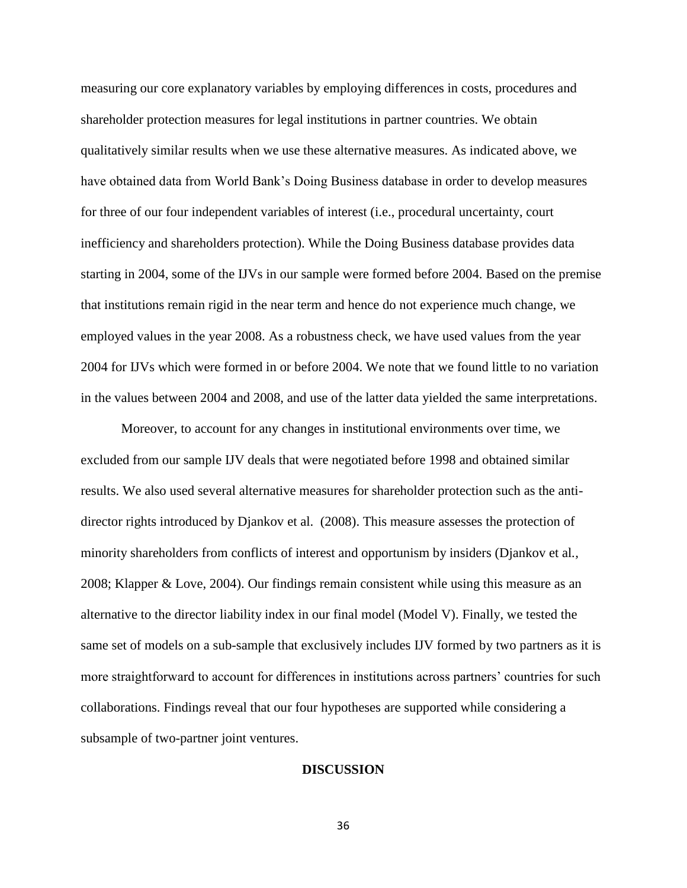measuring our core explanatory variables by employing differences in costs, procedures and shareholder protection measures for legal institutions in partner countries. We obtain qualitatively similar results when we use these alternative measures. As indicated above, we have obtained data from World Bank's Doing Business database in order to develop measures for three of our four independent variables of interest (i.e., procedural uncertainty, court inefficiency and shareholders protection). While the Doing Business database provides data starting in 2004, some of the IJVs in our sample were formed before 2004. Based on the premise that institutions remain rigid in the near term and hence do not experience much change, we employed values in the year 2008. As a robustness check, we have used values from the year 2004 for IJVs which were formed in or before 2004. We note that we found little to no variation in the values between 2004 and 2008, and use of the latter data yielded the same interpretations.

Moreover, to account for any changes in institutional environments over time, we excluded from our sample IJV deals that were negotiated before 1998 and obtained similar results. We also used several alternative measures for shareholder protection such as the anti-director rights introduced by Djankov et al. (2008). This measure assesses the protection of minority shareholders from conflicts of interest and opportunism by insiders (Djankov et al., 2008; Klapper & Love, 2004). Our findings remain consistent while using this measure as an alternative to the director liability index in our final model (Model V). Finally, we tested the same set of models on a sub-sample that exclusively includes IJV formed by two partners as it is more straightforward to account for differences in institutions across partners' countries for such collaborations. Findings reveal that our four hypotheses are supported while considering a subsample of two-partner joint ventures.

## DISCUSSION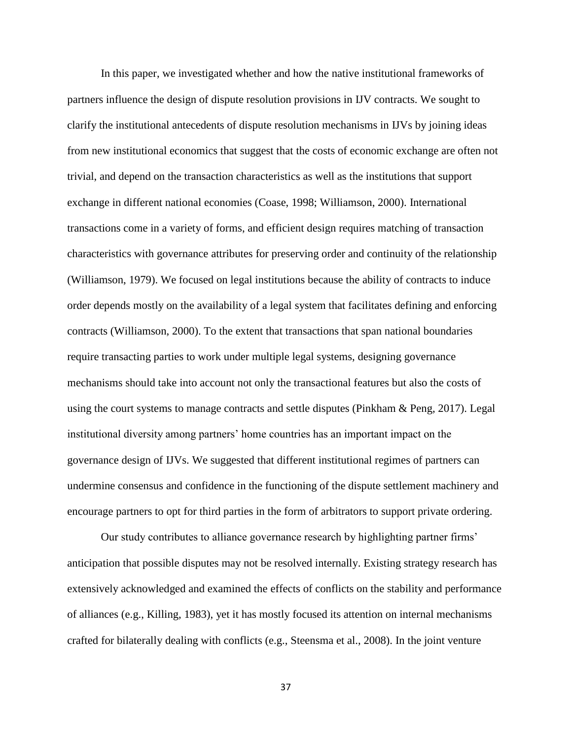In this paper, we investigated whether and how the native institutional frameworks of partners influence the design of dispute resolution provisions in IJV contracts. We sought to clarify the institutional antecedents of dispute resolution mechanisms in IJVs by joining ideas from new institutional economics that suggest that the costs of economic exchange are often not trivial, and depend on the transaction characteristics as well as the institutions that support exchange in different national economies (Coase, 1998; Williamson, 2000). International transactions come in a variety of forms, and efficient design requires matching of transaction characteristics with governance attributes for preserving order and continuity of the relationship (Williamson, 1979). We focused on legal institutions because the ability of contracts to induce order depends mostly on the availability of a legal system that facilitates defining and enforcing contracts (Williamson, 2000). To the extent that transactions that span national boundaries require transacting parties to work under multiple legal systems, designing governance mechanisms should take into account not only the transactional features but also the costs of using the court systems to manage contracts and settle disputes (Pinkham & Peng, 2017). Legal institutional diversity among partners' home countries has an important impact on the governance design of IJVs. We suggested that different institutional regimes of partners can undermine consensus and confidence in the functioning of the dispute settlement machinery and encourage partners to opt for third parties in the form of arbitrators to support private ordering.

Our study contributes to alliance governance research by highlighting partner firms' anticipation that possible disputes may not be resolved internally. Existing strategy research has extensively acknowledged and examined the effects of conflicts on the stability and performance of alliances (e.g., Killing, 1983), yet it has mostly focused its attention on internal mechanisms crafted for bilaterally dealing with conflicts (e.g., Steensma et al., 2008). In the joint venture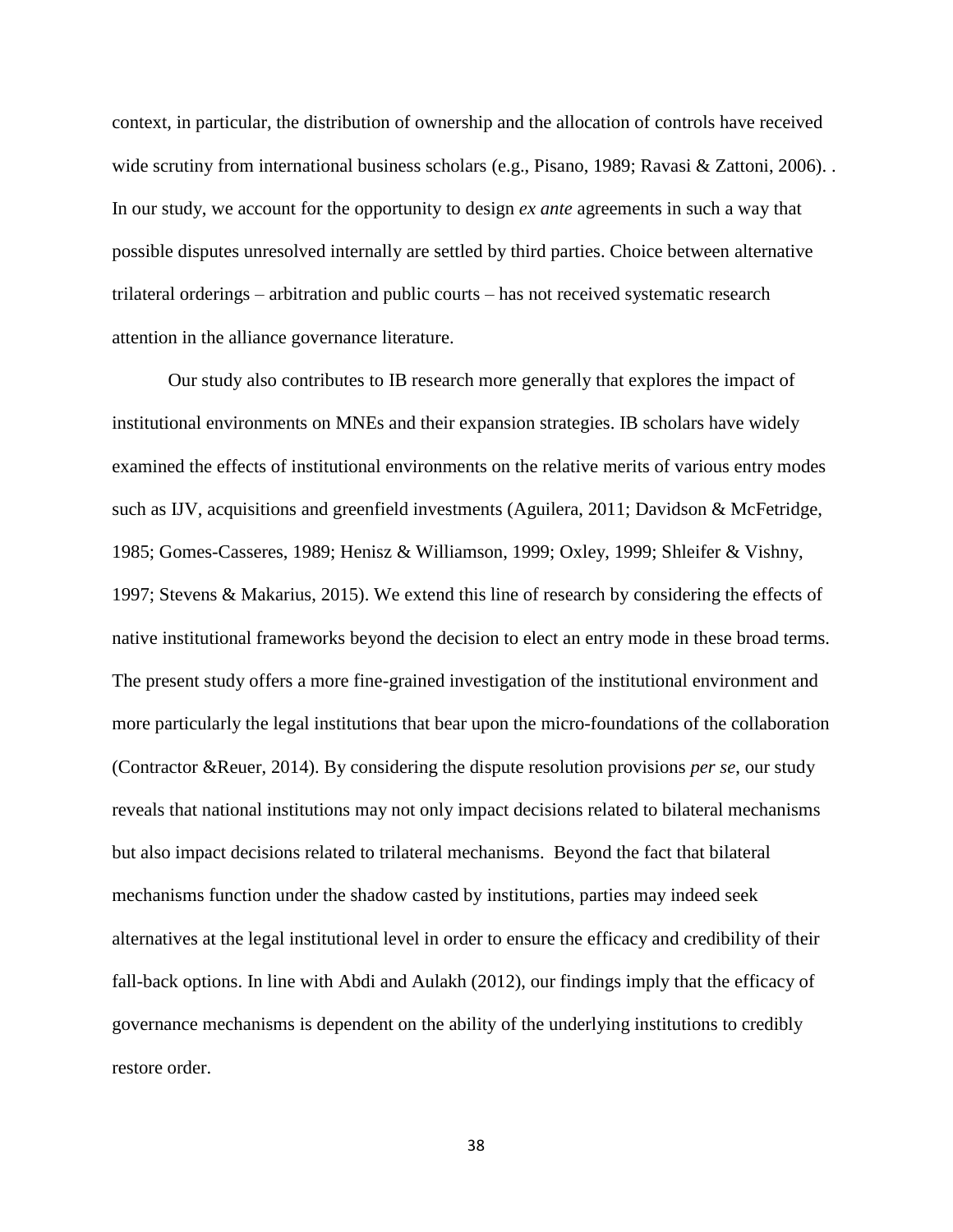context, in particular, the distribution of ownership and the allocation of controls have received wide scrutiny from international business scholars (e.g., Pisano, 1989; Ravasi & Zattoni, 2006). . In our study, we account for the opportunity to design *ex ante* agreements in such a way that possible disputes unresolved internally are settled by third parties. Choice between alternative trilateral orderings – arbitration and public courts – has not received systematic research attention in the alliance governance literature.

Our study also contributes to IB research more generally that explores the impact of institutional environments on MNEs and their expansion strategies. IB scholars have widely examined the effects of institutional environments on the relative merits of various entry modes such as IJV, acquisitions and greenfield investments (Aguilera, 2011; Davidson & McFetridge, 1985; Gomes-Casseres, 1989; Henisz & Williamson, 1999; Oxley, 1999; Shleifer & Vishny, 1997; Stevens & Makarius, 2015). We extend this line of research by considering the effects of native institutional frameworks beyond the decision to elect an entry mode in these broad terms. The present study offers a more fine-grained investigation of the institutional environment and more particularly the legal institutions that bear upon the micro-foundations of the collaboration (Contractor &Reuer, 2014). By considering the dispute resolution provisions *per se*, our study reveals that national institutions may not only impact decisions related to bilateral mechanisms but also impact decisions related to trilateral mechanisms. Beyond the fact that bilateral mechanisms function under the shadow casted by institutions, parties may indeed seek alternatives at the legal institutional level in order to ensure the efficacy and credibility of their fall-back options. In line with Abdi and Aulakh (2012), our findings imply that the efficacy of governance mechanisms is dependent on the ability of the underlying institutions to credibly restore order.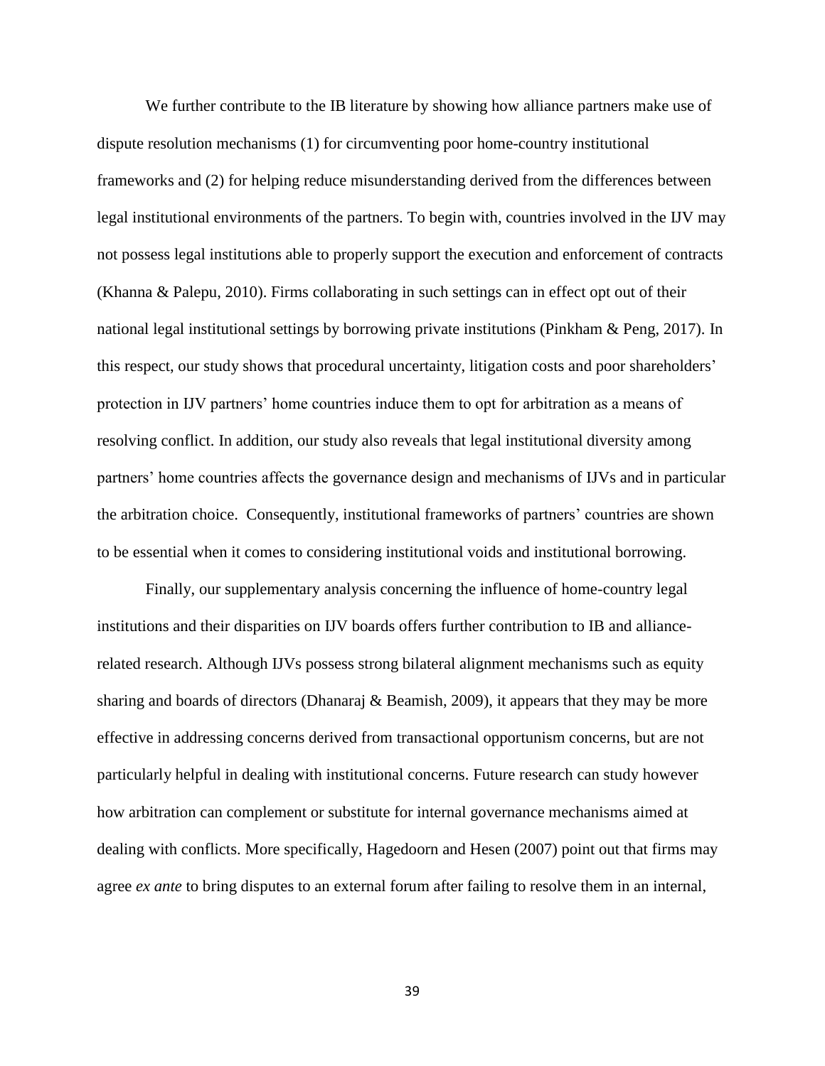We further contribute to the IB literature by showing how alliance partners make use of dispute resolution mechanisms (1) for circumventing poor home-country institutional frameworks and (2) for helping reduce misunderstanding derived from the differences between legal institutional environments of the partners. To begin with, countries involved in the IJV may not possess legal institutions able to properly support the execution and enforcement of contracts (Khanna & Palepu, 2010). Firms collaborating in such settings can in effect opt out of their national legal institutional settings by borrowing private institutions (Pinkham & Peng, 2017). In this respect, our study shows that procedural uncertainty, litigation costs and poor shareholders' protection in IJV partners' home countries induce them to opt for arbitration as a means of resolving conflict. In addition, our study also reveals that legal institutional diversity among partners' home countries affects the governance design and mechanisms of IJVs and in particular the arbitration choice. Consequently, institutional frameworks of partners' countries are shown to be essential when it comes to considering institutional voids and institutional borrowing.

Finally, our supplementary analysis concerning the influence of home-country legal institutions and their disparities on IJV boards offers further contribution to IB and alliance-related research. Although IJVs possess strong bilateral alignment mechanisms such as equity sharing and boards of directors (Dhanaraj & Beamish, 2009), it appears that they may be more effective in addressing concerns derived from transactional opportunism concerns, but are not particularly helpful in dealing with institutional concerns. Future research can study however how arbitration can complement or substitute for internal governance mechanisms aimed at dealing with conflicts. More specifically, Hagedoorn and Hesen (2007) point out that firms may agree *ex ante* to bring disputes to an external forum after failing to resolve them in an internal,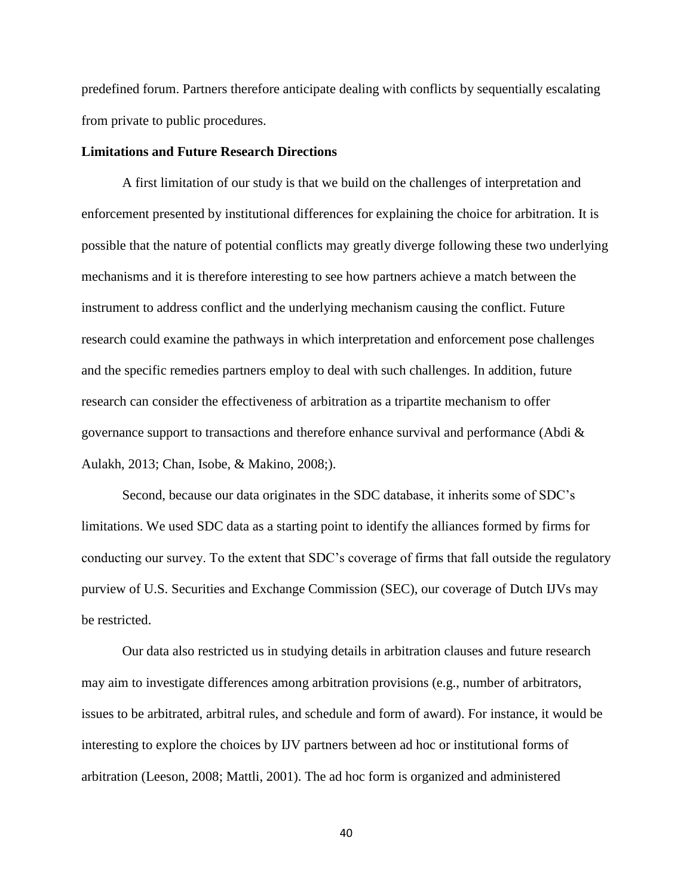predefined forum. Partners therefore anticipate dealing with conflicts by sequentially escalating from private to public procedures.

**Limitations and Future Research Directions**

A first limitation of our study is that we build on the challenges of interpretation and enforcement presented by institutional differences for explaining the choice for arbitration. It is possible that the nature of potential conflicts may greatly diverge following these two underlying mechanisms and it is therefore interesting to see how partners achieve a match between the instrument to address conflict and the underlying mechanism causing the conflict. Future research could examine the pathways in which interpretation and enforcement pose challenges and the specific remedies partners employ to deal with such challenges. In addition, future research can consider the effectiveness of arbitration as a tripartite mechanism to offer governance support to transactions and therefore enhance survival and performance (Abdi & Aulakh, 2013; Chan, Isobe, & Makino, 2008;).

Second, because our data originates in the SDC database, it inherits some of SDC's limitations. We used SDC data as a starting point to identify the alliances formed by firms for conducting our survey. To the extent that SDC's coverage of firms that fall outside the regulatory purview of U.S. Securities and Exchange Commission (SEC), our coverage of Dutch IJVs may be restricted.

Our data also restricted us in studying details in arbitration clauses and future research may aim to investigate differences among arbitration provisions (e.g., number of arbitrators, issues to be arbitrated, arbitral rules, and schedule and form of award). For instance, it would be interesting to explore the choices by IJV partners between ad hoc or institutional forms of arbitration (Leeson, 2008; Mattli, 2001). The ad hoc form is organized and administered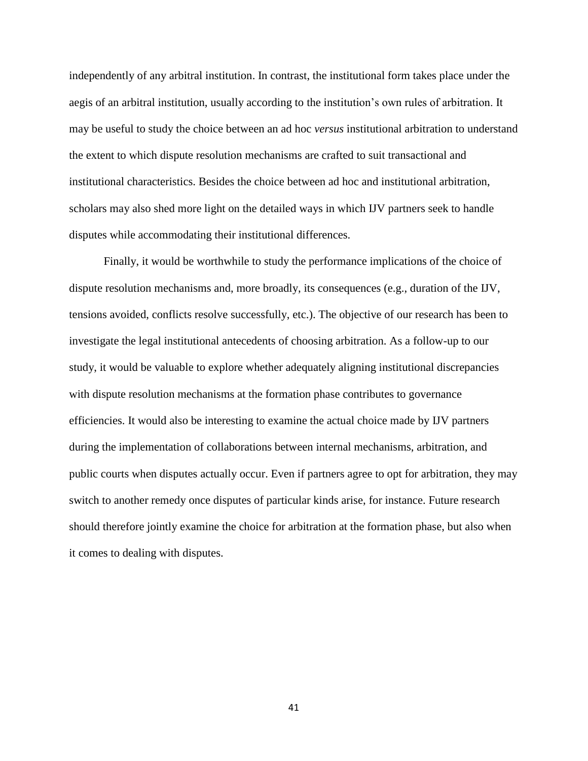independently of any arbitral institution. In contrast, the institutional form takes place under the aegis of an arbitral institution, usually according to the institution's own rules of arbitration. It may be useful to study the choice between an ad hoc *versus* institutional arbitration to understand the extent to which dispute resolution mechanisms are crafted to suit transactional and institutional characteristics. Besides the choice between ad hoc and institutional arbitration, scholars may also shed more light on the detailed ways in which IJV partners seek to handle disputes while accommodating their institutional differences.

Finally, it would be worthwhile to study the performance implications of the choice of dispute resolution mechanisms and, more broadly, its consequences (e.g., duration of the IJV, tensions avoided, conflicts resolve successfully, etc.). The objective of our research has been to investigate the legal institutional antecedents of choosing arbitration. As a follow-up to our study, it would be valuable to explore whether adequately aligning institutional discrepancies with dispute resolution mechanisms at the formation phase contributes to governance efficiencies. It would also be interesting to examine the actual choice made by IJV partners during the implementation of collaborations between internal mechanisms, arbitration, and public courts when disputes actually occur. Even if partners agree to opt for arbitration, they may switch to another remedy once disputes of particular kinds arise, for instance. Future research should therefore jointly examine the choice for arbitration at the formation phase, but also when it comes to dealing with disputes.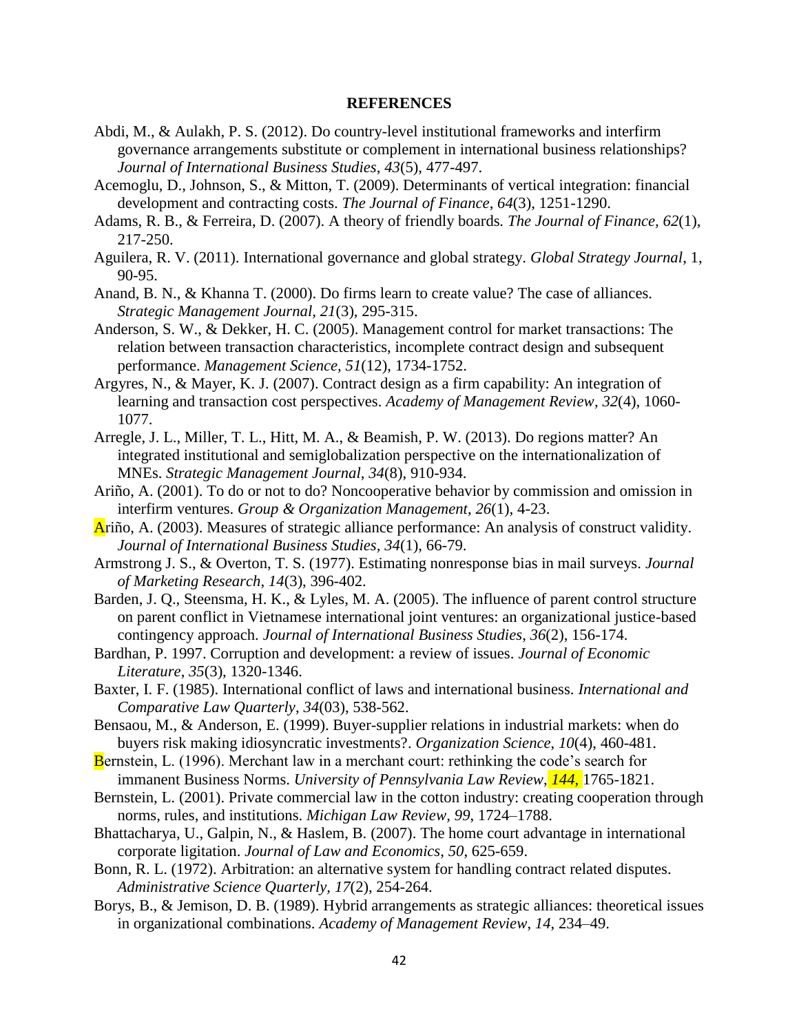## REFERENCES

Abdi, M., & Aulakh, P. S. (2012). Do country-level institutional frameworks and interfirm governance arrangements substitute or complement in international business relationships? *Journal of International Business Studies*, *43*(5), 477-497.

Acemoglu, D., Johnson, S., & Mitton, T. (2009). Determinants of vertical integration: financial development and contracting costs. *The Journal of Finance*, *64*(3), 1251-1290.

Adams, R. B., & Ferreira, D. (2007). A theory of friendly boards. *The Journal of Finance, 62*(1), 217-250.

Aguilera, R. V. (2011). International governance and global strategy. *Global Strategy Journal*, 1, 90-95.

Anand, B. N., & Khanna T. (2000). Do firms learn to create value? The case of alliances. *Strategic Management Journal, 21*(3), 295-315.

Anderson, S. W., & Dekker, H. C. (2005). Management control for market transactions: The relation between transaction characteristics, incomplete contract design and subsequent performance. *Management Science, 51*(12), 1734-1752.

Argyres, N., & Mayer, K. J. (2007). Contract design as a firm capability: An integration of learning and transaction cost perspectives. *Academy of Management Review*, *32*(4), 1060-1077.

Arregle, J. L., Miller, T. L., Hitt, M. A., & Beamish, P. W. (2013). Do regions matter? An integrated institutional and semiglobalization perspective on the internationalization of MNEs. *Strategic Management Journal*, *34*(8), 910-934.

Ariño, A. (2001). To do or not to do? Noncooperative behavior by commission and omission in interfirm ventures. *Group & Organization Management*, *26*(1), 4-23.

Ariño, A. (2003). Measures of strategic alliance performance: An analysis of construct validity. *Journal of International Business Studies*, *34*(1), 66-79.

Armstrong J. S., & Overton, T. S. (1977). Estimating nonresponse bias in mail surveys. *Journal of Marketing Research*, *14*(3), 396-402.

Barden, J. Q., Steensma, H. K., & Lyles, M. A. (2005). The influence of parent control structure on parent conflict in Vietnamese international joint ventures: an organizational justice-based contingency approach. *Journal of International Business Studies*, *36*(2), 156-174.

Bardhan, P. 1997. Corruption and development: a review of issues. *Journal of Economic Literature*, *35*(3), 1320-1346.

Baxter, I. F. (1985). International conflict of laws and international business. *International and Comparative Law Quarterly*, *34*(03), 538-562.

Bensaou, M., & Anderson, E. (1999). Buyer-supplier relations in industrial markets: when do buyers risk making idiosyncratic investments?. *Organization Science*, *10*(4), 460-481.

Bernstein, L. (1996). Merchant law in a merchant court: rethinking the code's search for immanent Business Norms. *University of Pennsylvania Law Review, 144*, 1765-1821.

Bernstein, L. (2001). Private commercial law in the cotton industry: creating cooperation through norms, rules, and institutions. *Michigan Law Review, 99*, 1724–1788.

Bhattacharya, U., Galpin, N., & Haslem, B. (2007). The home court advantage in international corporate litigation. *Journal of Law and Economics*, *50*, 625-659.

Bonn, R. L. (1972). Arbitration: an alternative system for handling contract related disputes. *Administrative Science Quarterly, 17*(2), 254-264.

Borys, B., & Jemison, D. B. (1989). Hybrid arrangements as strategic alliances: theoretical issues in organizational combinations. *Academy of Management Review*, *14*, 234–49.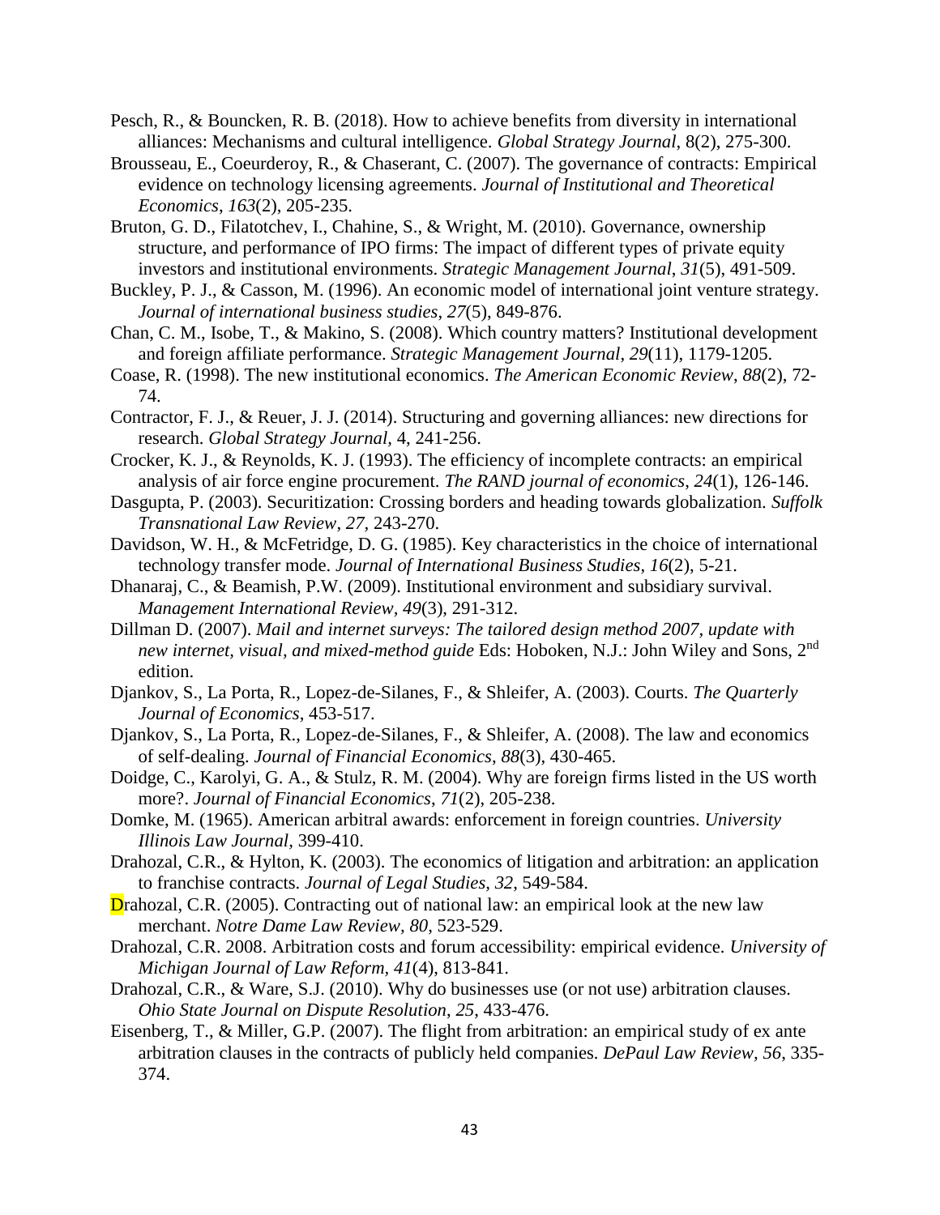Pesch, R., & Bouncken, R. B. (2018). How to achieve benefits from diversity in international alliances: Mechanisms and cultural intelligence. *Global Strategy Journal*, 8(2), 275-300.

Brousseau, E., Coeurderoy, R., & Chaserant, C. (2007). The governance of contracts: Empirical evidence on technology licensing agreements. *Journal of Institutional and Theoretical Economics*, *163*(2), 205-235.

Bruton, G. D., Filatotchev, I., Chahine, S., & Wright, M. (2010). Governance, ownership structure, and performance of IPO firms: The impact of different types of private equity investors and institutional environments. *Strategic Management Journal*, *31*(5), 491-509.

Buckley, P. J., & Casson, M. (1996). An economic model of international joint venture strategy. *Journal of international business studies*, *27*(5), 849-876.

Chan, C. M., Isobe, T., & Makino, S. (2008). Which country matters? Institutional development and foreign affiliate performance. *Strategic Management Journal*, *29*(11), 1179-1205.

Coase, R. (1998). The new institutional economics. *The American Economic Review*, *88*(2), 72-74.

Contractor, F. J., & Reuer, J. J. (2014). Structuring and governing alliances: new directions for research. *Global Strategy Journal*, 4, 241-256.

Crocker, K. J., & Reynolds, K. J. (1993). The efficiency of incomplete contracts: an empirical analysis of air force engine procurement. *The RAND journal of economics*, *24*(1), 126-146.

Dasgupta, P. (2003). Securitization: Crossing borders and heading towards globalization. *Suffolk Transnational Law Review*, *27*, 243-270.

Davidson, W. H., & McFetridge, D. G. (1985). Key characteristics in the choice of international technology transfer mode. *Journal of International Business Studies*, *16*(2), 5-21.

Dhanaraj, C., & Beamish, P.W. (2009). Institutional environment and subsidiary survival. *Management International Review*, *49*(3), 291-312.

Dillman D. (2007). *Mail and internet surveys: The tailored design method 2007, update with new internet, visual, and mixed-method guide* Eds: Hoboken, N.J.: John Wiley and Sons, 2nd edition.

Djankov, S., La Porta, R., Lopez-de-Silanes, F., & Shleifer, A. (2003). Courts. *The Quarterly Journal of Economics*, 453-517.

Djankov, S., La Porta, R., Lopez-de-Silanes, F., & Shleifer, A. (2008). The law and economics of self-dealing. *Journal of Financial Economics*, *88*(3), 430-465.

Doidge, C., Karolyi, G. A., & Stulz, R. M. (2004). Why are foreign firms listed in the US worth more?. *Journal of Financial Economics*, *71*(2), 205-238.

Domke, M. (1965). American arbitral awards: enforcement in foreign countries. *University Illinois Law Journal,* 399-410.

Drahozal, C.R., & Hylton, K. (2003). The economics of litigation and arbitration: an application to franchise contracts. *Journal of Legal Studies, 32*, 549-584.

Drahozal, C.R. (2005). Contracting out of national law: an empirical look at the new law merchant. *Notre Dame Law Review, 80*, 523-529.

Drahozal, C.R. 2008. Arbitration costs and forum accessibility: empirical evidence. *University of Michigan Journal of Law Reform, 41*(4), 813-841.

Drahozal, C.R., & Ware, S.J. (2010). Why do businesses use (or not use) arbitration clauses. *Ohio State Journal on Dispute Resolution*, *25*, 433-476.

Eisenberg, T., & Miller, G.P. (2007). The flight from arbitration: an empirical study of ex ante arbitration clauses in the contracts of publicly held companies. *DePaul Law Review*, *56*, 335-374.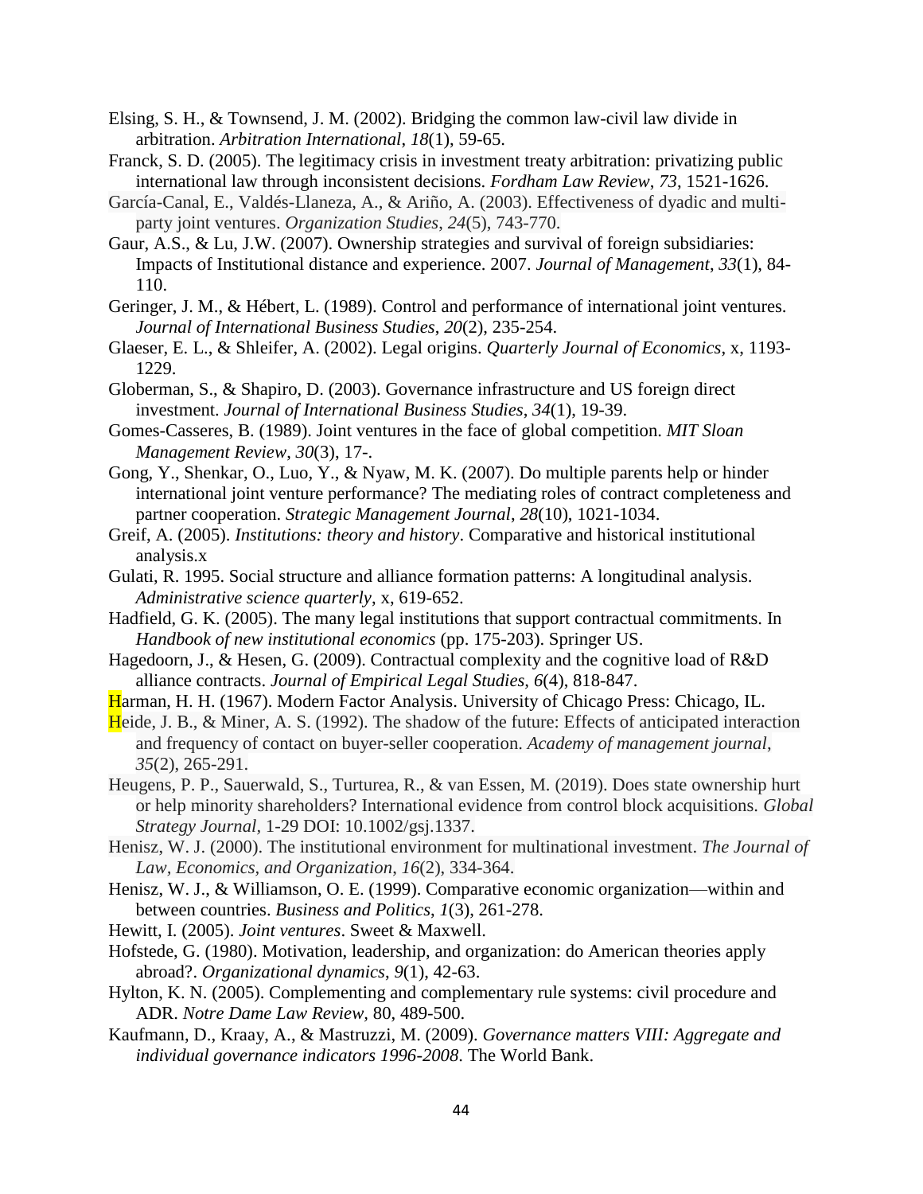Elsing, S. H., & Townsend, J. M. (2002). Bridging the common law-civil law divide in arbitration. *Arbitration International*, *18*(1), 59-65.

Franck, S. D. (2005). The legitimacy crisis in investment treaty arbitration: privatizing public international law through inconsistent decisions. *Fordham Law Review*, *73*, 1521-1626.

García-Canal, E., Valdés-Llaneza, A., & Ariño, A. (2003). Effectiveness of dyadic and multi-party joint ventures. *Organization Studies*, *24*(5), 743-770.

Gaur, A.S., & Lu, J.W. (2007). Ownership strategies and survival of foreign subsidiaries: Impacts of Institutional distance and experience. 2007. *Journal of Management*, *33*(1), 84-110.

Geringer, J. M., & Hébert, L. (1989). Control and performance of international joint ventures. *Journal of International Business Studies*, *20*(2), 235-254.

Glaeser, E. L., & Shleifer, A. (2002). Legal origins. *Quarterly Journal of Economics*, x, 1193-1229.

Globerman, S., & Shapiro, D. (2003). Governance infrastructure and US foreign direct investment. *Journal of International Business Studies*, *34*(1), 19-39.

Gomes-Casseres, B. (1989). Joint ventures in the face of global competition. *MIT Sloan Management Review*, *30*(3), 17-.

Gong, Y., Shenkar, O., Luo, Y., & Nyaw, M. K. (2007). Do multiple parents help or hinder international joint venture performance? The mediating roles of contract completeness and partner cooperation. *Strategic Management Journal*, *28*(10), 1021-1034.

Greif, A. (2005). *Institutions: theory and history*. Comparative and historical institutional analysis.x

Gulati, R. 1995. Social structure and alliance formation patterns: A longitudinal analysis. *Administrative science quarterly*, x, 619-652.

Hadfield, G. K. (2005). The many legal institutions that support contractual commitments. In *Handbook of new institutional economics* (pp. 175-203). Springer US.

Hagedoorn, J., & Hesen, G. (2009). Contractual complexity and the cognitive load of R&D alliance contracts. *Journal of Empirical Legal Studies*, *6*(4), 818-847.

Harman, H. H. (1967). Modern Factor Analysis. University of Chicago Press: Chicago, IL.

Heide, J. B., & Miner, A. S. (1992). The shadow of the future: Effects of anticipated interaction and frequency of contact on buyer-seller cooperation. *Academy of management journal*, *35*(2), 265-291.

Heugens, P. P., Sauerwald, S., Turturea, R., & van Essen, M. (2019). Does state ownership hurt or help minority shareholders? International evidence from control block acquisitions. *Global Strategy Journal*, 1-29 DOI: 10.1002/gsj.1337.

Henisz, W. J. (2000). The institutional environment for multinational investment. *The Journal of Law, Economics, and Organization*, *16*(2), 334-364.

Henisz, W. J., & Williamson, O. E. (1999). Comparative economic organization—within and between countries. *Business and Politics*, *1*(3), 261-278.

Hewitt, I. (2005). *Joint ventures*. Sweet & Maxwell.

Hofstede, G. (1980). Motivation, leadership, and organization: do American theories apply abroad?. *Organizational dynamics*, *9*(1), 42-63.

Hylton, K. N. (2005). Complementing and complementary rule systems: civil procedure and ADR. *Notre Dame Law Review*, 80, 489-500.

Kaufmann, D., Kraay, A., & Mastruzzi, M. (2009). *Governance matters VIII: Aggregate and individual governance indicators 1996-2008*. The World Bank.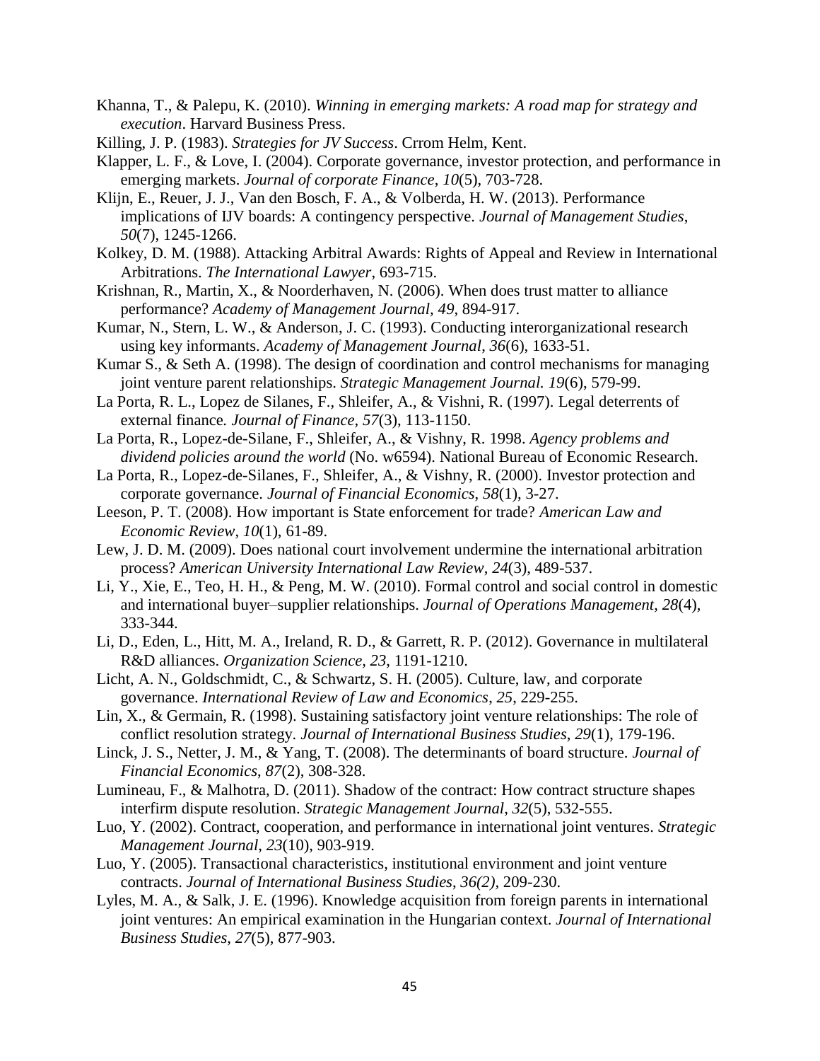Khanna, T., & Palepu, K. (2010). *Winning in emerging markets: A road map for strategy and execution*. Harvard Business Press.

Killing, J. P. (1983). *Strategies for JV Success*. Crrom Helm, Kent.

Klapper, L. F., & Love, I. (2004). Corporate governance, investor protection, and performance in emerging markets. *Journal of corporate Finance*, *10*(5), 703-728.

Klijn, E., Reuer, J. J., Van den Bosch, F. A., & Volberda, H. W. (2013). Performance implications of IJV boards: A contingency perspective. *Journal of Management Studies*, *50*(7), 1245-1266.

Kolkey, D. M. (1988). Attacking Arbitral Awards: Rights of Appeal and Review in International Arbitrations. *The International Lawyer*, 693-715.

Krishnan, R., Martin, X., & Noorderhaven, N. (2006). When does trust matter to alliance performance? *Academy of Management Journal*, *49*, 894-917.

Kumar, N., Stern, L. W., & Anderson, J. C. (1993). Conducting interorganizational research using key informants. *Academy of Management Journal*, *36*(6), 1633-51.

Kumar S., & Seth A. (1998). The design of coordination and control mechanisms for managing joint venture parent relationships. *Strategic Management Journal. 19*(6), 579-99.

La Porta, R. L., Lopez de Silanes, F., Shleifer, A., & Vishni, R. (1997). Legal deterrents of external finance*. Journal of Finance*, *57*(3), 113-1150.

La Porta, R., Lopez-de-Silane, F., Shleifer, A., & Vishny, R. 1998. *Agency problems and dividend policies around the world* (No. w6594). National Bureau of Economic Research.

La Porta, R., Lopez-de-Silanes, F., Shleifer, A., & Vishny, R. (2000). Investor protection and corporate governance. *Journal of Financial Economics*, *58*(1), 3-27.

Leeson, P. T. (2008). How important is State enforcement for trade? *American Law and Economic Review*, *10*(1), 61-89.

Lew, J. D. M. (2009). Does national court involvement undermine the international arbitration process? *American University International Law Review*, *24*(3), 489-537.

Li, Y., Xie, E., Teo, H. H., & Peng, M. W. (2010). Formal control and social control in domestic and international buyer–supplier relationships. *Journal of Operations Management*, *28*(4), 333-344.

Li, D., Eden, L., Hitt, M. A., Ireland, R. D., & Garrett, R. P. (2012). Governance in multilateral R&D alliances. *Organization Science, 23*, 1191-1210.

Licht, A. N., Goldschmidt, C., & Schwartz, S. H. (2005). Culture, law, and corporate governance. *International Review of Law and Economics*, *25*, 229-255.

Lin, X., & Germain, R. (1998). Sustaining satisfactory joint venture relationships: The role of conflict resolution strategy. *Journal of International Business Studies*, *29*(1), 179-196.

Linck, J. S., Netter, J. M., & Yang, T. (2008). The determinants of board structure. *Journal of Financial Economics*, *87*(2), 308-328.

Lumineau, F., & Malhotra, D. (2011). Shadow of the contract: How contract structure shapes interfirm dispute resolution. *Strategic Management Journal*, *32*(5), 532-555.

Luo, Y. (2002). Contract, cooperation, and performance in international joint ventures. *Strategic Management Journal*, *23*(10), 903-919.

Luo, Y. (2005). Transactional characteristics, institutional environment and joint venture contracts. *Journal of International Business Studies*, *36(2)*, 209-230.

Lyles, M. A., & Salk, J. E. (1996). Knowledge acquisition from foreign parents in international joint ventures: An empirical examination in the Hungarian context. *Journal of International Business Studies*, *27*(5), 877-903.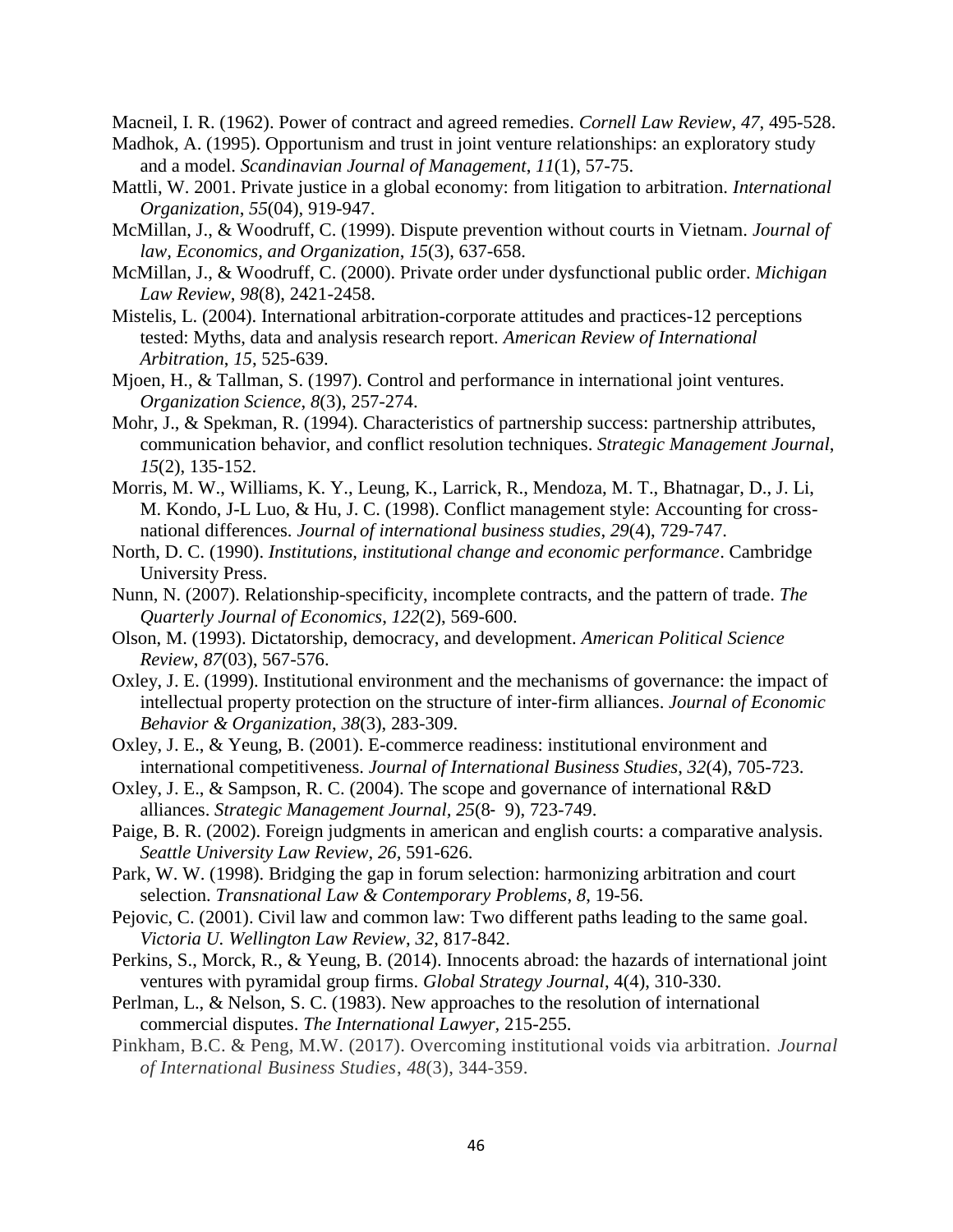Macneil, I. R. (1962). Power of contract and agreed remedies. *Cornell Law Review*, *47*, 495-528.

Madhok, A. (1995). Opportunism and trust in joint venture relationships: an exploratory study and a model. *Scandinavian Journal of Management*, *11*(1), 57-75.

Mattli, W. 2001. Private justice in a global economy: from litigation to arbitration. *International Organization*, *55*(04), 919-947.

McMillan, J., & Woodruff, C. (1999). Dispute prevention without courts in Vietnam. *Journal of law, Economics, and Organization*, *15*(3), 637-658.

McMillan, J., & Woodruff, C. (2000). Private order under dysfunctional public order. *Michigan Law Review*, *98*(8), 2421-2458.

Mistelis, L. (2004). International arbitration-corporate attitudes and practices-12 perceptions tested: Myths, data and analysis research report. *American Review of International Arbitration*, *15*, 525-639.

Mjoen, H., & Tallman, S. (1997). Control and performance in international joint ventures. *Organization Science*, *8*(3), 257-274.

Mohr, J., & Spekman, R. (1994). Characteristics of partnership success: partnership attributes, communication behavior, and conflict resolution techniques. *Strategic Management Journal*, *15*(2), 135-152.

Morris, M. W., Williams, K. Y., Leung, K., Larrick, R., Mendoza, M. T., Bhatnagar, D., J. Li, M. Kondo, J-L Luo, & Hu, J. C. (1998). Conflict management style: Accounting for cross-national differences. *Journal of international business studies*, *29*(4), 729-747.

North, D. C. (1990). *Institutions, institutional change and economic performance*. Cambridge University Press.

Nunn, N. (2007). Relationship-specificity, incomplete contracts, and the pattern of trade. *The Quarterly Journal of Economics*, *122*(2), 569-600.

Olson, M. (1993). Dictatorship, democracy, and development. *American Political Science Review*, *87*(03), 567-576.

Oxley, J. E. (1999). Institutional environment and the mechanisms of governance: the impact of intellectual property protection on the structure of inter-firm alliances. *Journal of Economic Behavior & Organization*, *38*(3), 283-309.

Oxley, J. E., & Yeung, B. (2001). E-commerce readiness: institutional environment and international competitiveness. *Journal of International Business Studies*, *32*(4), 705-723.

Oxley, J. E., & Sampson, R. C. (2004). The scope and governance of international R&D alliances. *Strategic Management Journal*, *25*(8- 9), 723-749.

Paige, B. R. (2002). Foreign judgments in american and english courts: a comparative analysis. *Seattle University Law Review*, *26*, 591-626.

Park, W. W. (1998). Bridging the gap in forum selection: harmonizing arbitration and court selection. *Transnational Law & Contemporary Problems*, *8*, 19-56.

Pejovic, C. (2001). Civil law and common law: Two different paths leading to the same goal. *Victoria U. Wellington Law Review*, *32*, 817-842.

Perkins, S., Morck, R., & Yeung, B. (2014). Innocents abroad: the hazards of international joint ventures with pyramidal group firms. *Global Strategy Journal*, 4(4), 310-330.

Perlman, L., & Nelson, S. C. (1983). New approaches to the resolution of international commercial disputes. *The International Lawyer*, 215-255.

Pinkham, B.C. & Peng, M.W. (2017). Overcoming institutional voids via arbitration. *Journal of International Business Studies*, *48*(3), 344-359.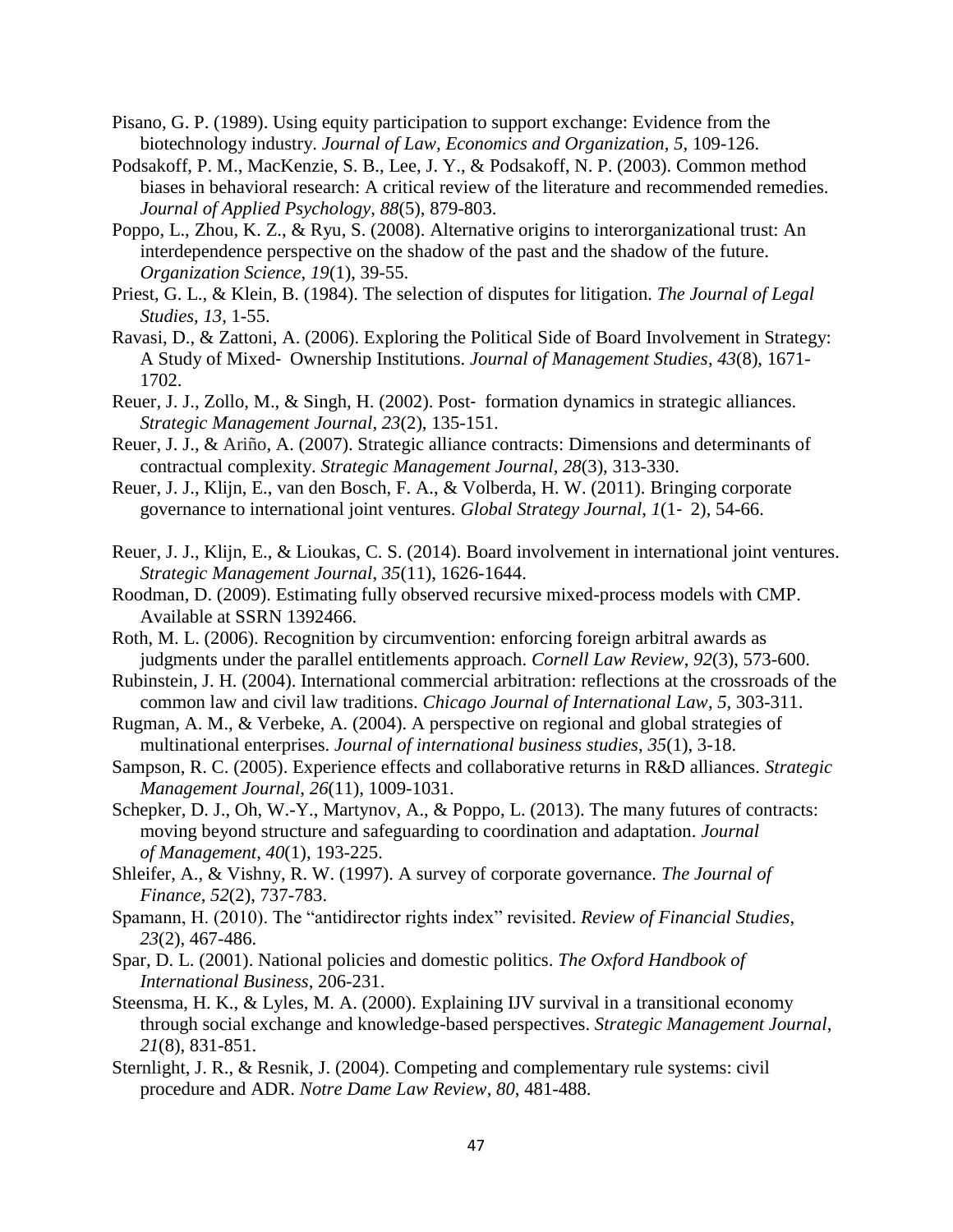Pisano, G. P. (1989). Using equity participation to support exchange: Evidence from the biotechnology industry. *Journal of Law, Economics and Organization*, *5*, 109-126.

Podsakoff, P. M., MacKenzie, S. B., Lee, J. Y., & Podsakoff, N. P. (2003). Common method biases in behavioral research: A critical review of the literature and recommended remedies. *Journal of Applied Psychology*, *88*(5), 879-803.

Poppo, L., Zhou, K. Z., & Ryu, S. (2008). Alternative origins to interorganizational trust: An interdependence perspective on the shadow of the past and the shadow of the future. *Organization Science*, *19*(1), 39-55.

Priest, G. L., & Klein, B. (1984). The selection of disputes for litigation. *The Journal of Legal Studies*, *13*, 1-55.

Ravasi, D., & Zattoni, A. (2006). Exploring the Political Side of Board Involvement in Strategy: A Study of Mixed‐ Ownership Institutions. *Journal of Management Studies*, *43*(8), 1671-1702.

Reuer, J. J., Zollo, M., & Singh, H. (2002). Post‐ formation dynamics in strategic alliances. *Strategic Management Journal*, *23*(2), 135-151.

Reuer, J. J., & Ariño, A. (2007). Strategic alliance contracts: Dimensions and determinants of contractual complexity. *Strategic Management Journal*, *28*(3), 313-330.

Reuer, J. J., Klijn, E., van den Bosch, F. A., & Volberda, H. W. (2011). Bringing corporate governance to international joint ventures. *Global Strategy Journal*, *1*(1‐ 2), 54-66.

Reuer, J. J., Klijn, E., & Lioukas, C. S. (2014). Board involvement in international joint ventures. *Strategic Management Journal*, *35*(11), 1626-1644.

Roodman, D. (2009). Estimating fully observed recursive mixed-process models with CMP. Available at SSRN 1392466.

Roth, M. L. (2006). Recognition by circumvention: enforcing foreign arbitral awards as judgments under the parallel entitlements approach. *Cornell Law Review*, *92*(3), 573-600.

Rubinstein, J. H. (2004). International commercial arbitration: reflections at the crossroads of the common law and civil law traditions. *Chicago Journal of International Law*, *5*, 303-311.

Rugman, A. M., & Verbeke, A. (2004). A perspective on regional and global strategies of multinational enterprises. *Journal of international business studies*, *35*(1), 3-18.

Sampson, R. C. (2005). Experience effects and collaborative returns in R&D alliances. *Strategic Management Journal*, *26*(11), 1009-1031.

Schepker, D. J., Oh, W.-Y., Martynov, A., & Poppo, L. (2013). The many futures of contracts: moving beyond structure and safeguarding to coordination and adaptation. *Journal of Management*, *40*(1), 193-225.

Shleifer, A., & Vishny, R. W. (1997). A survey of corporate governance. *The Journal of Finance*, *52*(2), 737-783.

Spamann, H. (2010). The "antidirector rights index" revisited. *Review of Financial Studies*, *23*(2), 467-486.

Spar, D. L. (2001). National policies and domestic politics. *The Oxford Handbook of International Business*, 206-231.

Steensma, H. K., & Lyles, M. A. (2000). Explaining IJV survival in a transitional economy through social exchange and knowledge-based perspectives. *Strategic Management Journal*, *21*(8), 831-851.

Sternlight, J. R., & Resnik, J. (2004). Competing and complementary rule systems: civil procedure and ADR. *Notre Dame Law Review*, *80*, 481-488.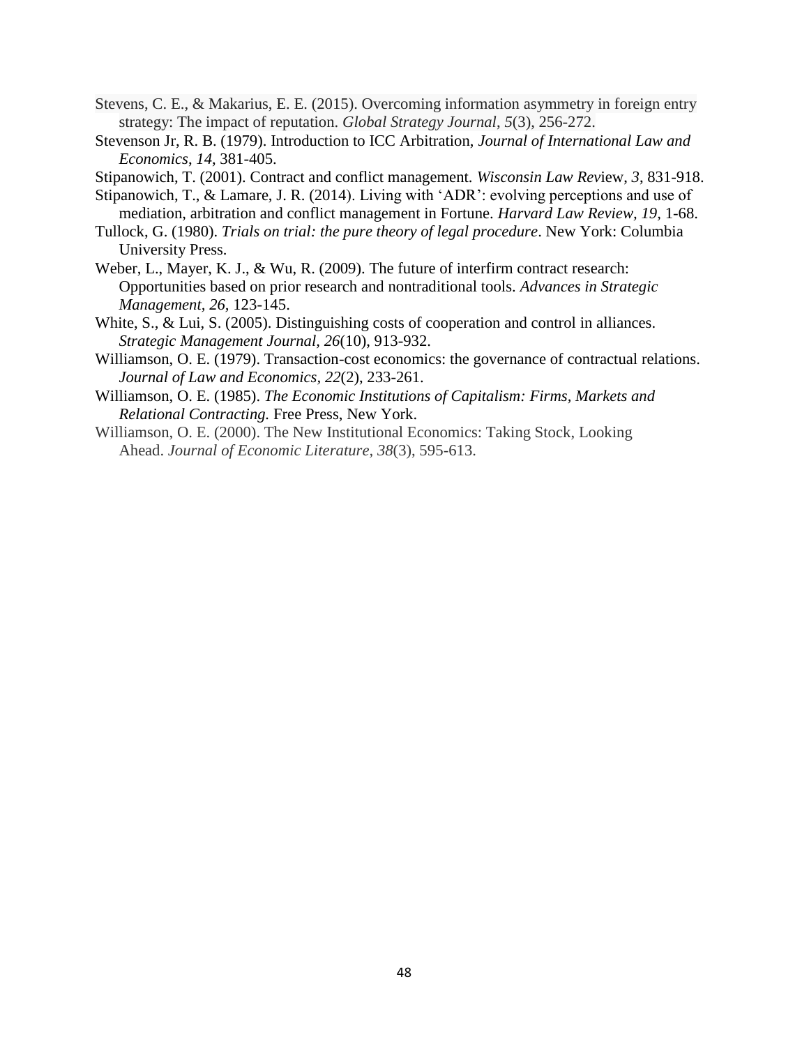Stevens, C. E., & Makarius, E. E. (2015). Overcoming information asymmetry in foreign entry strategy: The impact of reputation. *Global Strategy Journal*, *5*(3), 256-272.

Stevenson Jr, R. B. (1979). Introduction to ICC Arbitration, *Journal of International Law and Economics*, *14*, 381-405.

Stipanowich, T. (2001). Contract and conflict management. *Wisconsin Law Rev*iew, *3*, 831-918.

Stipanowich, T., & Lamare, J. R. (2014). Living with 'ADR': evolving perceptions and use of mediation, arbitration and conflict management in Fortune. *Harvard Law Review, 19,* 1-68.

Tullock, G. (1980). *Trials on trial: the pure theory of legal procedure*. New York: Columbia University Press.

Weber, L., Mayer, K. J., & Wu, R. (2009). The future of interfirm contract research: Opportunities based on prior research and nontraditional tools. *Advances in Strategic Management*, *26,* 123-145.

White, S., & Lui, S. (2005). Distinguishing costs of cooperation and control in alliances. *Strategic Management Journal, 26*(10), 913-932.

Williamson, O. E. (1979). Transaction-cost economics: the governance of contractual relations. *Journal of Law and Economics, 22*(2), 233-261.

Williamson, O. E. (1985). *The Economic Institutions of Capitalism: Firms, Markets and Relational Contracting.* Free Press, New York.

Williamson, O. E. (2000). The New Institutional Economics: Taking Stock, Looking Ahead. *Journal of Economic Literature, 38*(3), 595-613.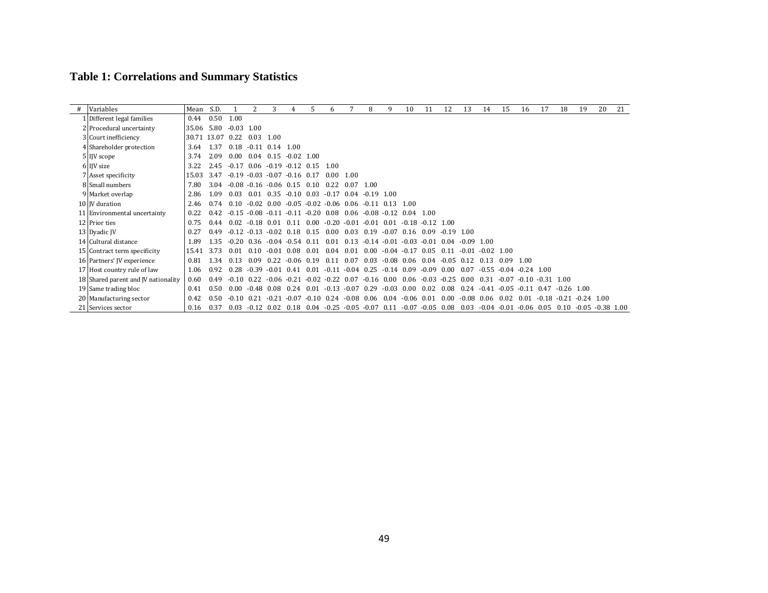# Table 1: Correlations and Summary Statistics

| # | Variables | Mean | S.D. | 1 | 2 | 3 | 4 | 5 | 6 | 7 | 8 | 9 | 10 | 11 | 12 | 13 | 14 | 15 | 16 | 17 | 18 | 19 | 20 | 21 |
|---|---|---|---|---|---|---|---|---|---|---|---|---|---|---|---|---|---|---|---|---|---|---|---|---|
| 1 | Different legal families | 0.44 | 0.50 | 1.00 | | | | | | | | | | | | | | | | | | | | |
| 2 | Procedural uncertainty | 35.06 | 5.80 | -0.03 | 1.00 | | | | | | | | | | | | | | | | | | | |
| 3 | Court inefficiency | 30.71 | 13.07 | 0.22 | 0.03 | 1.00 | | | | | | | | | | | | | | | | | | |
| 4 | Shareholder protection | 3.64 | 1.37 | 0.18 | -0.11 | 0.14 | 1.00 | | | | | | | | | | | | | | | | | |
| 5 | IJV scope | 3.74 | 2.09 | 0.00 | 0.04 | 0.15 | -0.02 | 1.00 | | | | | | | | | | | | | | | | |
| 6 | IJV size | 3.22 | 2.45 | -0.17 | 0.06 | -0.19 | -0.12 | 0.15 | 1.00 | | | | | | | | | | | | | | | |
| 7 | Asset specificity | 15.03 | 3.47 | -0.19 | -0.03 | -0.07 | -0.16 | 0.17 | 0.00 | 1.00 | | | | | | | | | | | | | | |
| 8 | Small numbers | 7.80 | 3.04 | -0.08 | -0.16 | -0.06 | 0.15 | 0.10 | 0.22 | 0.07 | 1.00 | | | | | | | | | | | | | |
| 9 | Market overlap | 2.86 | 1.09 | 0.03 | 0.01 | 0.35 | -0.10 | 0.03 | -0.17 | 0.04 | -0.19 | 1.00 | | | | | | | | | | | | |
| 10 | JV duration | 2.46 | 0.74 | 0.10 | -0.02 | 0.00 | -0.05 | -0.02 | -0.06 | 0.06 | -0.11 | 0.13 | 1.00 | | | | | | | | | | | |
| 11 | Environmental uncertainty | 0.22 | 0.42 | -0.15 | -0.08 | -0.11 | -0.11 | -0.20 | 0.08 | 0.06 | -0.08 | -0.12 | 0.04 | 1.00 | | | | | | | | | | |
| 12 | Prior ties | 0.75 | 0.44 | 0.02 | -0.18 | 0.01 | 0.11 | 0.00 | -0.20 | -0.01 | -0.01 | 0.01 | -0.18 | -0.12 | 1.00 | | | | | | | | | |
| 13 | Dyadic JV | 0.27 | 0.49 | -0.12 | -0.13 | -0.02 | 0.18 | 0.15 | 0.00 | 0.03 | 0.19 | -0.07 | 0.16 | 0.09 | -0.19 | 1.00 | | | | | | | | |
| 14 | Cultural distance | 1.89 | 1.35 | -0.20 | 0.36 | -0.04 | -0.54 | 0.11 | 0.01 | 0.13 | -0.14 | -0.01 | -0.03 | -0.01 | 0.04 | -0.09 | 1.00 | | | | | | | |
| 15 | Contract term specificity | 15.41 | 3.73 | 0.01 | 0.10 | -0.01 | 0.08 | 0.01 | 0.04 | 0.01 | 0.00 | -0.04 | -0.17 | 0.05 | 0.11 | -0.01 | -0.02 | 1.00 | | | | | | |
| 16 | Partners' JV experience | 0.81 | 1.34 | 0.13 | 0.09 | 0.22 | -0.06 | 0.19 | 0.11 | 0.07 | 0.03 | -0.08 | 0.06 | 0.04 | -0.05 | 0.12 | 0.13 | 0.09 | 1.00 | | | | | |
| 17 | Host country rule of law | 1.06 | 0.92 | 0.28 | -0.39 | -0.01 | 0.41 | 0.01 | -0.11 | -0.04 | 0.25 | -0.14 | 0.09 | -0.09 | 0.00 | 0.07 | -0.55 | -0.04 | -0.24 | 1.00 | | | | |
| 18 | Shared parent and JV nationality | 0.60 | 0.49 | -0.10 | 0.22 | -0.06 | -0.21 | -0.02 | -0.22 | 0.07 | -0.16 | 0.00 | 0.06 | -0.03 | -0.25 | 0.00 | 0.31 | -0.07 | -0.10 | -0.31 | 1.00 | | | |
| 19 | Same trading bloc | 0.41 | 0.50 | 0.00 | -0.48 | 0.08 | 0.24 | 0.01 | -0.13 | -0.07 | 0.29 | -0.03 | 0.00 | 0.02 | 0.08 | 0.24 | -0.41 | -0.05 | -0.11 | 0.47 | -0.26 | 1.00 | | |
| 20 | Manufacturing sector | 0.42 | 0.50 | -0.10 | 0.21 | -0.21 | -0.07 | -0.10 | 0.24 | -0.08 | 0.06 | 0.04 | -0.06 | 0.01 | 0.00 | -0.08 | 0.06 | 0.02 | 0.01 | -0.18 | -0.21 | -0.24 | 1.00 | |
| 21 | Services sector | 0.16 | 0.37 | 0.03 | -0.12 | 0.02 | 0.18 | 0.04 | -0.25 | -0.05 | -0.07 | 0.11 | -0.07 | -0.05 | 0.08 | 0.03 | -0.04 | -0.01 | -0.06 | 0.05 | 0.10 | -0.05 | -0.38 | 1.00 |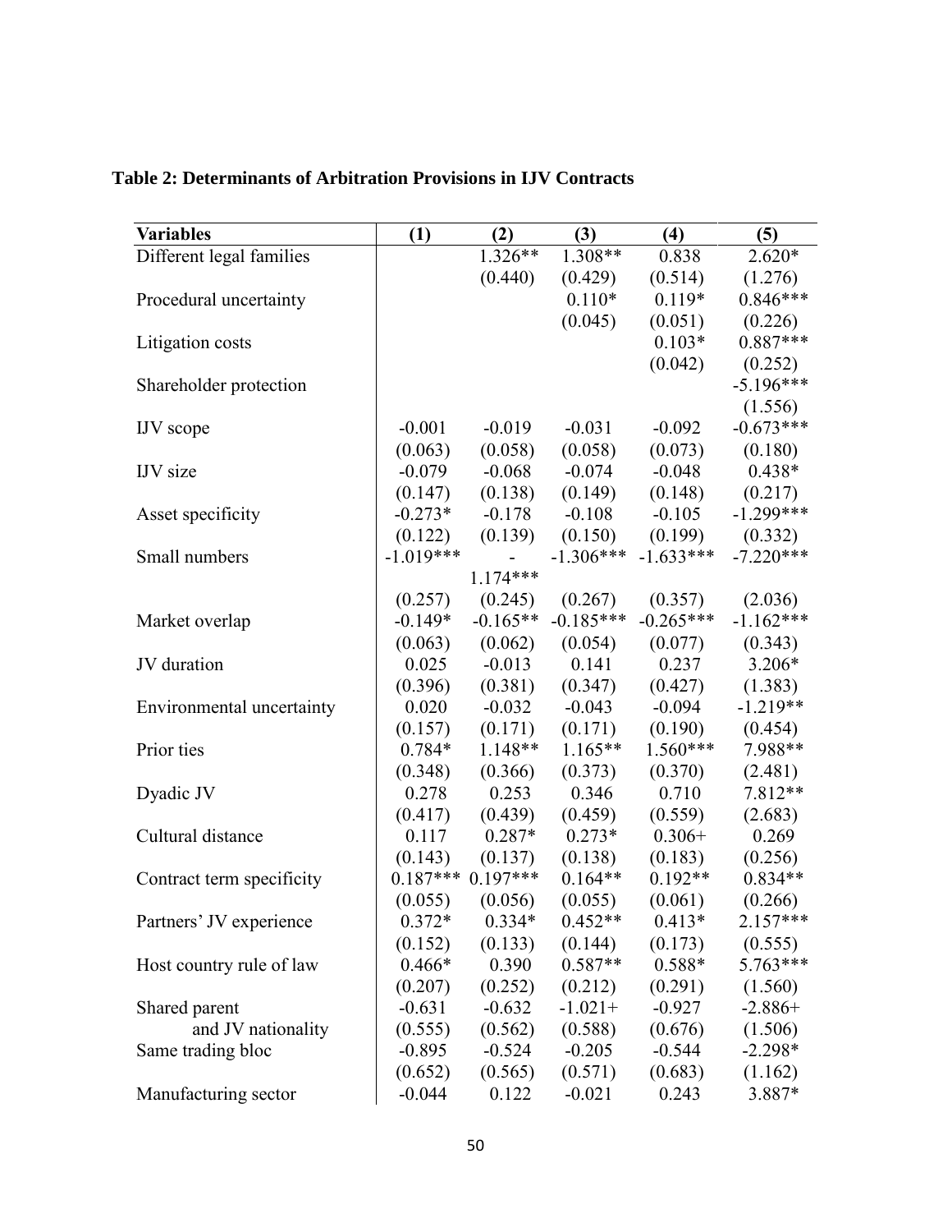**Table 2: Determinants of Arbitration Provisions in IJV Contracts**

| Variables | (1) | (2) | (3) | (4) | (5) |
|---|---|---|---|---|---|
| Different legal families | | 1.326** | 1.308** | 0.838 | 2.620* |
| | | (0.440) | (0.429) | (0.514) | (1.276) |
| Procedural uncertainty | | | 0.110* | 0.119* | 0.846*** |
| | | | (0.045) | (0.051) | (0.226) |
| Litigation costs | | | | 0.103* | 0.887*** |
| | | | | (0.042) | (0.252) |
| Shareholder protection | | | | | -5.196*** |
| | | | | | (1.556) |
| IJV scope | -0.001 | -0.019 | -0.031 | -0.092 | -0.673*** |
| | (0.063) | (0.058) | (0.058) | (0.073) | (0.180) |
| IJV size | -0.079 | -0.068 | -0.074 | -0.048 | 0.438* |
| | (0.147) | (0.138) | (0.149) | (0.148) | (0.217) |
| Asset specificity | -0.273* | -0.178 | -0.108 | -0.105 | -1.299*** |
| | (0.122) | (0.139) | (0.150) | (0.199) | (0.332) |
| Small numbers | -1.019*** | -1.174*** | -1.306*** | -1.633*** | -7.220*** |
| | (0.257) | (0.245) | (0.267) | (0.357) | (2.036) |
| Market overlap | -0.149* | -0.165** | -0.185*** | -0.265*** | -1.162*** |
| | (0.063) | (0.062) | (0.054) | (0.077) | (0.343) |
| JV duration | 0.025 | -0.013 | 0.141 | 0.237 | 3.206* |
| | (0.396) | (0.381) | (0.347) | (0.427) | (1.383) |
| Environmental uncertainty | 0.020 | -0.032 | -0.043 | -0.094 | -1.219** |
| | (0.157) | (0.171) | (0.171) | (0.190) | (0.454) |
| Prior ties | 0.784* | 1.148** | 1.165** | 1.560*** | 7.988** |
| | (0.348) | (0.366) | (0.373) | (0.370) | (2.481) |
| Dyadic JV | 0.278 | 0.253 | 0.346 | 0.710 | 7.812** |
| | (0.417) | (0.439) | (0.459) | (0.559) | (2.683) |
| Cultural distance | 0.117 | 0.287* | 0.273* | 0.306+ | 0.269 |
| | (0.143) | (0.137) | (0.138) | (0.183) | (0.256) |
| Contract term specificity | 0.187*** | 0.197*** | 0.164** | 0.192** | 0.834** |
| | (0.055) | (0.056) | (0.055) | (0.061) | (0.266) |
| Partners' JV experience | 0.372* | 0.334* | 0.452** | 0.413* | 2.157*** |
| | (0.152) | (0.133) | (0.144) | (0.173) | (0.555) |
| Host country rule of law | 0.466* | 0.390 | 0.587** | 0.588* | 5.763*** |
| | (0.207) | (0.252) | (0.212) | (0.291) | (1.560) |
| Shared parent and JV nationality | -0.631 | -0.632 | -1.021+ | -0.927 | -2.886+ |
| | (0.555) | (0.562) | (0.588) | (0.676) | (1.506) |
| Same trading bloc | -0.895 | -0.524 | -0.205 | -0.544 | -2.298* |
| | (0.652) | (0.565) | (0.571) | (0.683) | (1.162) |
| Manufacturing sector | -0.044 | 0.122 | -0.021 | 0.243 | 3.887* |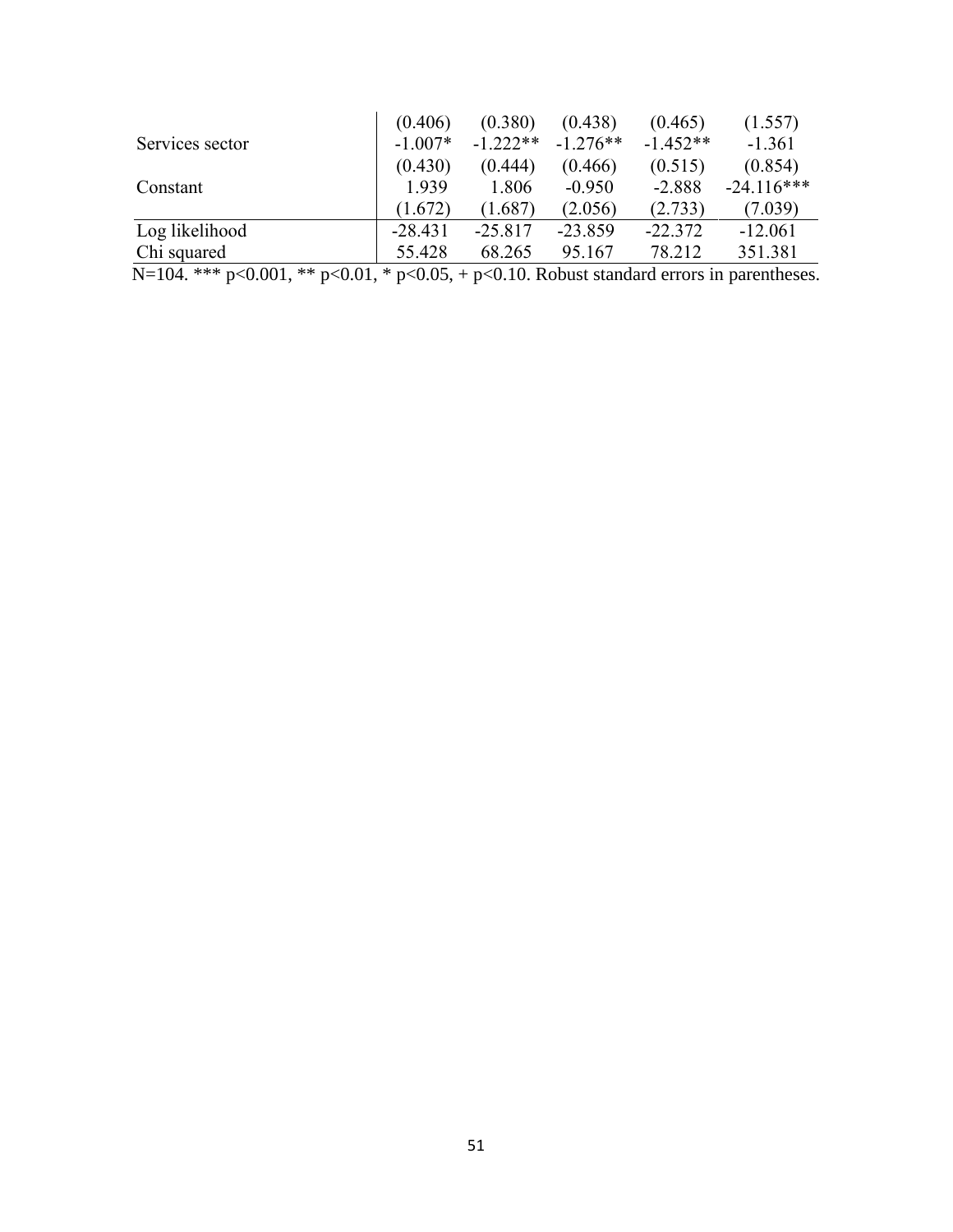| | | | | | |
|---|---|---|---|---|---|
| | (0.406) | (0.380) | (0.438) | (0.465) | (1.557) |
| Services sector | -1.007* | -1.222** | -1.276** | -1.452** | -1.361 |
| | (0.430) | (0.444) | (0.466) | (0.515) | (0.854) |
| Constant | 1.939 | 1.806 | -0.950 | -2.888 | -24.116*** |
| | (1.672) | (1.687) | (2.056) | (2.733) | (7.039) |
| Log likelihood | -28.431 | -25.817 | -23.859 | -22.372 | -12.061 |
| Chi squared | 55.428 | 68.265 | 95.167 | 78.212 | 351.381 |

N=104. *** $p<0.001$, ** $p<0.01$, * $p<0.05$, + $p<0.10$. Robust standard errors in parentheses.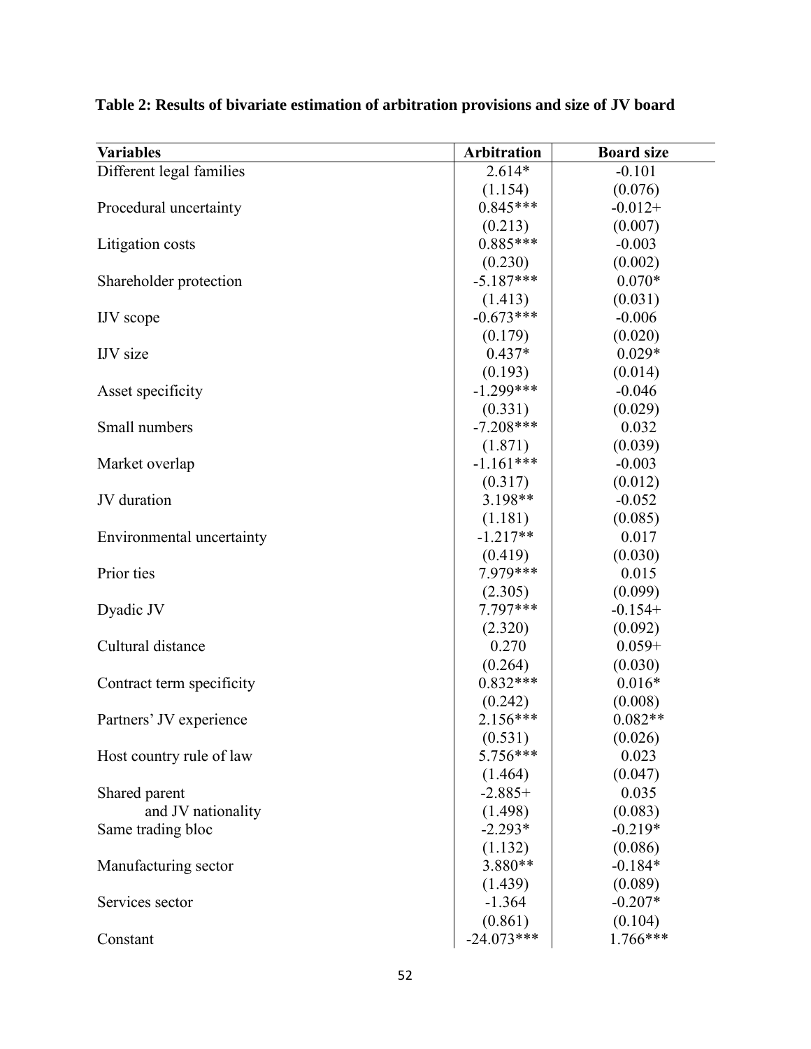**Table 2: Results of bivariate estimation of arbitration provisions and size of JV board**

| Variables | Arbitration | Board size |
|---|---|---|
| Different legal families | 2.614* | -0.101 |
| | (1.154) | (0.076) |
| Procedural uncertainty | 0.845*** | -0.012+ |
| | (0.213) | (0.007) |
| Litigation costs | 0.885*** | -0.003 |
| | (0.230) | (0.002) |
| Shareholder protection | -5.187*** | 0.070* |
| | (1.413) | (0.031) |
| IJV scope | -0.673*** | -0.006 |
| | (0.179) | (0.020) |
| IJV size | 0.437* | 0.029* |
| | (0.193) | (0.014) |
| Asset specificity | -1.299*** | -0.046 |
| | (0.331) | (0.029) |
| Small numbers | -7.208*** | 0.032 |
| | (1.871) | (0.039) |
| Market overlap | -1.161*** | -0.003 |
| | (0.317) | (0.012) |
| JV duration | 3.198** | -0.052 |
| | (1.181) | (0.085) |
| Environmental uncertainty | -1.217** | 0.017 |
| | (0.419) | (0.030) |
| Prior ties | 7.979*** | 0.015 |
| | (2.305) | (0.099) |
| Dyadic JV | 7.797*** | -0.154+ |
| | (2.320) | (0.092) |
| Cultural distance | 0.270 | 0.059+ |
| | (0.264) | (0.030) |
| Contract term specificity | 0.832*** | 0.016* |
| | (0.242) | (0.008) |
| Partners' JV experience | 2.156*** | 0.082** |
| | (0.531) | (0.026) |
| Host country rule of law | 5.756*** | 0.023 |
| | (1.464) | (0.047) |
| Shared parent and JV nationality | -2.885+ | 0.035 |
| | (1.498) | (0.083) |
| Same trading bloc | -2.293* | -0.219* |
| | (1.132) | (0.086) |
| Manufacturing sector | 3.880** | -0.184* |
| | (1.439) | (0.089) |
| Services sector | -1.364 | -0.207* |
| | (0.861) | (0.104) |
| Constant | -24.073*** | 1.766*** |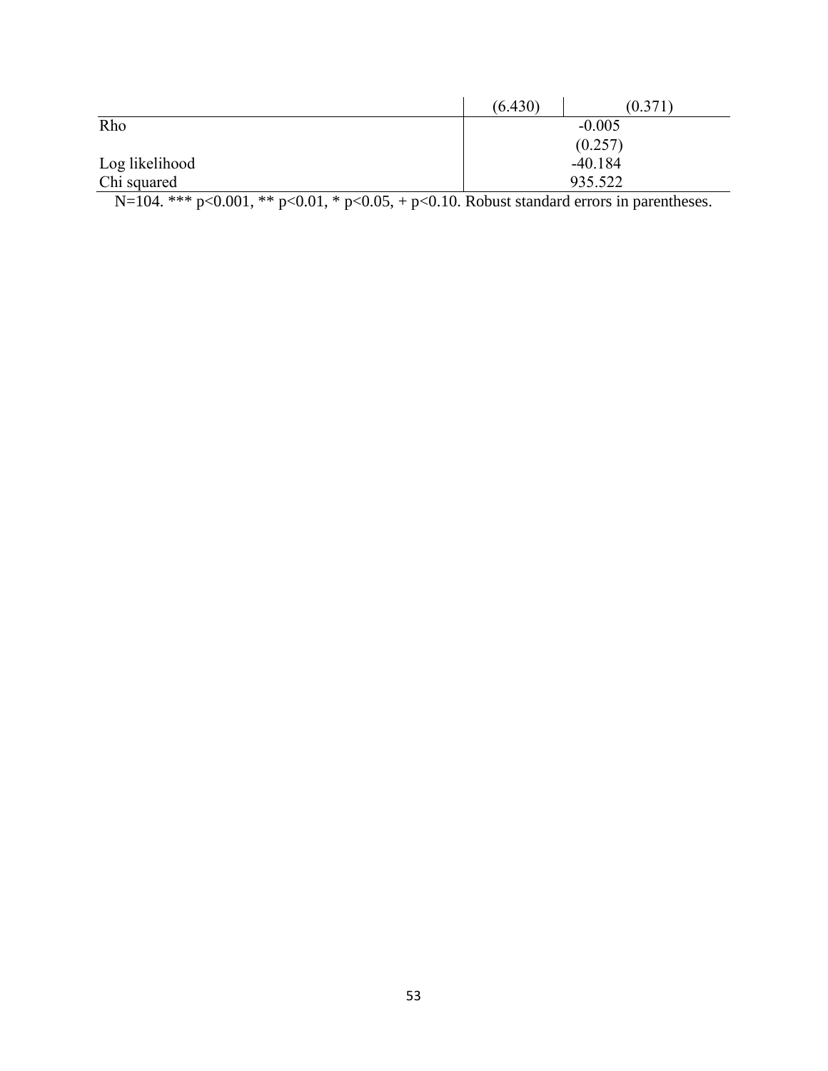| | | |
|---|---|---|
| | (6.430) | (0.371) |
| Rho | -0.005 | |
| | (0.257) | |
| Log likelihood | -40.184 | |
| Chi squared | 935.522 | |

N=104. *** p<0.001, ** p<0.01, * p<0.05, + p<0.10. Robust standard errors in parentheses.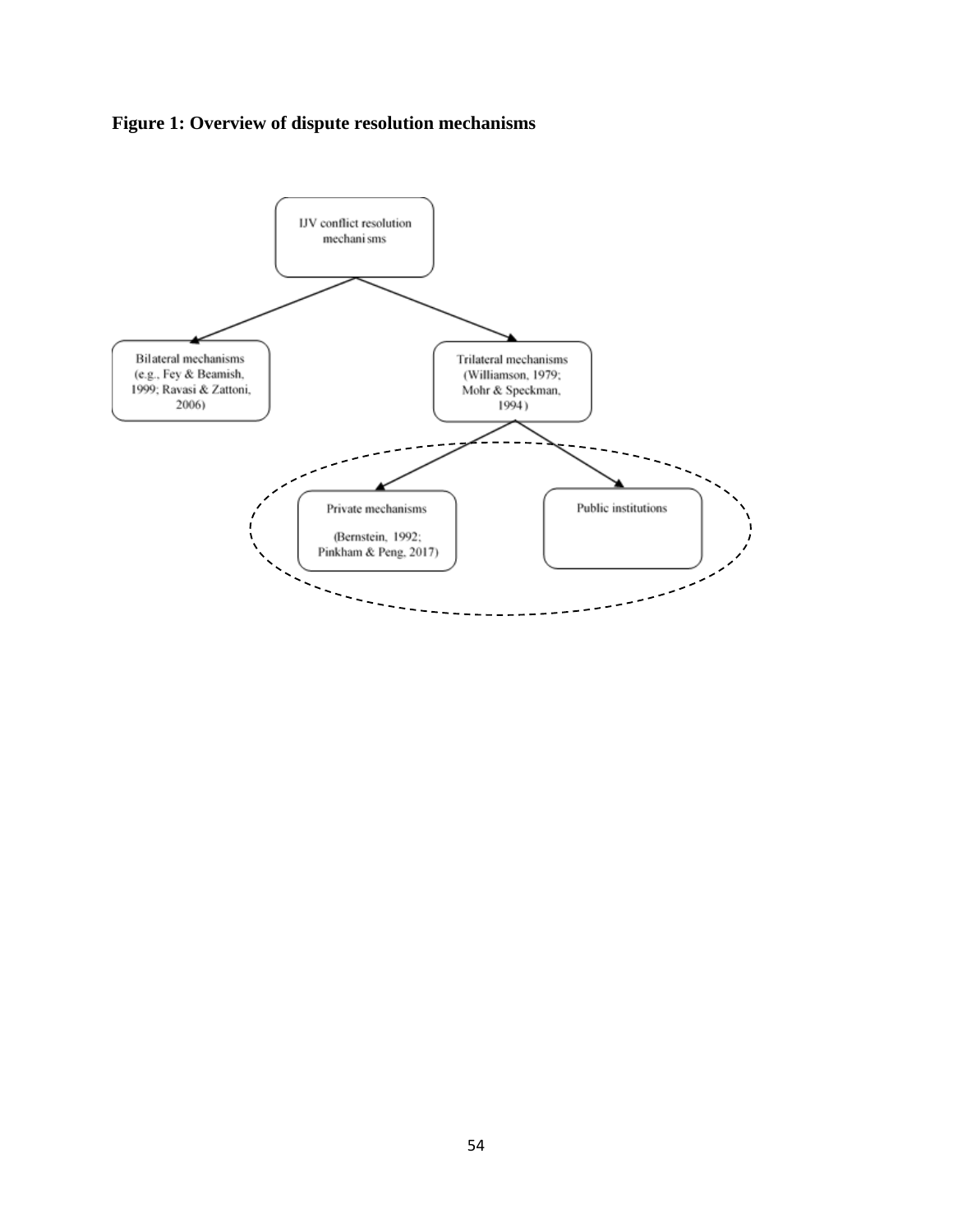**Figure 1: Overview of dispute resolution mechanisms**

IJV conflict resolution mechanisms

Bilateral mechanisms (e.g., Fey & Beamish, 1999; Ravasi & Zattoni, 2006)

Trilateral mechanisms (Williamson, 1979; Mohr & Speckman, 1994)

Private mechanisms

(Bernstein, 1992; Pinkham & Peng, 2017)

Public institutions